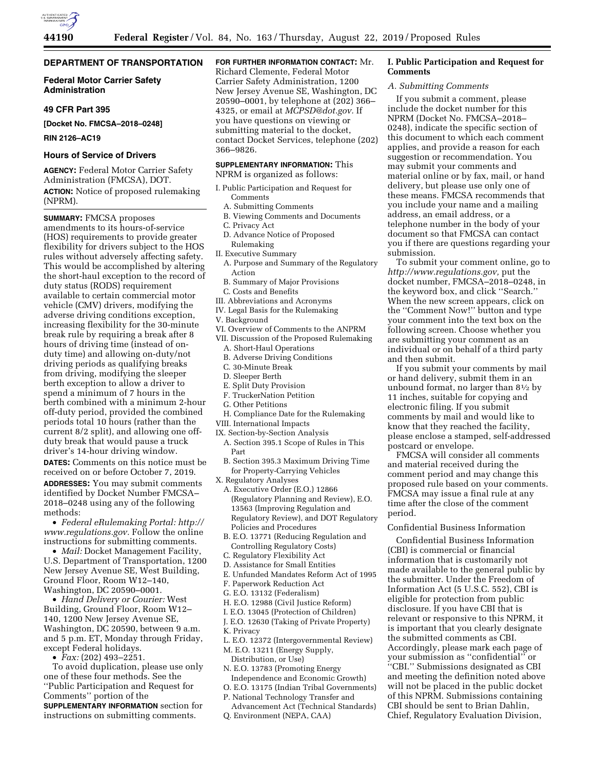## DEPARTMENT OF TRANSPORTATION

### Federal Motor Carrier Safety Administration

### 49 CFR Part 395

**[Docket No. FMCSA–2018–0248]**

**RIN 2126–AC19**

### Hours of Service of Drivers

**AGENCY:** Federal Motor Carrier Safety Administration (FMCSA), DOT.

**ACTION:** Notice of proposed rulemaking (NPRM).

**SUMMARY:** FMCSA proposes amendments to its hours-of-service (HOS) requirements to provide greater flexibility for drivers subject to the HOS rules without adversely affecting safety. This would be accomplished by altering the short-haul exception to the record of duty status (RODS) requirement available to certain commercial motor vehicle (CMV) drivers, modifying the adverse driving conditions exception, increasing flexibility for the 30-minute break rule by requiring a break after 8 hours of driving time (instead of on-duty time) and allowing on-duty/not driving periods as qualifying breaks from driving, modifying the sleeper berth exception to allow a driver to spend a minimum of 7 hours in the berth combined with a minimum 2-hour off-duty period, provided the combined periods total 10 hours (rather than the current 8/2 split), and allowing one off-duty break that would pause a truck driver's 14-hour driving window.

**DATES:** Comments on this notice must be received on or before October 7, 2019.

**ADDRESSES:** You may submit comments identified by Docket Number FMCSA–2018–0248 using any of the following methods:

- *Federal eRulemaking Portal: http://www.regulations.gov.* Follow the online instructions for submitting comments.
- *Mail:* Docket Management Facility, U.S. Department of Transportation, 1200 New Jersey Avenue SE, West Building, Ground Floor, Room W12–140, Washington, DC 20590–0001.
- *Hand Delivery or Courier:* West Building, Ground Floor, Room W12–140, 1200 New Jersey Avenue SE, Washington, DC 20590, between 9 a.m. and 5 p.m. ET, Monday through Friday, except Federal holidays.
- *Fax:* (202) 493–2251.

To avoid duplication, please use only one of these four methods. See the ''Public Participation and Request for Comments'' portion of the **SUPPLEMENTARY INFORMATION** section for instructions on submitting comments.

**FOR FURTHER INFORMATION CONTACT:** Mr. Richard Clemente, Federal Motor Carrier Safety Administration, 1200 New Jersey Avenue SE, Washington, DC 20590–0001, by telephone at (202) 366–4325, or email at *MCPSD@dot.gov.* If you have questions on viewing or submitting material to the docket, contact Docket Services, telephone (202) 366–9826.

**SUPPLEMENTARY INFORMATION:** This NPRM is organized as follows:

- I. Public Participation and Request for Comments
  - A. Submitting Comments
  - B. Viewing Comments and Documents
  - C. Privacy Act
  - D. Advance Notice of Proposed Rulemaking
- II. Executive Summary
  - A. Purpose and Summary of the Regulatory Action
  - B. Summary of Major Provisions
  - C. Costs and Benefits
- III. Abbreviations and Acronyms
- IV. Legal Basis for the Rulemaking
- V. Background
- VI. Overview of Comments to the ANPRM
- VII. Discussion of the Proposed Rulemaking
  - A. Short-Haul Operations
  - B. Adverse Driving Conditions
  - C. 30-Minute Break
  - D. Sleeper Berth
  - E. Split Duty Provision
  - F. TruckerNation Petition
  - G. Other Petitions
  - H. Compliance Date for the Rulemaking
- VIII. International Impacts
- IX. Section-by-Section Analysis
  - A. Section 395.1 Scope of Rules in This Part
  - B. Section 395.3 Maximum Driving Time for Property-Carrying Vehicles
- X. Regulatory Analyses
  - A. Executive Order (E.O.) 12866 (Regulatory Planning and Review), E.O. 13563 (Improving Regulation and Regulatory Review), and DOT Regulatory Policies and Procedures
  - B. E.O. 13771 (Reducing Regulation and Controlling Regulatory Costs)
  - C. Regulatory Flexibility Act
  - D. Assistance for Small Entities
  - E. Unfunded Mandates Reform Act of 1995
  - F. Paperwork Reduction Act
  - G. E.O. 13132 (Federalism)
  - H. E.O. 12988 (Civil Justice Reform)
  - I. E.O. 13045 (Protection of Children)
  - J. E.O. 12630 (Taking of Private Property)
  - K. Privacy
  - L. E.O. 12372 (Intergovernmental Review)
  - M. E.O. 13211 (Energy Supply, Distribution, or Use)
  - N. E.O. 13783 (Promoting Energy Independence and Economic Growth)
  - O. E.O. 13175 (Indian Tribal Governments)
  - P. National Technology Transfer and Advancement Act (Technical Standards)
  - Q. Environment (NEPA, CAA)

## I. Public Participation and Request for Comments

### A. Submitting Comments

If you submit a comment, please include the docket number for this NPRM (Docket No. FMCSA–2018–0248), indicate the specific section of this document to which each comment applies, and provide a reason for each suggestion or recommendation. You may submit your comments and material online or by fax, mail, or hand delivery, but please use only one of these means. FMCSA recommends that you include your name and a mailing address, an email address, or a telephone number in the body of your document so that FMCSA can contact you if there are questions regarding your submission.

To submit your comment online, go to *http://www.regulations.gov,* put the docket number, FMCSA–2018–0248, in the keyword box, and click ''Search.'' When the new screen appears, click on the ''Comment Now!'' button and type your comment into the text box on the following screen. Choose whether you are submitting your comment as an individual or on behalf of a third party and then submit.

If you submit your comments by mail or hand delivery, submit them in an unbound format, no larger than 8½ by 11 inches, suitable for copying and electronic filing. If you submit comments by mail and would like to know that they reached the facility, please enclose a stamped, self-addressed postcard or envelope.

FMCSA will consider all comments and material received during the comment period and may change this proposed rule based on your comments. FMCSA may issue a final rule at any time after the close of the comment period.

Confidential Business Information

Confidential Business Information (CBI) is commercial or financial information that is customarily not made available to the general public by the submitter. Under the Freedom of Information Act (5 U.S.C. 552), CBI is eligible for protection from public disclosure. If you have CBI that is relevant or responsive to this NPRM, it is important that you clearly designate the submitted comments as CBI. Accordingly, please mark each page of your submission as ''confidential'' or ''CBI.'' Submissions designated as CBI and meeting the definition noted above will not be placed in the public docket of this NPRM. Submissions containing CBI should be sent to Brian Dahlin, Chief, Regulatory Evaluation Division,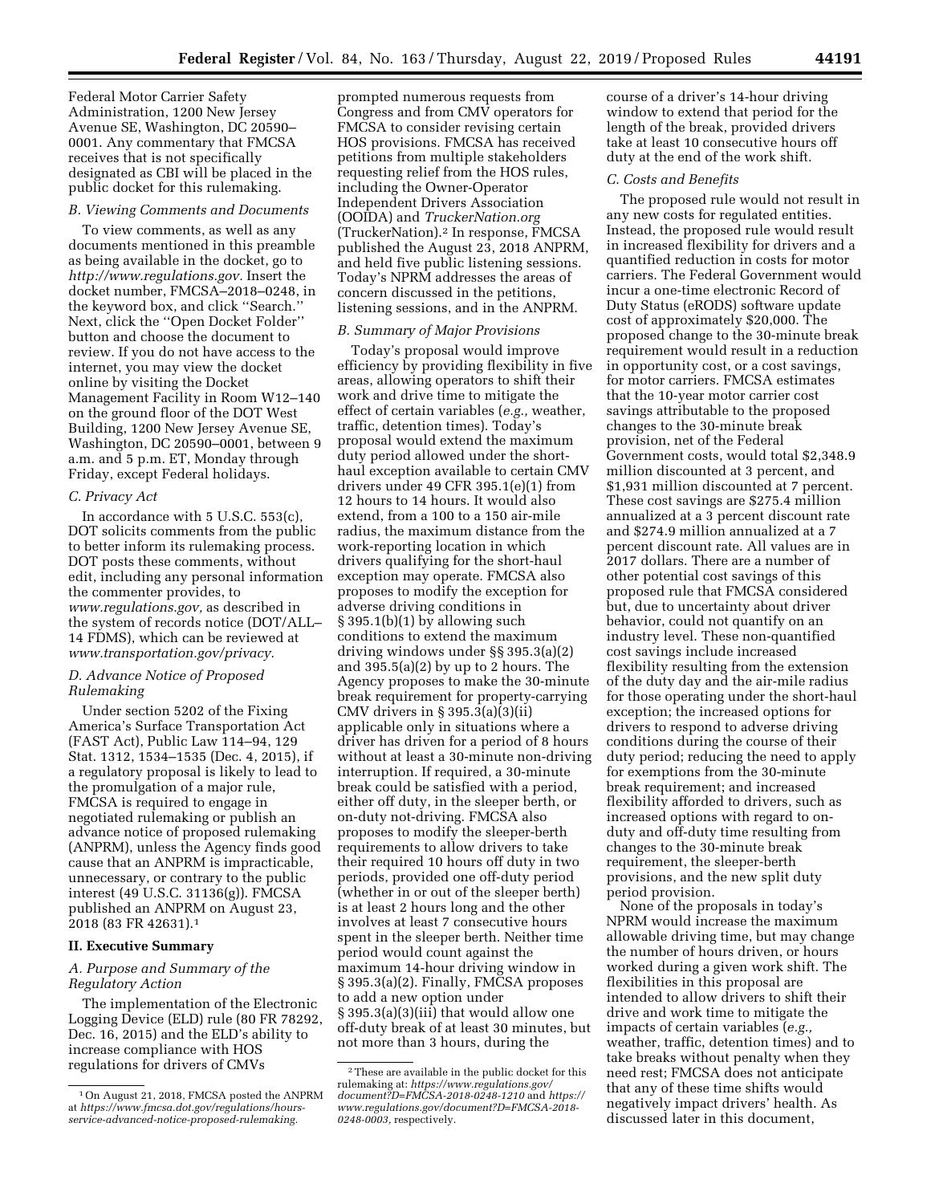Federal Motor Carrier Safety Administration, 1200 New Jersey Avenue SE, Washington, DC 20590–0001. Any commentary that FMCSA receives that is not specifically designated as CBI will be placed in the public docket for this rulemaking.

### B. Viewing Comments and Documents

To view comments, as well as any documents mentioned in this preamble as being available in the docket, go to *http://www.regulations.gov.* Insert the docket number, FMCSA–2018–0248, in the keyword box, and click ''Search.'' Next, click the ''Open Docket Folder'' button and choose the document to review. If you do not have access to the internet, you may view the docket online by visiting the Docket Management Facility in Room W12–140 on the ground floor of the DOT West Building, 1200 New Jersey Avenue SE, Washington, DC 20590–0001, between 9 a.m. and 5 p.m. ET, Monday through Friday, except Federal holidays.

### C. Privacy Act

In accordance with 5 U.S.C. 553(c), DOT solicits comments from the public to better inform its rulemaking process. DOT posts these comments, without edit, including any personal information the commenter provides, to *www.regulations.gov,* as described in the system of records notice (DOT/ALL–14 FDMS), which can be reviewed at *www.transportation.gov/privacy.*

### D. Advance Notice of Proposed Rulemaking

Under section 5202 of the Fixing America's Surface Transportation Act (FAST Act), Public Law 114–94, 129 Stat. 1312, 1534–1535 (Dec. 4, 2015), if a regulatory proposal is likely to lead to the promulgation of a major rule, FMCSA is required to engage in negotiated rulemaking or publish an advance notice of proposed rulemaking (ANPRM), unless the Agency finds good cause that an ANPRM is impracticable, unnecessary, or contrary to the public interest (49 U.S.C. 31136(g)). FMCSA published an ANPRM on August 23, 2018 (83 FR 42631).[1]

## II. Executive Summary

### A. Purpose and Summary of the Regulatory Action

The implementation of the Electronic Logging Device (ELD) rule (80 FR 78292, Dec. 16, 2015) and the ELD's ability to increase compliance with HOS regulations for drivers of CMVs prompted numerous requests from Congress and from CMV operators for FMCSA to consider revising certain HOS provisions. FMCSA has received petitions from multiple stakeholders requesting relief from the HOS rules, including the Owner-Operator Independent Drivers Association (OOIDA) and *TruckerNation.org* (TruckerNation).[2] In response, FMCSA published the August 23, 2018 ANPRM, and held five public listening sessions. Today's NPRM addresses the areas of concern discussed in the petitions, listening sessions, and in the ANPRM.

### B. Summary of Major Provisions

Today's proposal would improve efficiency by providing flexibility in five areas, allowing operators to shift their work and drive time to mitigate the effect of certain variables (*e.g.,* weather, traffic, detention times). Today's proposal would extend the maximum duty period allowed under the short-haul exception available to certain CMV drivers under 49 CFR 395.1(e)(1) from 12 hours to 14 hours. It would also extend, from a 100 to a 150 air-mile radius, the maximum distance from the work-reporting location in which drivers qualifying for the short-haul exception may operate. FMCSA also proposes to modify the exception for adverse driving conditions in § 395.1(b)(1) by allowing such conditions to extend the maximum driving windows under §§ 395.3(a)(2) and 395.5(a)(2) by up to 2 hours. The Agency proposes to make the 30-minute break requirement for property-carrying CMV drivers in § 395.3(a)(3)(ii) applicable only in situations where a driver has driven for a period of 8 hours without at least a 30-minute non-driving interruption. If required, a 30-minute break could be satisfied with a period, either off duty, in the sleeper berth, or on-duty not-driving. FMCSA also proposes to modify the sleeper-berth requirements to allow drivers to take their required 10 hours off duty in two periods, provided one off-duty period (whether in or out of the sleeper berth) is at least 2 hours long and the other involves at least 7 consecutive hours spent in the sleeper berth. Neither time period would count against the maximum 14-hour driving window in § 395.3(a)(2). Finally, FMCSA proposes to add a new option under § 395.3(a)(3)(iii) that would allow one off-duty break of at least 30 minutes, but not more than 3 hours, during the course of a driver's 14-hour driving window to extend that period for the length of the break, provided drivers take at least 10 consecutive hours off duty at the end of the work shift.

### C. Costs and Benefits

The proposed rule would not result in any new costs for regulated entities. Instead, the proposed rule would result in increased flexibility for drivers and a quantified reduction in costs for motor carriers. The Federal Government would incur a one-time electronic Record of Duty Status (eRODS) software update cost of approximately $20,000. The proposed change to the 30-minute break requirement would result in a reduction in opportunity cost, or a cost savings, for motor carriers. FMCSA estimates that the 10-year motor carrier cost savings attributable to the proposed changes to the 30-minute break provision, net of the Federal Government costs, would total $2,348.9 million discounted at 3 percent, and $1,931 million discounted at 7 percent. These cost savings are $275.4 million annualized at a 3 percent discount rate and $274.9 million annualized at a 7 percent discount rate. All values are in 2017 dollars. There are a number of other potential cost savings of this proposed rule that FMCSA considered but, due to uncertainty about driver behavior, could not quantify on an industry level. These non-quantified cost savings include increased flexibility resulting from the extension of the duty day and the air-mile radius for those operating under the short-haul exception; the increased options for drivers to respond to adverse driving conditions during the course of their duty period; reducing the need to apply for exemptions from the 30-minute break requirement; and increased flexibility afforded to drivers, such as increased options with regard to on-duty and off-duty time resulting from changes to the 30-minute break requirement, the sleeper-berth provisions, and the new split duty period provision.

None of the proposals in today's NPRM would increase the maximum allowable driving time, but may change the number of hours driven, or hours worked during a given work shift. The flexibilities in this proposal are intended to allow drivers to shift their drive and work time to mitigate the impacts of certain variables (*e.g.,* weather, traffic, detention times) and to take breaks without penalty when they need rest; FMCSA does not anticipate that any of these time shifts would negatively impact drivers' health. As discussed later in this document,

---

[1] On August 21, 2018, FMCSA posted the ANPRM at *https://www.fmcsa.dot.gov/regulations/hours-service-advanced-notice-proposed-rulemaking.*

[2] These are available in the public docket for this rulemaking at: *https://www.regulations.gov/document?D=FMCSA-2018-0248-1210* and *https://www.regulations.gov/document?D=FMCSA-2018-0248-0003,* respectively.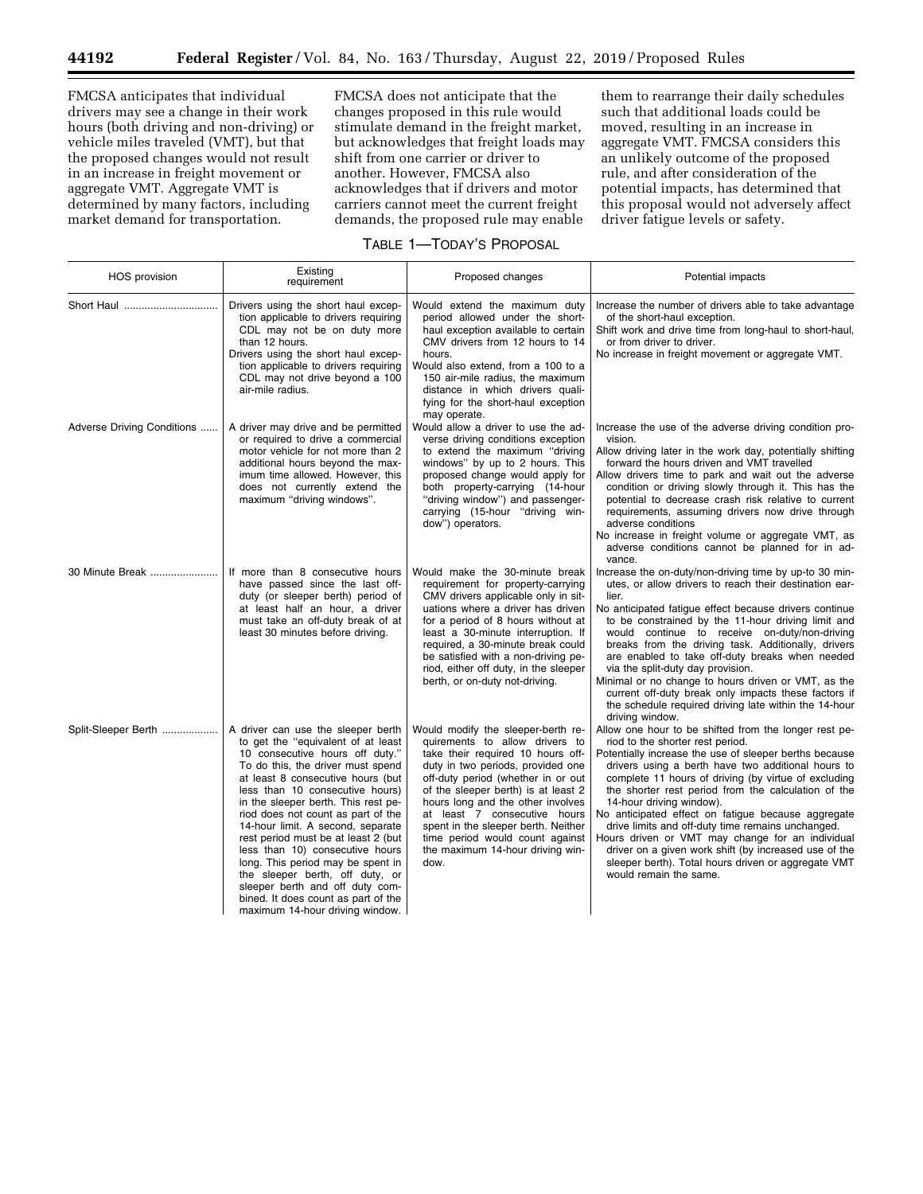FMCSA anticipates that individual drivers may see a change in their work hours (both driving and non-driving) or vehicle miles traveled (VMT), but that the proposed changes would not result in an increase in freight movement or aggregate VMT. Aggregate VMT is determined by many factors, including market demand for transportation. FMCSA does not anticipate that the changes proposed in this rule would stimulate demand in the freight market, but acknowledges that freight loads may shift from one carrier or driver to another. However, FMCSA also acknowledges that if drivers and motor carriers cannot meet the current freight demands, the proposed rule may enable them to rearrange their daily schedules such that additional loads could be moved, resulting in an increase in aggregate VMT. FMCSA considers this an unlikely outcome of the proposed rule, and after consideration of the potential impacts, has determined that this proposal would not adversely affect driver fatigue levels or safety.

TABLE 1—TODAY'S PROPOSAL

| HOS provision | Existing requirement | Proposed changes | Potential impacts |
| --- | --- | --- | --- |
| Short Haul | Drivers using the short haul exception applicable to drivers requiring CDL may not be on duty more than 12 hours.<br>Drivers using the short haul exception applicable to drivers requiring CDL may not drive beyond a 100 air-mile radius. | Would extend the maximum duty period allowed under the short-haul exception available to certain CMV drivers from 12 hours to 14 hours.<br>Would also extend, from a 100 to a 150 air-mile radius, the maximum distance in which drivers qualifying for the short-haul exception may operate. | Increase the number of drivers able to take advantage of the short-haul exception.<br>Shift work and drive time from long-haul to short-haul, or from driver to driver.<br>No increase in freight movement or aggregate VMT. |
| Adverse Driving Conditions | A driver may drive and be permitted or required to drive a commercial motor vehicle for not more than 2 additional hours beyond the maximum time allowed. However, this does not currently extend the maximum "driving windows". | Would allow a driver to use the adverse driving conditions exception to extend the maximum "driving windows" by up to 2 hours. This proposed change would apply for both property-carrying (14-hour "driving window") and passenger-carrying (15-hour "driving window") operators. | Increase the use of the adverse driving condition provision.<br>Allow driving later in the work day, potentially shifting forward the hours driven and VMT travelled<br>Allow drivers time to park and wait out the adverse condition or driving slowly through it. This has the potential to decrease crash risk relative to current requirements, assuming drivers now drive through adverse conditions<br>No increase in freight volume or aggregate VMT, as adverse conditions cannot be planned for in advance. |
| 30 Minute Break | If more than 8 consecutive hours have passed since the last off-duty (or sleeper berth) period of at least half an hour, a driver must take an off-duty break of at least 30 minutes before driving. | Would make the 30-minute break requirement for property-carrying CMV drivers applicable only in situations where a driver has driven for a period of 8 hours without at least a 30-minute interruption. If required, a 30-minute break could be satisfied with a non-driving period, either off duty, in the sleeper berth, or on-duty not-driving. | Increase the on-duty/non-driving time by up-to 30 minutes, or allow drivers to reach their destination earlier.<br>No anticipated fatigue effect because drivers continue to be constrained by the 11-hour driving limit and would continue to receive on-duty/non-driving breaks from the driving task. Additionally, drivers are enabled to take off-duty breaks when needed via the split-duty day provision.<br>Minimal or no change to hours driven or VMT, as the current off-duty break only impacts these factors if the schedule required driving late within the 14-hour driving window. |
| Split-Sleeper Berth | A driver can use the sleeper berth to get the "equivalent of at least 10 consecutive hours off duty." To do this, the driver must spend at least 8 consecutive hours (but less than 10 consecutive hours) in the sleeper berth. This rest period does not count as part of the 14-hour limit. A second, separate rest period must be at least 2 (but less than 10) consecutive hours long. This period may be spent in the sleeper berth, off duty, or sleeper berth and off duty combined. It does count as part of the maximum 14-hour driving window. | Would modify the sleeper-berth requirements to allow drivers to take their required 10 hours off-duty in two periods, provided one off-duty period (whether in or out of the sleeper berth) is at least 2 hours long and the other involves at least 7 consecutive hours spent in the sleeper berth. Neither time period would count against the maximum 14-hour driving window. | Allow one hour to be shifted from the longer rest period to the shorter rest period.<br>Potentially increase the use of sleeper berths because drivers using a berth have two additional hours to complete 11 hours of driving (by virtue of excluding the shorter rest period from the calculation of the 14-hour driving window).<br>No anticipated effect on fatigue because aggregate drive limits and off-duty time remains unchanged.<br>Hours driven or VMT may change for an individual driver on a given work shift (by increased use of the sleeper berth). Total hours driven or aggregate VMT would remain the same. |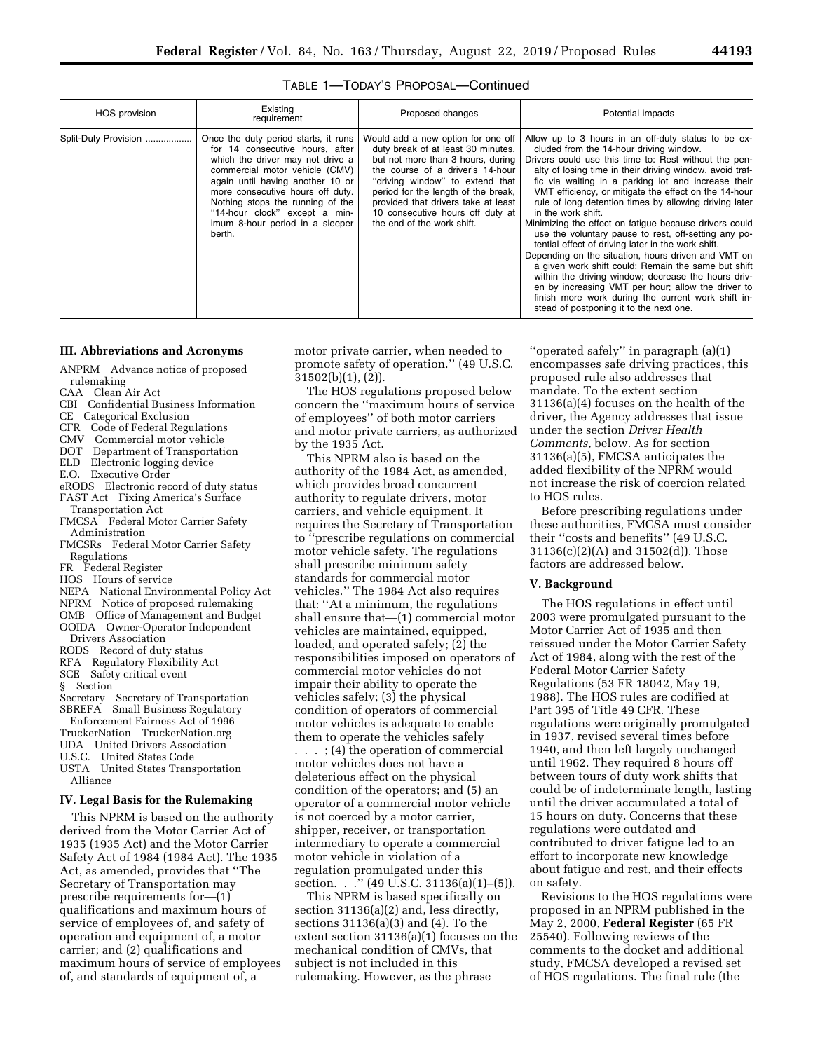TABLE 1—TODAY'S PROPOSAL—Continued

| HOS provision | Existing requirement | Proposed changes | Potential impacts |
| --- | --- | --- | --- |
| Split-Duty Provision | Once the duty period starts, it runs for 14 consecutive hours, after which the driver may not drive a commercial motor vehicle (CMV) again until having another 10 or more consecutive hours off duty. Nothing stops the running of the "14-hour clock" except a minimum 8-hour period in a sleeper berth. | Would add a new option for one off duty break of at least 30 minutes, but not more than 3 hours, during the course of a driver's 14-hour "driving window" to extend that period for the length of the break, provided that drivers take at least 10 consecutive hours off duty at the end of the work shift. | Allow up to 3 hours in an off-duty status to be excluded from the 14-hour driving window. Drivers could use this time to: Rest without the penalty of losing time in their driving window, avoid traffic via waiting in a parking lot and increase their VMT efficiency, or mitigate the effect on the 14-hour rule of long detention times by allowing driving later in the work shift. Minimizing the effect on fatigue because drivers could use the voluntary pause to rest, off-setting any potential effect of driving later in the work shift. Depending on the situation, hours driven and VMT on a given work shift could: Remain the same but shift within the driving window; decrease the hours driven by increasing VMT per hour; allow the driver to finish more work during the current work shift instead of postponing it to the next one. |

## III. Abbreviations and Acronyms

ANPRM Advance notice of proposed rulemaking
CAA Clean Air Act
CBI Confidential Business Information
CE Categorical Exclusion
CFR Code of Federal Regulations
CMV Commercial motor vehicle
DOT Department of Transportation
ELD Electronic logging device
E.O. Executive Order
eRODS Electronic record of duty status
FAST Act Fixing America's Surface Transportation Act
FMCSA Federal Motor Carrier Safety Administration
FMCSRs Federal Motor Carrier Safety Regulations
FR Federal Register
HOS Hours of service
NEPA National Environmental Policy Act
NPRM Notice of proposed rulemaking
OMB Office of Management and Budget
OOIDA Owner-Operator Independent Drivers Association
RODS Record of duty status
RFA Regulatory Flexibility Act
SCE Safety critical event
§ Section
Secretary Secretary of Transportation
SBREFA Small Business Regulatory Enforcement Fairness Act of 1996
TruckerNation TruckerNation.org
UDA United Drivers Association
U.S.C. United States Code
USTA United States Transportation Alliance

## IV. Legal Basis for the Rulemaking

This NPRM is based on the authority derived from the Motor Carrier Act of 1935 (1935 Act) and the Motor Carrier Safety Act of 1984 (1984 Act). The 1935 Act, as amended, provides that "The Secretary of Transportation may prescribe requirements for—(1) qualifications and maximum hours of service of employees of, and safety of operation and equipment of, a motor carrier; and (2) qualifications and maximum hours of service of employees of, and standards of equipment of, a motor private carrier, when needed to promote safety of operation." (49 U.S.C. 31502(b)(1), (2)).

The HOS regulations proposed below concern the "maximum hours of service of employees" of both motor carriers and motor private carriers, as authorized by the 1935 Act.

This NPRM also is based on the authority of the 1984 Act, as amended, which provides broad concurrent authority to regulate drivers, motor carriers, and vehicle equipment. It requires the Secretary of Transportation to "prescribe regulations on commercial motor vehicle safety. The regulations shall prescribe minimum safety standards for commercial motor vehicles." The 1984 Act also requires that: "At a minimum, the regulations shall ensure that—(1) commercial motor vehicles are maintained, equipped, loaded, and operated safely; (2) the responsibilities imposed on operators of commercial motor vehicles do not impair their ability to operate the vehicles safely; (3) the physical condition of operators of commercial motor vehicles is adequate to enable them to operate the vehicles safely . . . ; (4) the operation of commercial motor vehicles does not have a deleterious effect on the physical condition of the operators; and (5) an operator of a commercial motor vehicle is not coerced by a motor carrier, shipper, receiver, or transportation intermediary to operate a commercial motor vehicle in violation of a regulation promulgated under this section. . ." (49 U.S.C. 31136(a)(1)–(5)).

This NPRM is based specifically on section 31136(a)(2) and, less directly, sections 31136(a)(3) and (4). To the extent section 31136(a)(1) focuses on the mechanical condition of CMVs, that subject is not included in this rulemaking. However, as the phrase "operated safely" in paragraph (a)(1) encompasses safe driving practices, this proposed rule also addresses that mandate. To the extent section 31136(a)(4) focuses on the health of the driver, the Agency addresses that issue under the section *Driver Health Comments,* below. As for section 31136(a)(5), FMCSA anticipates the added flexibility of the NPRM would not increase the risk of coercion related to HOS rules.

Before prescribing regulations under these authorities, FMCSA must consider their "costs and benefits" (49 U.S.C. 31136(c)(2)(A) and 31502(d)). Those factors are addressed below.

## V. Background

The HOS regulations in effect until 2003 were promulgated pursuant to the Motor Carrier Act of 1935 and then reissued under the Motor Carrier Safety Act of 1984, along with the rest of the Federal Motor Carrier Safety Regulations (53 FR 18042, May 19, 1988). The HOS rules are codified at Part 395 of Title 49 CFR. These regulations were originally promulgated in 1937, revised several times before 1940, and then left largely unchanged until 1962. They required 8 hours off between tours of duty work shifts that could be of indeterminate length, lasting until the driver accumulated a total of 15 hours on duty. Concerns that these regulations were outdated and contributed to driver fatigue led to an effort to incorporate new knowledge about fatigue and rest, and their effects on safety.

Revisions to the HOS regulations were proposed in an NPRM published in the May 2, 2000, **Federal Register** (65 FR 25540). Following reviews of the comments to the docket and additional study, FMCSA developed a revised set of HOS regulations. The final rule (the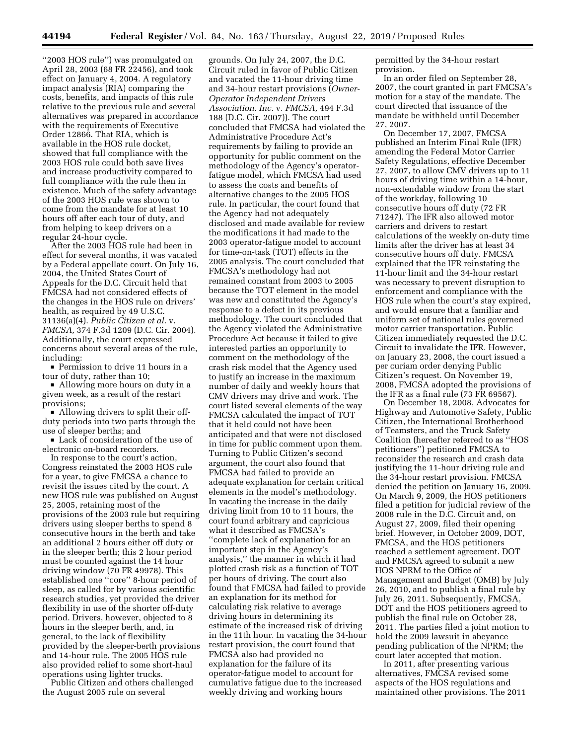''2003 HOS rule'') was promulgated on April 28, 2003 (68 FR 22456), and took effect on January 4, 2004. A regulatory impact analysis (RIA) comparing the costs, benefits, and impacts of this rule relative to the previous rule and several alternatives was prepared in accordance with the requirements of Executive Order 12866. That RIA, which is available in the HOS rule docket, showed that full compliance with the 2003 HOS rule could both save lives and increase productivity compared to full compliance with the rule then in existence. Much of the safety advantage of the 2003 HOS rule was shown to come from the mandate for at least 10 hours off after each tour of duty, and from helping to keep drivers on a regular 24-hour cycle.

After the 2003 HOS rule had been in effect for several months, it was vacated by a Federal appellate court. On July 16, 2004, the United States Court of Appeals for the D.C. Circuit held that FMCSA had not considered effects of the changes in the HOS rule on drivers' health, as required by 49 U.S.C. 31136(a)(4). *Public Citizen et al.* v. *FMCSA,* 374 F.3d 1209 (D.C. Cir. 2004). Additionally, the court expressed concerns about several areas of the rule, including:

- Permission to drive 11 hours in a tour of duty, rather than 10;
- Allowing more hours on duty in a given week, as a result of the restart provisions;
- Allowing drivers to split their off-duty periods into two parts through the use of sleeper berths; and
- Lack of consideration of the use of electronic on-board recorders.

In response to the court's action, Congress reinstated the 2003 HOS rule for a year, to give FMCSA a chance to revisit the issues cited by the court. A new HOS rule was published on August 25, 2005, retaining most of the provisions of the 2003 rule but requiring drivers using sleeper berths to spend 8 consecutive hours in the berth and take an additional 2 hours either off duty or in the sleeper berth; this 2 hour period must be counted against the 14 hour driving window (70 FR 49978). This established one ''core'' 8-hour period of sleep, as called for by various scientific research studies, yet provided the driver flexibility in use of the shorter off-duty period. Drivers, however, objected to 8 hours in the sleeper berth, and, in general, to the lack of flexibility provided by the sleeper-berth provisions and 14-hour rule. The 2005 HOS rule also provided relief to some short-haul operations using lighter trucks.

Public Citizen and others challenged the August 2005 rule on several grounds. On July 24, 2007, the D.C. Circuit ruled in favor of Public Citizen and vacated the 11-hour driving time and 34-hour restart provisions (*Owner-Operator Independent Drivers Association. Inc.* v. *FMCSA,* 494 F.3d 188 (D.C. Cir. 2007)). The court concluded that FMCSA had violated the Administrative Procedure Act's requirements by failing to provide an opportunity for public comment on the methodology of the Agency's operator-fatigue model, which FMCSA had used to assess the costs and benefits of alternative changes to the 2005 HOS rule. In particular, the court found that the Agency had not adequately disclosed and made available for review the modifications it had made to the 2003 operator-fatigue model to account for time-on-task (TOT) effects in the 2005 analysis. The court concluded that FMCSA's methodology had not remained constant from 2003 to 2005 because the TOT element in the model was new and constituted the Agency's response to a defect in its previous methodology. The court concluded that the Agency violated the Administrative Procedure Act because it failed to give interested parties an opportunity to comment on the methodology of the crash risk model that the Agency used to justify an increase in the maximum number of daily and weekly hours that CMV drivers may drive and work. The court listed several elements of the way FMCSA calculated the impact of TOT that it held could not have been anticipated and that were not disclosed in time for public comment upon them. Turning to Public Citizen's second argument, the court also found that FMCSA had failed to provide an adequate explanation for certain critical elements in the model's methodology. In vacating the increase in the daily driving limit from 10 to 11 hours, the court found arbitrary and capricious what it described as FMCSA's ''complete lack of explanation for an important step in the Agency's analysis,'' the manner in which it had plotted crash risk as a function of TOT per hours of driving. The court also found that FMCSA had failed to provide an explanation for its method for calculating risk relative to average driving hours in determining its estimate of the increased risk of driving in the 11th hour. In vacating the 34-hour restart provision, the court found that FMCSA also had provided no explanation for the failure of its operator-fatigue model to account for cumulative fatigue due to the increased weekly driving and working hours permitted by the 34-hour restart provision.

In an order filed on September 28, 2007, the court granted in part FMCSA's motion for a stay of the mandate. The court directed that issuance of the mandate be withheld until December 27, 2007.

On December 17, 2007, FMCSA published an Interim Final Rule (IFR) amending the Federal Motor Carrier Safety Regulations, effective December 27, 2007, to allow CMV drivers up to 11 hours of driving time within a 14-hour, non-extendable window from the start of the workday, following 10 consecutive hours off duty (72 FR 71247). The IFR also allowed motor carriers and drivers to restart calculations of the weekly on-duty time limits after the driver has at least 34 consecutive hours off duty. FMCSA explained that the IFR reinstating the 11-hour limit and the 34-hour restart was necessary to prevent disruption to enforcement and compliance with the HOS rule when the court's stay expired, and would ensure that a familiar and uniform set of national rules governed motor carrier transportation. Public Citizen immediately requested the D.C. Circuit to invalidate the IFR. However, on January 23, 2008, the court issued a per curiam order denying Public Citizen's request. On November 19, 2008, FMCSA adopted the provisions of the IFR as a final rule (73 FR 69567).

On December 18, 2008, Advocates for Highway and Automotive Safety, Public Citizen, the International Brotherhood of Teamsters, and the Truck Safety Coalition (hereafter referred to as ''HOS petitioners'') petitioned FMCSA to reconsider the research and crash data justifying the 11-hour driving rule and the 34-hour restart provision. FMCSA denied the petition on January 16, 2009. On March 9, 2009, the HOS petitioners filed a petition for judicial review of the 2008 rule in the D.C. Circuit and, on August 27, 2009, filed their opening brief. However, in October 2009, DOT, FMCSA, and the HOS petitioners reached a settlement agreement. DOT and FMCSA agreed to submit a new HOS NPRM to the Office of Management and Budget (OMB) by July 26, 2010, and to publish a final rule by July 26, 2011. Subsequently, FMCSA, DOT and the HOS petitioners agreed to publish the final rule on October 28, 2011. The parties filed a joint motion to hold the 2009 lawsuit in abeyance pending publication of the NPRM; the court later accepted that motion.

In 2011, after presenting various alternatives, FMCSA revised some aspects of the HOS regulations and maintained other provisions. The 2011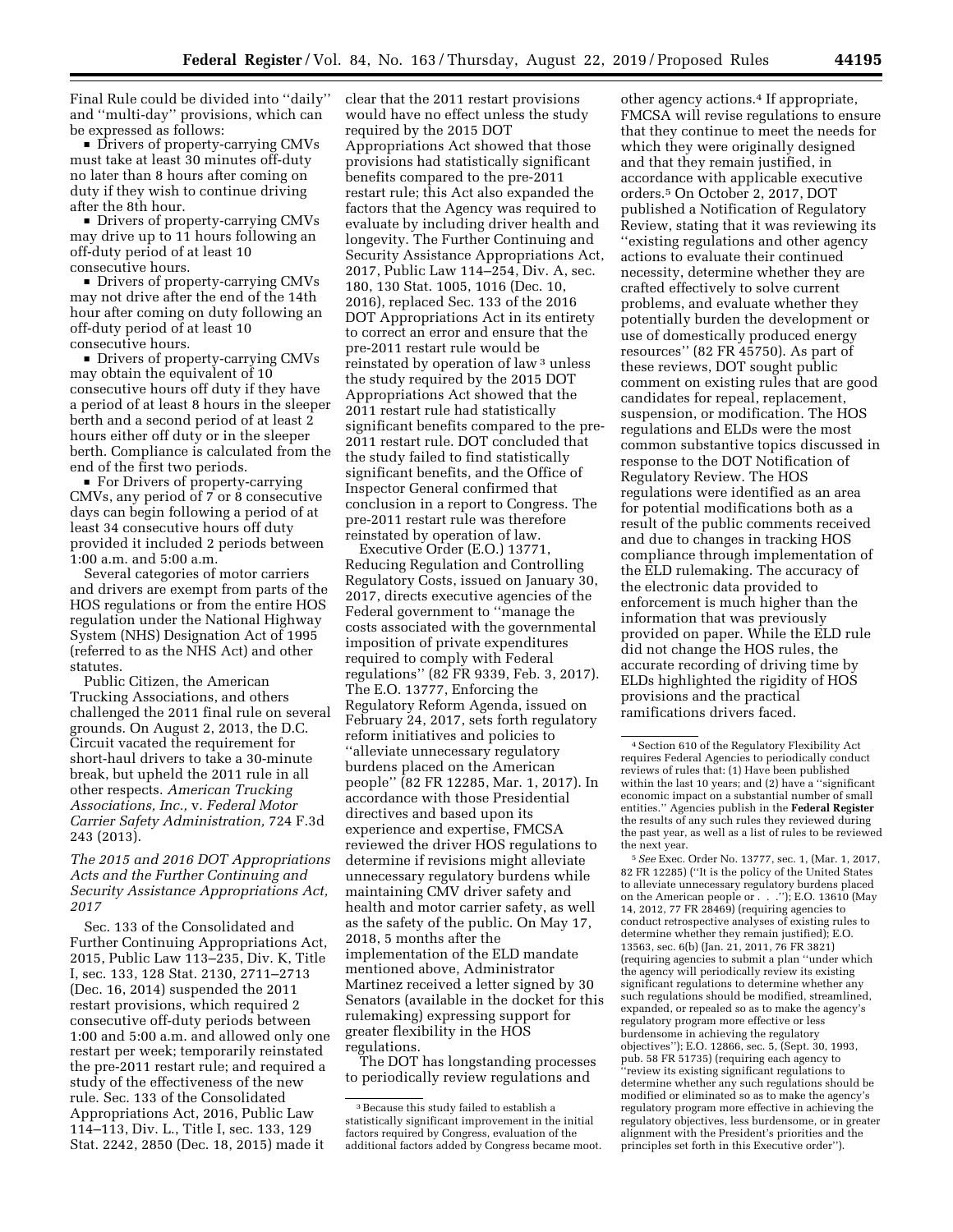Final Rule could be divided into ''daily'' and ''multi-day'' provisions, which can be expressed as follows:

- Drivers of property-carrying CMVs must take at least 30 minutes off-duty no later than 8 hours after coming on duty if they wish to continue driving after the 8th hour.
- Drivers of property-carrying CMVs may drive up to 11 hours following an off-duty period of at least 10 consecutive hours.
- Drivers of property-carrying CMVs may not drive after the end of the 14th hour after coming on duty following an off-duty period of at least 10 consecutive hours.
- Drivers of property-carrying CMVs may obtain the equivalent of 10 consecutive hours off duty if they have a period of at least 8 hours in the sleeper berth and a second period of at least 2 hours either off duty or in the sleeper berth. Compliance is calculated from the end of the first two periods.
- For Drivers of property-carrying CMVs, any period of 7 or 8 consecutive days can begin following a period of at least 34 consecutive hours off duty provided it included 2 periods between 1:00 a.m. and 5:00 a.m.

Several categories of motor carriers and drivers are exempt from parts of the HOS regulations or from the entire HOS regulation under the National Highway System (NHS) Designation Act of 1995 (referred to as the NHS Act) and other statutes.

Public Citizen, the American Trucking Associations, and others challenged the 2011 final rule on several grounds. On August 2, 2013, the D.C. Circuit vacated the requirement for short-haul drivers to take a 30-minute break, but upheld the 2011 rule in all other respects. *American Trucking Associations, Inc.,* v. *Federal Motor Carrier Safety Administration,* 724 F.3d 243 (2013).

### *The 2015 and 2016 DOT Appropriations Acts and the Further Continuing and Security Assistance Appropriations Act, 2017*

Sec. 133 of the Consolidated and Further Continuing Appropriations Act, 2015, Public Law 113–235, Div. K, Title I, sec. 133, 128 Stat. 2130, 2711–2713 (Dec. 16, 2014) suspended the 2011 restart provisions, which required 2 consecutive off-duty periods between 1:00 and 5:00 a.m. and allowed only one restart per week; temporarily reinstated the pre-2011 restart rule; and required a study of the effectiveness of the new rule. Sec. 133 of the Consolidated Appropriations Act, 2016, Public Law 114–113, Div. L., Title I, sec. 133, 129 Stat. 2242, 2850 (Dec. 18, 2015) made it clear that the 2011 restart provisions would have no effect unless the study required by the 2015 DOT Appropriations Act showed that those provisions had statistically significant benefits compared to the pre-2011 restart rule; this Act also expanded the factors that the Agency was required to evaluate by including driver health and longevity. The Further Continuing and Security Assistance Appropriations Act, 2017, Public Law 114–254, Div. A, sec. 180, 130 Stat. 1005, 1016 (Dec. 10, 2016), replaced Sec. 133 of the 2016 DOT Appropriations Act in its entirety to correct an error and ensure that the pre-2011 restart rule would be reinstated by operation of law [3] unless the study required by the 2015 DOT Appropriations Act showed that the 2011 restart rule had statistically significant benefits compared to the pre-2011 restart rule. DOT concluded that the study failed to find statistically significant benefits, and the Office of Inspector General confirmed that conclusion in a report to Congress. The pre-2011 restart rule was therefore reinstated by operation of law.

Executive Order (E.O.) 13771, Reducing Regulation and Controlling Regulatory Costs, issued on January 30, 2017, directs executive agencies of the Federal government to ''manage the costs associated with the governmental imposition of private expenditures required to comply with Federal regulations'' (82 FR 9339, Feb. 3, 2017). The E.O. 13777, Enforcing the Regulatory Reform Agenda, issued on February 24, 2017, sets forth regulatory reform initiatives and policies to ''alleviate unnecessary regulatory burdens placed on the American people'' (82 FR 12285, Mar. 1, 2017). In accordance with those Presidential directives and based upon its experience and expertise, FMCSA reviewed the driver HOS regulations to determine if revisions might alleviate unnecessary regulatory burdens while maintaining CMV driver safety and health and motor carrier safety, as well as the safety of the public. On May 17, 2018, 5 months after the implementation of the ELD mandate mentioned above, Administrator Martinez received a letter signed by 30 Senators (available in the docket for this rulemaking) expressing support for greater flexibility in the HOS regulations.

The DOT has longstanding processes to periodically review regulations and other agency actions.[4] If appropriate, FMCSA will revise regulations to ensure that they continue to meet the needs for which they were originally designed and that they remain justified, in accordance with applicable executive orders.[5] On October 2, 2017, DOT published a Notification of Regulatory Review, stating that it was reviewing its ''existing regulations and other agency actions to evaluate their continued necessity, determine whether they are crafted effectively to solve current problems, and evaluate whether they potentially burden the development or use of domestically produced energy resources'' (82 FR 45750). As part of these reviews, DOT sought public comment on existing rules that are good candidates for repeal, replacement, suspension, or modification. The HOS regulations and ELDs were the most common substantive topics discussed in response to the DOT Notification of Regulatory Review. The HOS regulations were identified as an area for potential modifications both as a result of the public comments received and due to changes in tracking HOS compliance through implementation of the ELD rulemaking. The accuracy of the electronic data provided to enforcement is much higher than the information that was previously provided on paper. While the ELD rule did not change the HOS rules, the accurate recording of driving time by ELDs highlighted the rigidity of HOS provisions and the practical ramifications drivers faced.

---

[3] Because this study failed to establish a statistically significant improvement in the initial factors required by Congress, evaluation of the additional factors added by Congress became moot.

[4] Section 610 of the Regulatory Flexibility Act requires Federal Agencies to periodically conduct reviews of rules that: (1) Have been published within the last 10 years; and (2) have a ''significant economic impact on a substantial number of small entities.'' Agencies publish in the **Federal Register** the results of any such rules they reviewed during the past year, as well as a list of rules to be reviewed the next year.

[5] *See* Exec. Order No. 13777, sec. 1, (Mar. 1, 2017, 82 FR 12285) (''It is the policy of the United States to alleviate unnecessary regulatory burdens placed on the American people or . . .''); E.O. 13610 (May 14, 2012, 77 FR 28469) (requiring agencies to conduct retrospective analyses of existing rules to determine whether they remain justified); E.O. 13563, sec. 6(b) (Jan. 21, 2011, 76 FR 3821) (requiring agencies to submit a plan ''under which the agency will periodically review its existing significant regulations to determine whether any such regulations should be modified, streamlined, expanded, or repealed so as to make the agency's regulatory program more effective or less burdensome in achieving the regulatory objectives''); E.O. 12866, sec. 5, (Sept. 30, 1993, pub. 58 FR 51735) (requiring each agency to ''review its existing significant regulations to determine whether any such regulations should be modified or eliminated so as to make the agency's regulatory program more effective in achieving the regulatory objectives, less burdensome, or in greater alignment with the President's priorities and the principles set forth in this Executive order'').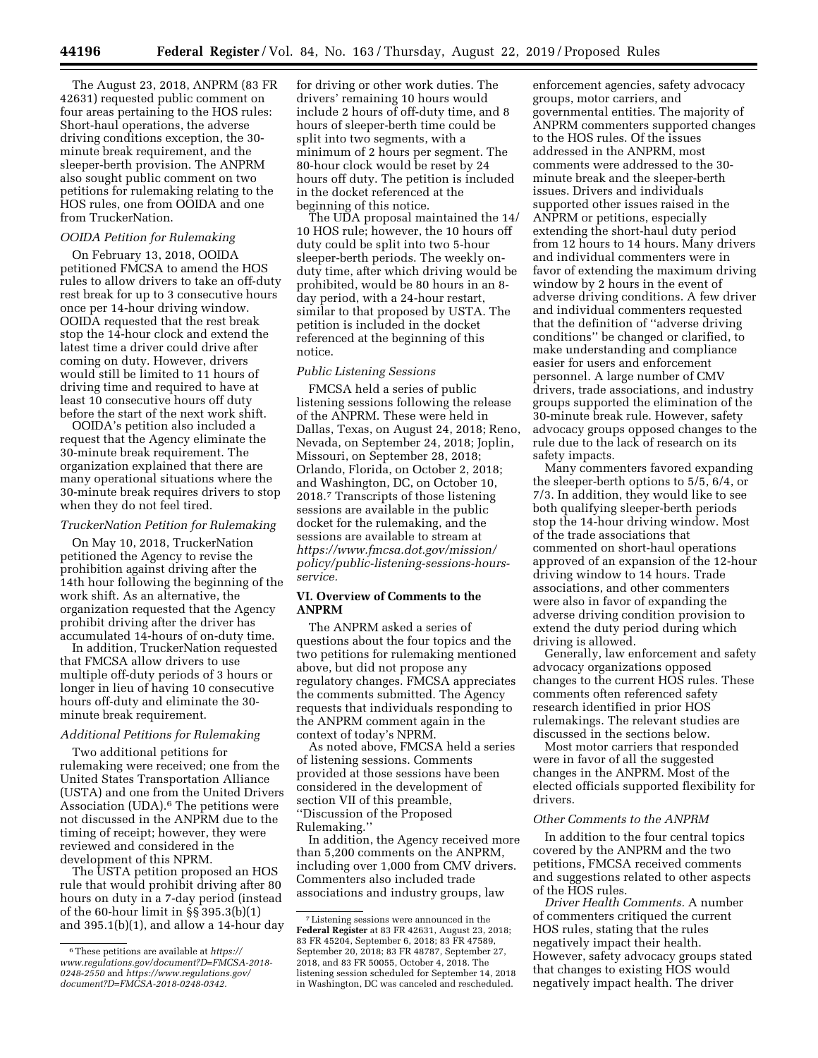The August 23, 2018, ANPRM (83 FR 42631) requested public comment on four areas pertaining to the HOS rules: Short-haul operations, the adverse driving conditions exception, the 30-minute break requirement, and the sleeper-berth provision. The ANPRM also sought public comment on two petitions for rulemaking relating to the HOS rules, one from OOIDA and one from TruckerNation.

*OOIDA Petition for Rulemaking*

On February 13, 2018, OOIDA petitioned FMCSA to amend the HOS rules to allow drivers to take an off-duty rest break for up to 3 consecutive hours once per 14-hour driving window. OOIDA requested that the rest break stop the 14-hour clock and extend the latest time a driver could drive after coming on duty. However, drivers would still be limited to 11 hours of driving time and required to have at least 10 consecutive hours off duty before the start of the next work shift.

OOIDA's petition also included a request that the Agency eliminate the 30-minute break requirement. The organization explained that there are many operational situations where the 30-minute break requires drivers to stop when they do not feel tired.

*TruckerNation Petition for Rulemaking*

On May 10, 2018, TruckerNation petitioned the Agency to revise the prohibition against driving after the 14th hour following the beginning of the work shift. As an alternative, the organization requested that the Agency prohibit driving after the driver has accumulated 14-hours of on-duty time.

In addition, TruckerNation requested that FMCSA allow drivers to use multiple off-duty periods of 3 hours or longer in lieu of having 10 consecutive hours off-duty and eliminate the 30-minute break requirement.

*Additional Petitions for Rulemaking*

Two additional petitions for rulemaking were received; one from the United States Transportation Alliance (USTA) and one from the United Drivers Association (UDA).[6] The petitions were not discussed in the ANPRM due to the timing of receipt; however, they were reviewed and considered in the development of this NPRM.

The USTA petition proposed an HOS rule that would prohibit driving after 80 hours on duty in a 7-day period (instead of the 60-hour limit in §§ 395.3(b)(1) and 395.1(b)(1), and allow a 14-hour day for driving or other work duties. The drivers' remaining 10 hours would include 2 hours of off-duty time, and 8 hours of sleeper-berth time could be split into two segments, with a minimum of 2 hours per segment. The 80-hour clock would be reset by 24 hours off duty. The petition is included in the docket referenced at the beginning of this notice.

The UDA proposal maintained the 14/10 HOS rule; however, the 10 hours off duty could be split into two 5-hour sleeper-berth periods. The weekly on-duty time, after which driving would be prohibited, would be 80 hours in an 8-day period, with a 24-hour restart, similar to that proposed by USTA. The petition is included in the docket referenced at the beginning of this notice.

*Public Listening Sessions*

FMCSA held a series of public listening sessions following the release of the ANPRM. These were held in Dallas, Texas, on August 24, 2018; Reno, Nevada, on September 24, 2018; Joplin, Missouri, on September 28, 2018; Orlando, Florida, on October 2, 2018; and Washington, DC, on October 10, 2018.[7] Transcripts of those listening sessions are available in the public docket for the rulemaking, and the sessions are available to stream at *https://www.fmcsa.dot.gov/mission/policy/public-listening-sessions-hours-service.*

## VI. Overview of Comments to the ANPRM

The ANPRM asked a series of questions about the four topics and the two petitions for rulemaking mentioned above, but did not propose any regulatory changes. FMCSA appreciates the comments submitted. The Agency requests that individuals responding to the ANPRM comment again in the context of today's NPRM.

As noted above, FMCSA held a series of listening sessions. Comments provided at those sessions have been considered in the development of section VII of this preamble, "Discussion of the Proposed Rulemaking."

In addition, the Agency received more than 5,200 comments on the ANPRM, including over 1,000 from CMV drivers. Commenters also included trade associations and industry groups, law enforcement agencies, safety advocacy groups, motor carriers, and governmental entities. The majority of ANPRM commenters supported changes to the HOS rules. Of the issues addressed in the ANPRM, most comments were addressed to the 30-minute break and the sleeper-berth issues. Drivers and individuals supported other issues raised in the ANPRM or petitions, especially extending the short-haul duty period from 12 hours to 14 hours. Many drivers and individual commenters were in favor of extending the maximum driving window by 2 hours in the event of adverse driving conditions. A few driver and individual commenters requested that the definition of "adverse driving conditions" be changed or clarified, to make understanding and compliance easier for users and enforcement personnel. A large number of CMV drivers, trade associations, and industry groups supported the elimination of the 30-minute break rule. However, safety advocacy groups opposed changes to the rule due to the lack of research on its safety impacts.

Many commenters favored expanding the sleeper-berth options to 5/5, 6/4, or 7/3. In addition, they would like to see both qualifying sleeper-berth periods stop the 14-hour driving window. Most of the trade associations that commented on short-haul operations approved of an expansion of the 12-hour driving window to 14 hours. Trade associations, and other commenters were also in favor of expanding the adverse driving condition provision to extend the duty period during which driving is allowed.

Generally, law enforcement and safety advocacy organizations opposed changes to the current HOS rules. These comments often referenced safety research identified in prior HOS rulemakings. The relevant studies are discussed in the sections below.

Most motor carriers that responded were in favor of all the suggested changes in the ANPRM. Most of the elected officials supported flexibility for drivers.

*Other Comments to the ANPRM*

In addition to the four central topics covered by the ANPRM and the two petitions, FMCSA received comments and suggestions related to other aspects of the HOS rules.

*Driver Health Comments.* A number of commenters critiqued the current HOS rules, stating that the rules negatively impact their health. However, safety advocacy groups stated that changes to existing HOS would negatively impact health. The driver

---

[6] These petitions are available at *https://www.regulations.gov/document?D=FMCSA-2018-0248-2550* and *https://www.regulations.gov/document?D=FMCSA-2018-0248-0342.*

[7] Listening sessions were announced in the **Federal Register** at 83 FR 42631, August 23, 2018; 83 FR 45204, September 6, 2018; 83 FR 47589, September 20, 2018; 83 FR 48787, September 27, 2018, and 83 FR 50055, October 4, 2018. The listening session scheduled for September 14, 2018 in Washington, DC was canceled and rescheduled.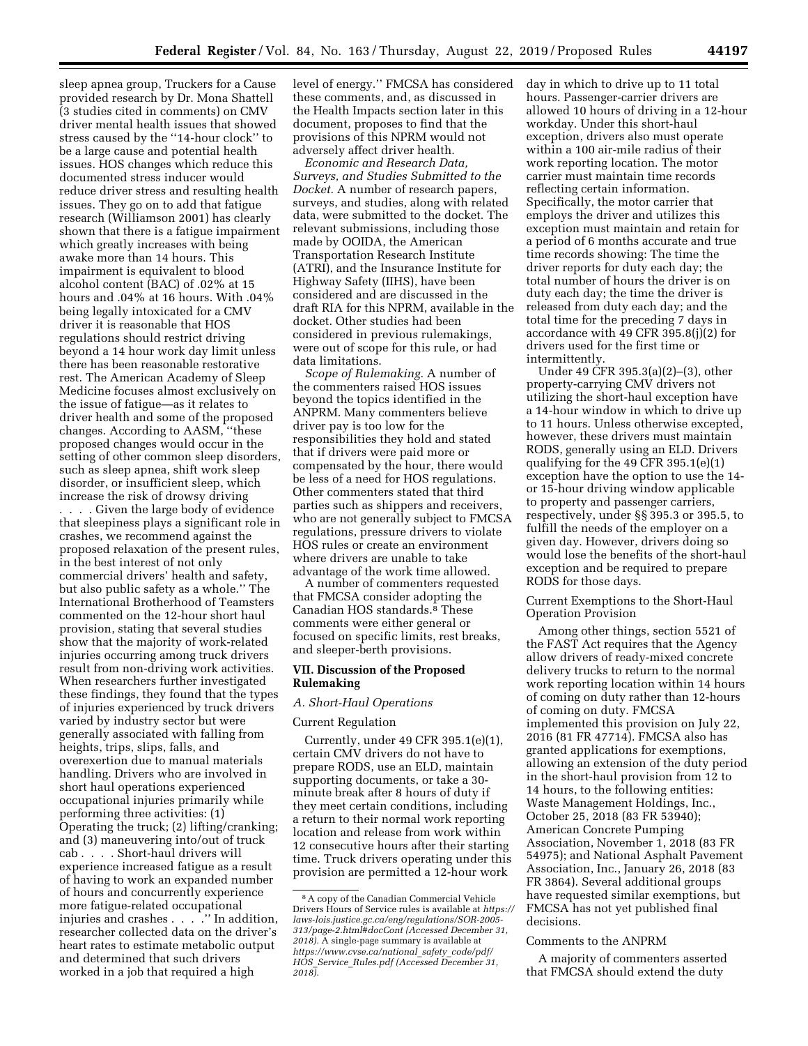sleep apnea group, Truckers for a Cause provided research by Dr. Mona Shattell (3 studies cited in comments) on CMV driver mental health issues that showed stress caused by the ''14-hour clock'' to be a large cause and potential health issues. HOS changes which reduce this documented stress inducer would reduce driver stress and resulting health issues. They go on to add that fatigue research (Williamson 2001) has clearly shown that there is a fatigue impairment which greatly increases with being awake more than 14 hours. This impairment is equivalent to blood alcohol content (BAC) of .02% at 15 hours and .04% at 16 hours. With .04% being legally intoxicated for a CMV driver it is reasonable that HOS regulations should restrict driving beyond a 14 hour work day limit unless there has been reasonable restorative rest. The American Academy of Sleep Medicine focuses almost exclusively on the issue of fatigue—as it relates to driver health and some of the proposed changes. According to AASM, ''these proposed changes would occur in the setting of other common sleep disorders, such as sleep apnea, shift work sleep disorder, or insufficient sleep, which increase the risk of drowsy driving . . . . Given the large body of evidence that sleepiness plays a significant role in crashes, we recommend against the proposed relaxation of the present rules, in the best interest of not only commercial drivers' health and safety, but also public safety as a whole.'' The International Brotherhood of Teamsters commented on the 12-hour short haul provision, stating that several studies show that the majority of work-related injuries occurring among truck drivers result from non-driving work activities. When researchers further investigated these findings, they found that the types of injuries experienced by truck drivers varied by industry sector but were generally associated with falling from heights, trips, slips, falls, and overexertion due to manual materials handling. Drivers who are involved in short haul operations experienced occupational injuries primarily while performing three activities: (1) Operating the truck; (2) lifting/cranking; and (3) maneuvering into/out of truck cab . . . . Short-haul drivers will experience increased fatigue as a result of having to work an expanded number of hours and concurrently experience more fatigue-related occupational injuries and crashes . . . .'' In addition, researcher collected data on the driver's heart rates to estimate metabolic output and determined that such drivers worked in a job that required a high level of energy.'' FMCSA has considered these comments, and, as discussed in the Health Impacts section later in this document, proposes to find that the provisions of this NPRM would not adversely affect driver health.

*Economic and Research Data, Surveys, and Studies Submitted to the Docket.* A number of research papers, surveys, and studies, along with related data, were submitted to the docket. The relevant submissions, including those made by OOIDA, the American Transportation Research Institute (ATRI), and the Insurance Institute for Highway Safety (IIHS), have been considered and are discussed in the draft RIA for this NPRM, available in the docket. Other studies had been considered in previous rulemakings, were out of scope for this rule, or had data limitations.

*Scope of Rulemaking.* A number of the commenters raised HOS issues beyond the topics identified in the ANPRM. Many commenters believe driver pay is too low for the responsibilities they hold and stated that if drivers were paid more or compensated by the hour, there would be less of a need for HOS regulations. Other commenters stated that third parties such as shippers and receivers, who are not generally subject to FMCSA regulations, pressure drivers to violate HOS rules or create an environment where drivers are unable to take advantage of the work time allowed.

A number of commenters requested that FMCSA consider adopting the Canadian HOS standards.[8] These comments were either general or focused on specific limits, rest breaks, and sleeper-berth provisions.

## VII. Discussion of the Proposed Rulemaking

### *A. Short-Haul Operations*

#### Current Regulation

Currently, under 49 CFR 395.1(e)(1), certain CMV drivers do not have to prepare RODS, use an ELD, maintain supporting documents, or take a 30-minute break after 8 hours of duty if they meet certain conditions, including a return to their normal work reporting location and release from work within 12 consecutive hours after their starting time. Truck drivers operating under this provision are permitted a 12-hour work day in which to drive up to 11 total hours. Passenger-carrier drivers are allowed 10 hours of driving in a 12-hour workday. Under this short-haul exception, drivers also must operate within a 100 air-mile radius of their work reporting location. The motor carrier must maintain time records reflecting certain information. Specifically, the motor carrier that employs the driver and utilizes this exception must maintain and retain for a period of 6 months accurate and true time records showing: The time the driver reports for duty each day; the total number of hours the driver is on duty each day; the time the driver is released from duty each day; and the total time for the preceding 7 days in accordance with 49 CFR 395.8(j)(2) for drivers used for the first time or intermittently.

Under 49 CFR 395.3(a)(2)–(3), other property-carrying CMV drivers not utilizing the short-haul exception have a 14-hour window in which to drive up to 11 hours. Unless otherwise excepted, however, these drivers must maintain RODS, generally using an ELD. Drivers qualifying for the 49 CFR 395.1(e)(1) exception have the option to use the 14- or 15-hour driving window applicable to property and passenger carriers, respectively, under §§ 395.3 or 395.5, to fulfill the needs of the employer on a given day. However, drivers doing so would lose the benefits of the short-haul exception and be required to prepare RODS for those days.

#### Current Exemptions to the Short-Haul Operation Provision

Among other things, section 5521 of the FAST Act requires that the Agency allow drivers of ready-mixed concrete delivery trucks to return to the normal work reporting location within 14 hours of coming on duty rather than 12-hours of coming on duty. FMCSA implemented this provision on July 22, 2016 (81 FR 47714). FMCSA also has granted applications for exemptions, allowing an extension of the duty period in the short-haul provision from 12 to 14 hours, to the following entities: Waste Management Holdings, Inc., October 25, 2018 (83 FR 53940); American Concrete Pumping Association, November 1, 2018 (83 FR 54975); and National Asphalt Pavement Association, Inc., January 26, 2018 (83 FR 3864). Several additional groups have requested similar exemptions, but FMCSA has not yet published final decisions.

#### Comments to the ANPRM

A majority of commenters asserted that FMCSA should extend the duty

---

[8] A copy of the Canadian Commercial Vehicle Drivers Hours of Service rules is available at *https://laws-lois.justice.gc.ca/eng/regulations/SOR-2005-313/page-2.html#docCont (Accessed December 31, 2018)*. A single-page summary is available at *https://www.cvse.ca/national_safety_code/pdf/HOS_Service_Rules.pdf (Accessed December 31, 2018)*.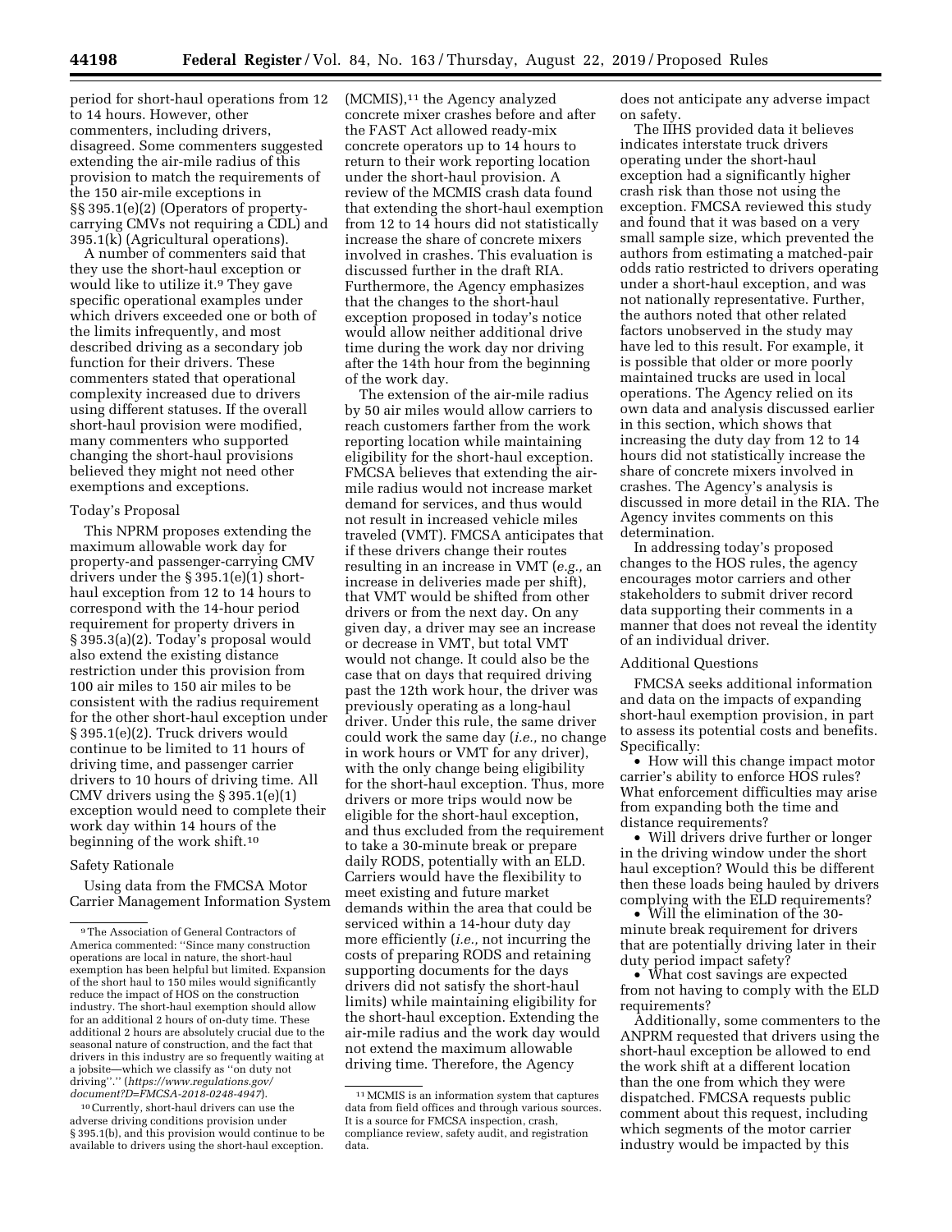period for short-haul operations from 12 to 14 hours. However, other commenters, including drivers, disagreed. Some commenters suggested extending the air-mile radius of this provision to match the requirements of the 150 air-mile exceptions in §§ 395.1(e)(2) (Operators of property-carrying CMVs not requiring a CDL) and 395.1(k) (Agricultural operations).

A number of commenters said that they use the short-haul exception or would like to utilize it.[9] They gave specific operational examples under which drivers exceeded one or both of the limits infrequently, and most described driving as a secondary job function for their drivers. These commenters stated that operational complexity increased due to drivers using different statuses. If the overall short-haul provision were modified, many commenters who supported changing the short-haul provisions believed they might not need other exemptions and exceptions.

### Today's Proposal

This NPRM proposes extending the maximum allowable work day for property-and passenger-carrying CMV drivers under the § 395.1(e)(1) short-haul exception from 12 to 14 hours to correspond with the 14-hour period requirement for property drivers in § 395.3(a)(2). Today's proposal would also extend the existing distance restriction under this provision from 100 air miles to 150 air miles to be consistent with the radius requirement for the other short-haul exception under § 395.1(e)(2). Truck drivers would continue to be limited to 11 hours of driving time, and passenger carrier drivers to 10 hours of driving time. All CMV drivers using the § 395.1(e)(1) exception would need to complete their work day within 14 hours of the beginning of the work shift.[10]

### Safety Rationale

Using data from the FMCSA Motor Carrier Management Information System (MCMIS),[11] the Agency analyzed concrete mixer crashes before and after the FAST Act allowed ready-mix concrete operators up to 14 hours to return to their work reporting location under the short-haul provision. A review of the MCMIS crash data found that extending the short-haul exemption from 12 to 14 hours did not statistically increase the share of concrete mixers involved in crashes. This evaluation is discussed further in the draft RIA. Furthermore, the Agency emphasizes that the changes to the short-haul exception proposed in today's notice would allow neither additional drive time during the work day nor driving after the 14th hour from the beginning of the work day.

The extension of the air-mile radius by 50 air miles would allow carriers to reach customers farther from the work reporting location while maintaining eligibility for the short-haul exception. FMCSA believes that extending the air-mile radius would not increase market demand for services, and thus would not result in increased vehicle miles traveled (VMT). FMCSA anticipates that if these drivers change their routes resulting in an increase in VMT (*e.g.,* an increase in deliveries made per shift), that VMT would be shifted from other drivers or from the next day. On any given day, a driver may see an increase or decrease in VMT, but total VMT would not change. It could also be the case that on days that required driving past the 12th work hour, the driver was previously operating as a long-haul driver. Under this rule, the same driver could work the same day (*i.e.,* no change in work hours or VMT for any driver), with the only change being eligibility for the short-haul exception. Thus, more drivers or more trips would now be eligible for the short-haul exception, and thus excluded from the requirement to take a 30-minute break or prepare daily RODS, potentially with an ELD. Carriers would have the flexibility to meet existing and future market demands within the area that could be serviced within a 14-hour duty day more efficiently (*i.e.,* not incurring the costs of preparing RODS and retaining supporting documents for the days drivers did not satisfy the short-haul limits) while maintaining eligibility for the short-haul exception. Extending the air-mile radius and the work day would not extend the maximum allowable driving time. Therefore, the Agency does not anticipate any adverse impact on safety.

The IIHS provided data it believes indicates interstate truck drivers operating under the short-haul exception had a significantly higher crash risk than those not using the exception. FMCSA reviewed this study and found that it was based on a very small sample size, which prevented the authors from estimating a matched-pair odds ratio restricted to drivers operating under a short-haul exception, and was not nationally representative. Further, the authors noted that other related factors unobserved in the study may have led to this result. For example, it is possible that older or more poorly maintained trucks are used in local operations. The Agency relied on its own data and analysis discussed earlier in this section, which shows that increasing the duty day from 12 to 14 hours did not statistically increase the share of concrete mixers involved in crashes. The Agency's analysis is discussed in more detail in the RIA. The Agency invites comments on this determination.

In addressing today's proposed changes to the HOS rules, the agency encourages motor carriers and other stakeholders to submit driver record data supporting their comments in a manner that does not reveal the identity of an individual driver.

### Additional Questions

FMCSA seeks additional information and data on the impacts of expanding short-haul exemption provision, in part to assess its potential costs and benefits. Specifically:

- How will this change impact motor carrier's ability to enforce HOS rules? What enforcement difficulties may arise from expanding both the time and distance requirements?
- Will drivers drive further or longer in the driving window under the short haul exception? Would this be different then these loads being hauled by drivers complying with the ELD requirements?
- Will the elimination of the 30-minute break requirement for drivers that are potentially driving later in their duty period impact safety?
- What cost savings are expected from not having to comply with the ELD requirements?

Additionally, some commenters to the ANPRM requested that drivers using the short-haul exception be allowed to end the work shift at a different location than the one from which they were dispatched. FMCSA requests public comment about this request, including which segments of the motor carrier industry would be impacted by this

---

[9] The Association of General Contractors of America commented: ''Since many construction operations are local in nature, the short-haul exemption has been helpful but limited. Expansion of the short haul to 150 miles would significantly reduce the impact of HOS on the construction industry. The short-haul exemption should allow for an additional 2 hours of on-duty time. These additional 2 hours are absolutely crucial due to the seasonal nature of construction, and the fact that drivers in this industry are so frequently waiting at a jobsite—which we classify as ''on duty not driving''.'' (*https://www.regulations.gov/document?D=FMCSA-2018-0248-4947*).

[10] Currently, short-haul drivers can use the adverse driving conditions provision under § 395.1(b), and this provision would continue to be available to drivers using the short-haul exception.

[11] MCMIS is an information system that captures data from field offices and through various sources. It is a source for FMCSA inspection, crash, compliance review, safety audit, and registration data.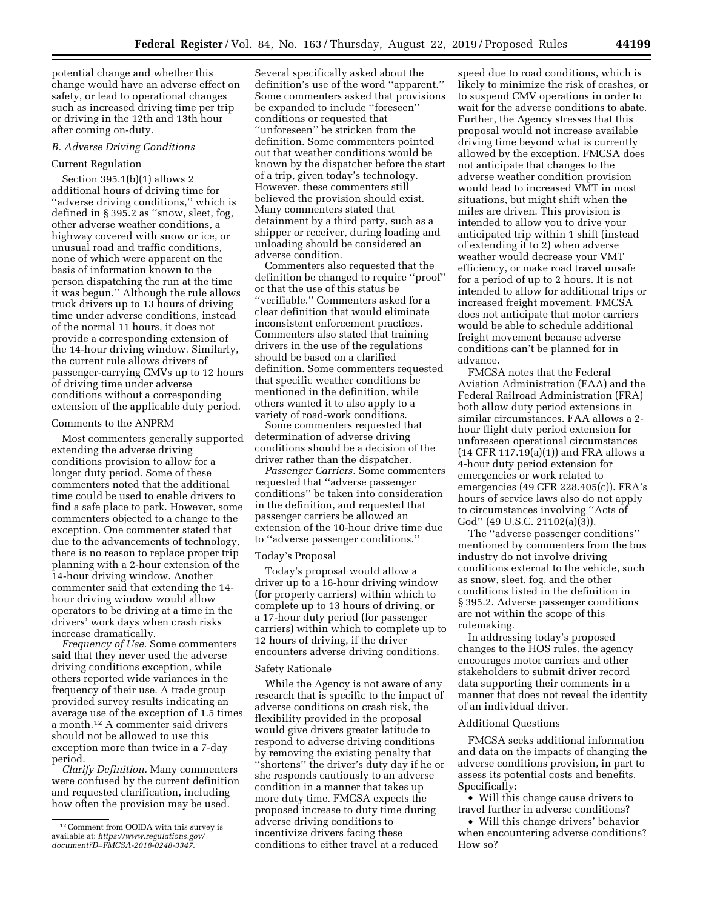potential change and whether this change would have an adverse effect on safety, or lead to operational changes such as increased driving time per trip or driving in the 12th and 13th hour after coming on-duty.

### B. Adverse Driving Conditions

#### Current Regulation

Section 395.1(b)(1) allows 2 additional hours of driving time for ''adverse driving conditions,'' which is defined in § 395.2 as ''snow, sleet, fog, other adverse weather conditions, a highway covered with snow or ice, or unusual road and traffic conditions, none of which were apparent on the basis of information known to the person dispatching the run at the time it was begun.'' Although the rule allows truck drivers up to 13 hours of driving time under adverse conditions, instead of the normal 11 hours, it does not provide a corresponding extension of the 14-hour driving window. Similarly, the current rule allows drivers of passenger-carrying CMVs up to 12 hours of driving time under adverse conditions without a corresponding extension of the applicable duty period.

#### Comments to the ANPRM

Most commenters generally supported extending the adverse driving conditions provision to allow for a longer duty period. Some of these commenters noted that the additional time could be used to enable drivers to find a safe place to park. However, some commenters objected to a change to the exception. One commenter stated that due to the advancements of technology, there is no reason to replace proper trip planning with a 2-hour extension of the 14-hour driving window. Another commenter said that extending the 14-hour driving window would allow operators to be driving at a time in the drivers' work days when crash risks increase dramatically.

*Frequency of Use.* Some commenters said that they never used the adverse driving conditions exception, while others reported wide variances in the frequency of their use. A trade group provided survey results indicating an average use of the exception of 1.5 times a month.[12] A commenter said drivers should not be allowed to use this exception more than twice in a 7-day period.

*Clarify Definition.* Many commenters were confused by the current definition and requested clarification, including how often the provision may be used. Several specifically asked about the definition's use of the word ''apparent.'' Some commenters asked that provisions be expanded to include ''foreseen'' conditions or requested that ''unforeseen'' be stricken from the definition. Some commenters pointed out that weather conditions would be known by the dispatcher before the start of a trip, given today's technology. However, these commenters still believed the provision should exist. Many commenters stated that detainment by a third party, such as a shipper or receiver, during loading and unloading should be considered an adverse condition.

Commenters also requested that the definition be changed to require ''proof'' or that the use of this status be ''verifiable.'' Commenters asked for a clear definition that would eliminate inconsistent enforcement practices. Commenters also stated that training drivers in the use of the regulations should be based on a clarified definition. Some commenters requested that specific weather conditions be mentioned in the definition, while others wanted it to also apply to a variety of road-work conditions.

Some commenters requested that determination of adverse driving conditions should be a decision of the driver rather than the dispatcher.

*Passenger Carriers.* Some commenters requested that ''adverse passenger conditions'' be taken into consideration in the definition, and requested that passenger carriers be allowed an extension of the 10-hour drive time due to ''adverse passenger conditions.''

#### Today's Proposal

Today's proposal would allow a driver up to a 16-hour driving window (for property carriers) within which to complete up to 13 hours of driving, or a 17-hour duty period (for passenger carriers) within which to complete up to 12 hours of driving, if the driver encounters adverse driving conditions.

#### Safety Rationale

While the Agency is not aware of any research that is specific to the impact of adverse conditions on crash risk, the flexibility provided in the proposal would give drivers greater latitude to respond to adverse driving conditions by removing the existing penalty that ''shortens'' the driver's duty day if he or she responds cautiously to an adverse condition in a manner that takes up more duty time. FMCSA expects the proposed increase to duty time during adverse driving conditions to incentivize drivers facing these conditions to either travel at a reduced speed due to road conditions, which is likely to minimize the risk of crashes, or to suspend CMV operations in order to wait for the adverse conditions to abate. Further, the Agency stresses that this proposal would not increase available driving time beyond what is currently allowed by the exception. FMCSA does not anticipate that changes to the adverse weather condition provision would lead to increased VMT in most situations, but might shift when the miles are driven. This provision is intended to allow you to drive your anticipated trip within 1 shift (instead of extending it to 2) when adverse weather would decrease your VMT efficiency, or make road travel unsafe for a period of up to 2 hours. It is not intended to allow for additional trips or increased freight movement. FMCSA does not anticipate that motor carriers would be able to schedule additional freight movement because adverse conditions can't be planned for in advance.

FMCSA notes that the Federal Aviation Administration (FAA) and the Federal Railroad Administration (FRA) both allow duty period extensions in similar circumstances. FAA allows a 2-hour flight duty period extension for unforeseen operational circumstances (14 CFR 117.19(a)(1)) and FRA allows a 4-hour duty period extension for emergencies or work related to emergencies (49 CFR 228.405(c)). FRA's hours of service laws also do not apply to circumstances involving ''Acts of God'' (49 U.S.C. 21102(a)(3)).

The ''adverse passenger conditions'' mentioned by commenters from the bus industry do not involve driving conditions external to the vehicle, such as snow, sleet, fog, and the other conditions listed in the definition in § 395.2. Adverse passenger conditions are not within the scope of this rulemaking.

In addressing today's proposed changes to the HOS rules, the agency encourages motor carriers and other stakeholders to submit driver record data supporting their comments in a manner that does not reveal the identity of an individual driver.

#### Additional Questions

FMCSA seeks additional information and data on the impacts of changing the adverse conditions provision, in part to assess its potential costs and benefits. Specifically:

- Will this change cause drivers to travel further in adverse conditions?
- Will this change drivers' behavior when encountering adverse conditions? How so?

---

[12] Comment from OOIDA with this survey is available at: *https://www.regulations.gov/document?D=FMCSA-2018-0248-3347.*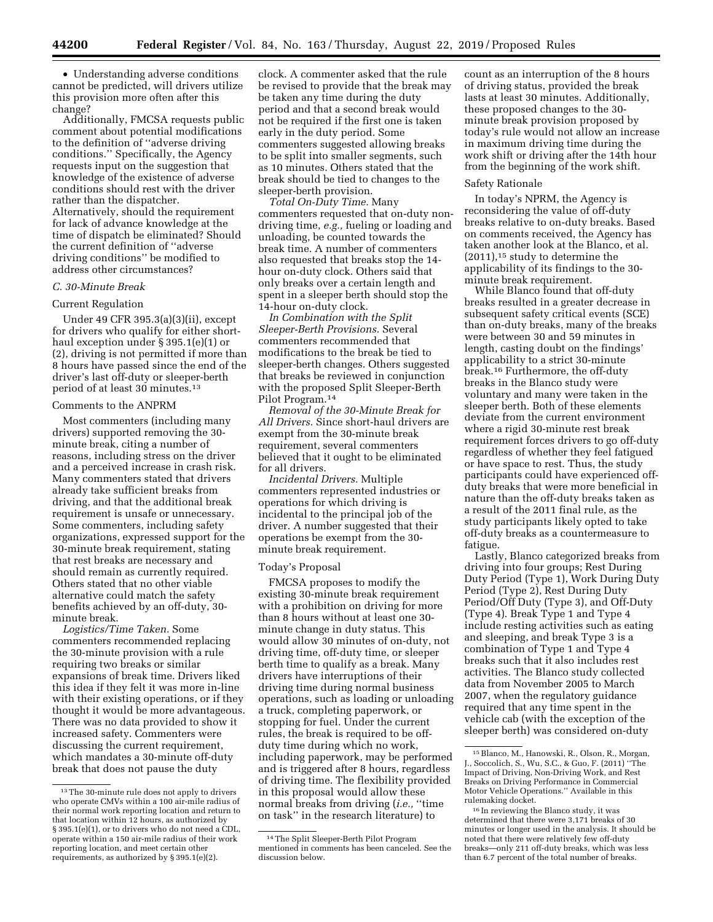• Understanding adverse conditions cannot be predicted, will drivers utilize this provision more often after this change?

Additionally, FMCSA requests public comment about potential modifications to the definition of ''adverse driving conditions.'' Specifically, the Agency requests input on the suggestion that knowledge of the existence of adverse conditions should rest with the driver rather than the dispatcher. Alternatively, should the requirement for lack of advance knowledge at the time of dispatch be eliminated? Should the current definition of ''adverse driving conditions'' be modified to address other circumstances?

### C. 30-Minute Break

#### Current Regulation

Under 49 CFR 395.3(a)(3)(ii), except for drivers who qualify for either short-haul exception under § 395.1(e)(1) or (2), driving is not permitted if more than 8 hours have passed since the end of the driver's last off-duty or sleeper-berth period of at least 30 minutes.[13]

#### Comments to the ANPRM

Most commenters (including many drivers) supported removing the 30-minute break, citing a number of reasons, including stress on the driver and a perceived increase in crash risk. Many commenters stated that drivers already take sufficient breaks from driving, and that the additional break requirement is unsafe or unnecessary. Some commenters, including safety organizations, expressed support for the 30-minute break requirement, stating that rest breaks are necessary and should remain as currently required. Others stated that no other viable alternative could match the safety benefits achieved by an off-duty, 30-minute break.

*Logistics/Time Taken.* Some commenters recommended replacing the 30-minute provision with a rule requiring two breaks or similar expansions of break time. Drivers liked this idea if they felt it was more in-line with their existing operations, or if they thought it would be more advantageous. There was no data provided to show it increased safety. Commenters were discussing the current requirement, which mandates a 30-minute off-duty break that does not pause the duty clock. A commenter asked that the rule be revised to provide that the break may be taken any time during the duty period and that a second break would not be required if the first one is taken early in the duty period. Some commenters suggested allowing breaks to be split into smaller segments, such as 10 minutes. Others stated that the break should be tied to changes to the sleeper-berth provision.

*Total On-Duty Time.* Many commenters requested that on-duty non-driving time, *e.g.,* fueling or loading and unloading, be counted towards the break time. A number of commenters also requested that breaks stop the 14-hour on-duty clock. Others said that only breaks over a certain length and spent in a sleeper berth should stop the 14-hour on-duty clock.

*In Combination with the Split Sleeper-Berth Provisions.* Several commenters recommended that modifications to the break be tied to sleeper-berth changes. Others suggested that breaks be reviewed in conjunction with the proposed Split Sleeper-Berth Pilot Program.[14]

*Removal of the 30-Minute Break for All Drivers.* Since short-haul drivers are exempt from the 30-minute break requirement, several commenters believed that it ought to be eliminated for all drivers.

*Incidental Drivers.* Multiple commenters represented industries or operations for which driving is incidental to the principal job of the driver. A number suggested that their operations be exempt from the 30-minute break requirement.

#### Today's Proposal

FMCSA proposes to modify the existing 30-minute break requirement with a prohibition on driving for more than 8 hours without at least one 30-minute change in duty status. This would allow 30 minutes of on-duty, not driving time, off-duty time, or sleeper berth time to qualify as a break. Many drivers have interruptions of their driving time during normal business operations, such as loading or unloading a truck, completing paperwork, or stopping for fuel. Under the current rules, the break is required to be off-duty time during which no work, including paperwork, may be performed and is triggered after 8 hours, regardless of driving time. The flexibility provided in this proposal would allow these normal breaks from driving (*i.e.,* ''time on task'' in the research literature) to count as an interruption of the 8 hours of driving status, provided the break lasts at least 30 minutes. Additionally, these proposed changes to the 30-minute break provision proposed by today's rule would not allow an increase in maximum driving time during the work shift or driving after the 14th hour from the beginning of the work shift.

#### Safety Rationale

In today's NPRM, the Agency is reconsidering the value of off-duty breaks relative to on-duty breaks. Based on comments received, the Agency has taken another look at the Blanco, et al. (2011),[15] study to determine the applicability of its findings to the 30-minute break requirement.

While Blanco found that off-duty breaks resulted in a greater decrease in subsequent safety critical events (SCE) than on-duty breaks, many of the breaks were between 30 and 59 minutes in length, casting doubt on the findings' applicability to a strict 30-minute break.[16] Furthermore, the off-duty breaks in the Blanco study were voluntary and many were taken in the sleeper berth. Both of these elements deviate from the current environment where a rigid 30-minute rest break requirement forces drivers to go off-duty regardless of whether they feel fatigued or have space to rest. Thus, the study participants could have experienced off-duty breaks that were more beneficial in nature than the off-duty breaks taken as a result of the 2011 final rule, as the study participants likely opted to take off-duty breaks as a countermeasure to fatigue.

Lastly, Blanco categorized breaks from driving into four groups; Rest During Duty Period (Type 1), Work During Duty Period (Type 2), Rest During Duty Period/Off Duty (Type 3), and Off-Duty (Type 4). Break Type 1 and Type 4 include resting activities such as eating and sleeping, and break Type 3 is a combination of Type 1 and Type 4 breaks such that it also includes rest activities. The Blanco study collected data from November 2005 to March 2007, when the regulatory guidance required that any time spent in the vehicle cab (with the exception of the sleeper berth) was considered on-duty

---

[13] The 30-minute rule does not apply to drivers who operate CMVs within a 100 air-mile radius of their normal work reporting location and return to that location within 12 hours, as authorized by § 395.1(e)(1), or to drivers who do not need a CDL, operate within a 150 air-mile radius of their work reporting location, and meet certain other requirements, as authorized by § 395.1(e)(2).

[14] The Split Sleeper-Berth Pilot Program mentioned in comments has been canceled. See the discussion below.

[15] Blanco, M., Hanowski, R., Olson, R., Morgan, J., Soccolich, S., Wu, S.C., & Guo, F. (2011) ''The Impact of Driving, Non-Driving Work, and Rest Breaks on Driving Performance in Commercial Motor Vehicle Operations.'' Available in this rulemaking docket.

[16] In reviewing the Blanco study, it was determined that there were 3,171 breaks of 30 minutes or longer used in the analysis. It should be noted that there were relatively few off-duty breaks—only 211 off-duty breaks, which was less than 6.7 percent of the total number of breaks.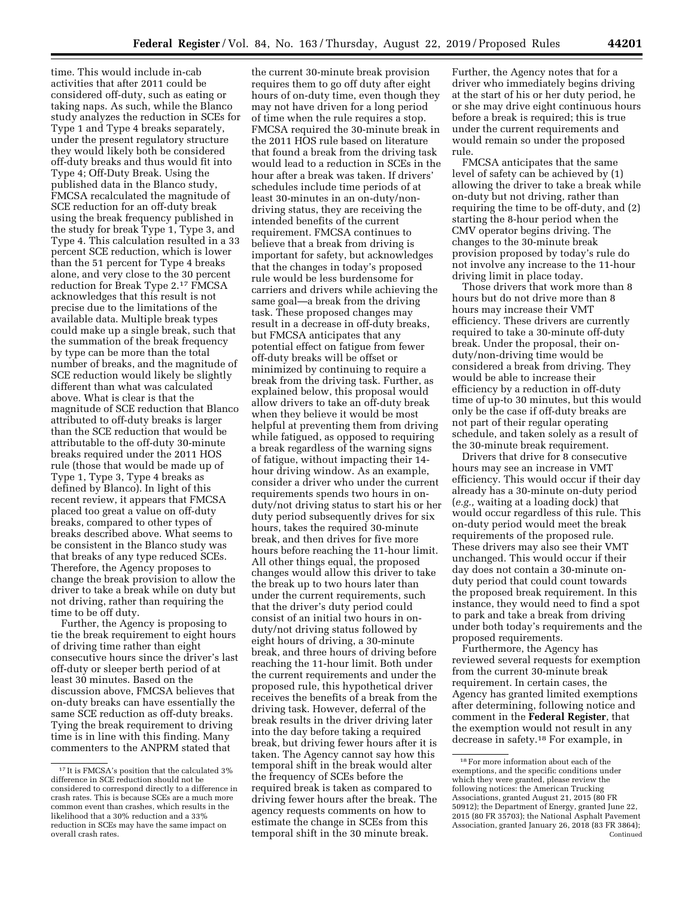time. This would include in-cab activities that after 2011 could be considered off-duty, such as eating or taking naps. As such, while the Blanco study analyzes the reduction in SCEs for Type 1 and Type 4 breaks separately, under the present regulatory structure they would likely both be considered off-duty breaks and thus would fit into Type 4; Off-Duty Break. Using the published data in the Blanco study, FMCSA recalculated the magnitude of SCE reduction for an off-duty break using the break frequency published in the study for break Type 1, Type 3, and Type 4. This calculation resulted in a 33 percent SCE reduction, which is lower than the 51 percent for Type 4 breaks alone, and very close to the 30 percent reduction for Break Type 2.[17] FMCSA acknowledges that this result is not precise due to the limitations of the available data. Multiple break types could make up a single break, such that the summation of the break frequency by type can be more than the total number of breaks, and the magnitude of SCE reduction would likely be slightly different than what was calculated above. What is clear is that the magnitude of SCE reduction that Blanco attributed to off-duty breaks is larger than the SCE reduction that would be attributable to the off-duty 30-minute breaks required under the 2011 HOS rule (those that would be made up of Type 1, Type 3, Type 4 breaks as defined by Blanco). In light of this recent review, it appears that FMCSA placed too great a value on off-duty breaks, compared to other types of breaks described above. What seems to be consistent in the Blanco study was that breaks of any type reduced SCEs. Therefore, the Agency proposes to change the break provision to allow the driver to take a break while on duty but not driving, rather than requiring the time to be off duty.

Further, the Agency is proposing to tie the break requirement to eight hours of driving time rather than eight consecutive hours since the driver's last off-duty or sleeper berth period of at least 30 minutes. Based on the discussion above, FMCSA believes that on-duty breaks can have essentially the same SCE reduction as off-duty breaks. Tying the break requirement to driving time is in line with this finding. Many commenters to the ANPRM stated that the current 30-minute break provision requires them to go off duty after eight hours of on-duty time, even though they may not have driven for a long period of time when the rule requires a stop. FMCSA required the 30-minute break in the 2011 HOS rule based on literature that found a break from the driving task would lead to a reduction in SCEs in the hour after a break was taken. If drivers' schedules include time periods of at least 30-minutes in an on-duty/non-driving status, they are receiving the intended benefits of the current requirement. FMCSA continues to believe that a break from driving is important for safety, but acknowledges that the changes in today's proposed rule would be less burdensome for carriers and drivers while achieving the same goal—a break from the driving task. These proposed changes may result in a decrease in off-duty breaks, but FMCSA anticipates that any potential effect on fatigue from fewer off-duty breaks will be offset or minimized by continuing to require a break from the driving task. Further, as explained below, this proposal would allow drivers to take an off-duty break when they believe it would be most helpful at preventing them from driving while fatigued, as opposed to requiring a break regardless of the warning signs of fatigue, without impacting their 14-hour driving window. As an example, consider a driver who under the current requirements spends two hours in on-duty/not driving status to start his or her duty period subsequently drives for six hours, takes the required 30-minute break, and then drives for five more hours before reaching the 11-hour limit. All other things equal, the proposed changes would allow this driver to take the break up to two hours later than under the current requirements, such that the driver's duty period could consist of an initial two hours in on-duty/not driving status followed by eight hours of driving, a 30-minute break, and three hours of driving before reaching the 11-hour limit. Both under the current requirements and under the proposed rule, this hypothetical driver receives the benefits of a break from the driving task. However, deferral of the break results in the driver driving later into the day before taking a required break, but driving fewer hours after it is taken. The Agency cannot say how this temporal shift in the break would alter the frequency of SCEs before the required break is taken as compared to driving fewer hours after the break. The agency requests comments on how to estimate the change in SCEs from this temporal shift in the 30 minute break.

Further, the Agency notes that for a driver who immediately begins driving at the start of his or her duty period, he or she may drive eight continuous hours before a break is required; this is true under the current requirements and would remain so under the proposed rule.

FMCSA anticipates that the same level of safety can be achieved by (1) allowing the driver to take a break while on-duty but not driving, rather than requiring the time to be off-duty, and (2) starting the 8-hour period when the CMV operator begins driving. The changes to the 30-minute break provision proposed by today's rule do not involve any increase to the 11-hour driving limit in place today.

Those drivers that work more than 8 hours but do not drive more than 8 hours may increase their VMT efficiency. These drivers are currently required to take a 30-minute off-duty break. Under the proposal, their on-duty/non-driving time would be considered a break from driving. They would be able to increase their efficiency by a reduction in off-duty time of up-to 30 minutes, but this would only be the case if off-duty breaks are not part of their regular operating schedule, and taken solely as a result of the 30-minute break requirement.

Drivers that drive for 8 consecutive hours may see an increase in VMT efficiency. This would occur if their day already has a 30-minute on-duty period (*e.g.,* waiting at a loading dock) that would occur regardless of this rule. This on-duty period would meet the break requirements of the proposed rule. These drivers may also see their VMT unchanged. This would occur if their day does not contain a 30-minute on-duty period that could count towards the proposed break requirement. In this instance, they would need to find a spot to park and take a break from driving under both today's requirements and the proposed requirements.

Furthermore, the Agency has reviewed several requests for exemption from the current 30-minute break requirement. In certain cases, the Agency has granted limited exemptions after determining, following notice and comment in the **Federal Register**, that the exemption would not result in any decrease in safety.[18] For example, in

---

[17] It is FMCSA's position that the calculated 3% difference in SCE reduction should not be considered to correspond directly to a difference in crash rates. This is because SCEs are a much more common event than crashes, which results in the likelihood that a 30% reduction and a 33% reduction in SCEs may have the same impact on overall crash rates.

[18] For more information about each of the exemptions, and the specific conditions under which they were granted, please review the following notices: the American Trucking Associations, granted August 21, 2015 (80 FR 50912); the Department of Energy, granted June 22, 2015 (80 FR 35703); the National Asphalt Pavement Association, granted January 26, 2018 (83 FR 3864);

Continued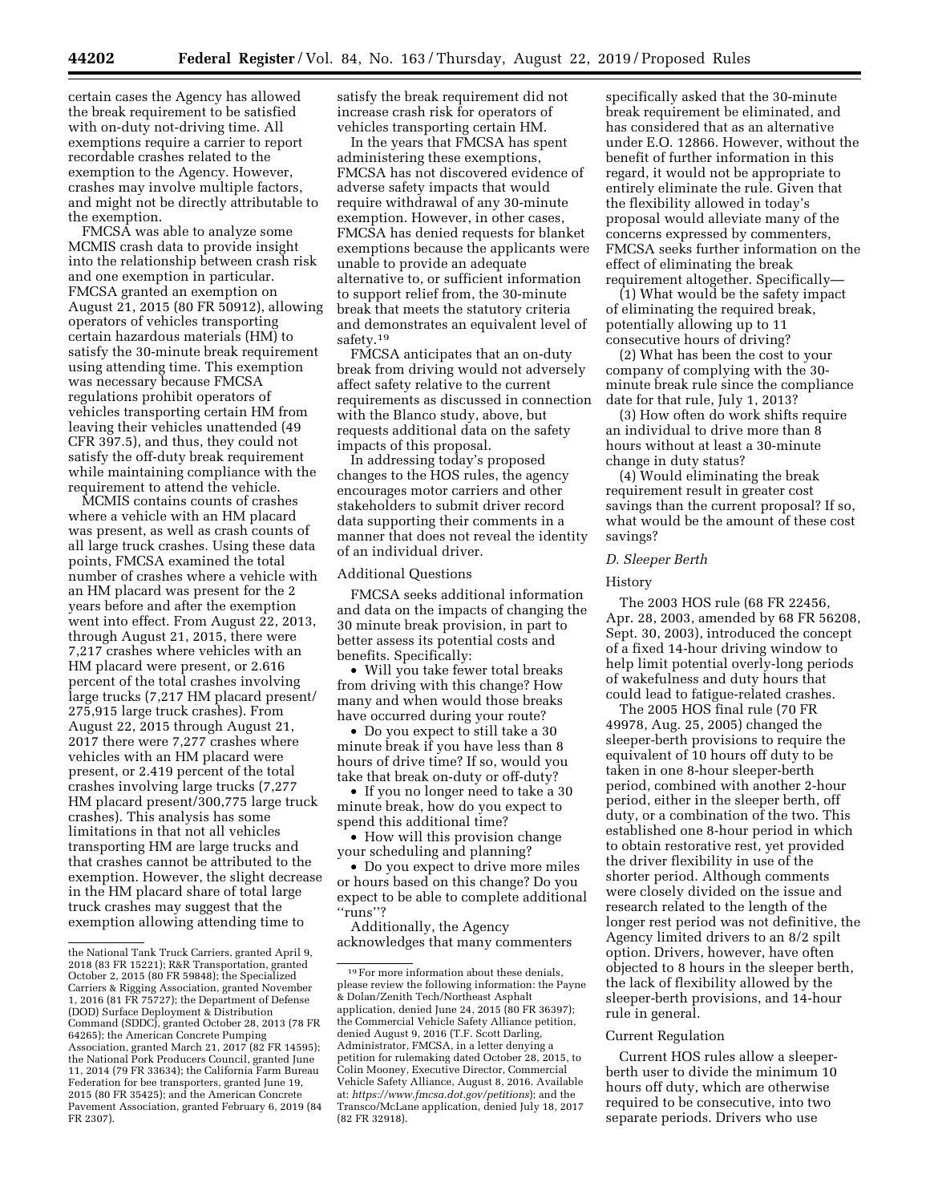certain cases the Agency has allowed the break requirement to be satisfied with on-duty not-driving time. All exemptions require a carrier to report recordable crashes related to the exemption to the Agency. However, crashes may involve multiple factors, and might not be directly attributable to the exemption.

FMCSA was able to analyze some MCMIS crash data to provide insight into the relationship between crash risk and one exemption in particular. FMCSA granted an exemption on August 21, 2015 (80 FR 50912), allowing operators of vehicles transporting certain hazardous materials (HM) to satisfy the 30-minute break requirement using attending time. This exemption was necessary because FMCSA regulations prohibit operators of vehicles transporting certain HM from leaving their vehicles unattended (49 CFR 397.5), and thus, they could not satisfy the off-duty break requirement while maintaining compliance with the requirement to attend the vehicle.

MCMIS contains counts of crashes where a vehicle with an HM placard was present, as well as crash counts of all large truck crashes. Using these data points, FMCSA examined the total number of crashes where a vehicle with an HM placard was present for the 2 years before and after the exemption went into effect. From August 22, 2013, through August 21, 2015, there were 7,217 crashes where vehicles with an HM placard were present, or 2.616 percent of the total crashes involving large trucks (7,217 HM placard present/ 275,915 large truck crashes). From August 22, 2015 through August 21, 2017 there were 7,277 crashes where vehicles with an HM placard were present, or 2.419 percent of the total crashes involving large trucks (7,277 HM placard present/300,775 large truck crashes). This analysis has some limitations in that not all vehicles transporting HM are large trucks and that crashes cannot be attributed to the exemption. However, the slight decrease in the HM placard share of total large truck crashes may suggest that the exemption allowing attending time to satisfy the break requirement did not increase crash risk for operators of vehicles transporting certain HM.

In the years that FMCSA has spent administering these exemptions, FMCSA has not discovered evidence of adverse safety impacts that would require withdrawal of any 30-minute exemption. However, in other cases, FMCSA has denied requests for blanket exemptions because the applicants were unable to provide an adequate alternative to, or sufficient information to support relief from, the 30-minute break that meets the statutory criteria and demonstrates an equivalent level of safety.[19]

FMCSA anticipates that an on-duty break from driving would not adversely affect safety relative to the current requirements as discussed in connection with the Blanco study, above, but requests additional data on the safety impacts of this proposal.

In addressing today's proposed changes to the HOS rules, the agency encourages motor carriers and other stakeholders to submit driver record data supporting their comments in a manner that does not reveal the identity of an individual driver.

### Additional Questions

FMCSA seeks additional information and data on the impacts of changing the 30 minute break provision, in part to better assess its potential costs and benefits. Specifically:

- Will you take fewer total breaks from driving with this change? How many and when would those breaks have occurred during your route?
- Do you expect to still take a 30 minute break if you have less than 8 hours of drive time? If so, would you take that break on-duty or off-duty?
- If you no longer need to take a 30 minute break, how do you expect to spend this additional time?
- How will this provision change your scheduling and planning?
- Do you expect to drive more miles or hours based on this change? Do you expect to be able to complete additional "runs"?

Additionally, the Agency acknowledges that many commenters specifically asked that the 30-minute break requirement be eliminated, and has considered that as an alternative under E.O. 12866. However, without the benefit of further information in this regard, it would not be appropriate to entirely eliminate the rule. Given that the flexibility allowed in today's proposal would alleviate many of the concerns expressed by commenters, FMCSA seeks further information on the effect of eliminating the break requirement altogether. Specifically—

(1) What would be the safety impact of eliminating the required break, potentially allowing up to 11 consecutive hours of driving?

(2) What has been the cost to your company of complying with the 30-minute break rule since the compliance date for that rule, July 1, 2013?

(3) How often do work shifts require an individual to drive more than 8 hours without at least a 30-minute change in duty status?

(4) Would eliminating the break requirement result in greater cost savings than the current proposal? If so, what would be the amount of these cost savings?

## *D. Sleeper Berth*

### History

The 2003 HOS rule (68 FR 22456, Apr. 28, 2003, amended by 68 FR 56208, Sept. 30, 2003), introduced the concept of a fixed 14-hour driving window to help limit potential overly-long periods of wakefulness and duty hours that could lead to fatigue-related crashes.

The 2005 HOS final rule (70 FR 49978, Aug. 25, 2005) changed the sleeper-berth provisions to require the equivalent of 10 hours off duty to be taken in one 8-hour sleeper-berth period, combined with another 2-hour period, either in the sleeper berth, off duty, or a combination of the two. This established one 8-hour period in which to obtain restorative rest, yet provided the driver flexibility in use of the shorter period. Although comments were closely divided on the issue and research related to the length of the longer rest period was not definitive, the Agency limited drivers to an 8/2 spilt option. Drivers, however, have often objected to 8 hours in the sleeper berth, the lack of flexibility allowed by the sleeper-berth provisions, and 14-hour rule in general.

### Current Regulation

Current HOS rules allow a sleeper-berth user to divide the minimum 10 hours off duty, which are otherwise required to be consecutive, into two separate periods. Drivers who use

---

the National Tank Truck Carriers, granted April 9, 2018 (83 FR 15221); R&R Transportation, granted October 2, 2015 (80 FR 59848); the Specialized Carriers & Rigging Association, granted November 1, 2016 (81 FR 75727); the Department of Defense (DOD) Surface Deployment & Distribution Command (SDDC), granted October 28, 2013 (78 FR 64265); the American Concrete Pumping Association, granted March 21, 2017 (82 FR 14595); the National Pork Producers Council, granted June 11, 2014 (79 FR 33634); the California Farm Bureau Federation for bee transporters, granted June 19, 2015 (80 FR 35425); and the American Concrete Pavement Association, granted February 6, 2019 (84 FR 2307).

[19] For more information about these denials, please review the following information: the Payne & Dolan/Zenith Tech/Northeast Asphalt application, denied June 24, 2015 (80 FR 36397); the Commercial Vehicle Safety Alliance petition, denied August 9, 2016 (T.F. Scott Darling, Administrator, FMCSA, in a letter denying a petition for rulemaking dated October 28, 2015, to Colin Mooney, Executive Director, Commercial Vehicle Safety Alliance, August 8, 2016. Available at: *https://www.fmcsa.dot.gov/petitions*); and the Transco/McLane application, denied July 18, 2017 (82 FR 32918).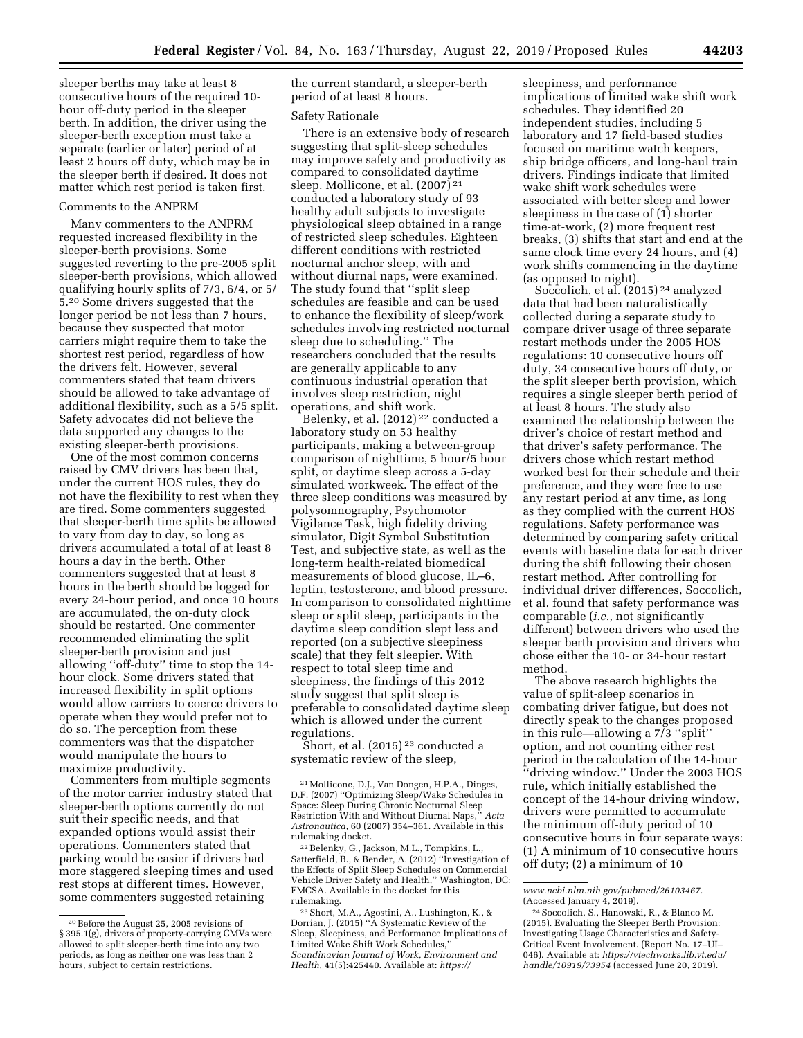sleeper berths may take at least 8 consecutive hours of the required 10-hour off-duty period in the sleeper berth. In addition, the driver using the sleeper-berth exception must take a separate (earlier or later) period of at least 2 hours off duty, which may be in the sleeper berth if desired. It does not matter which rest period is taken first.

Comments to the ANPRM

Many commenters to the ANPRM requested increased flexibility in the sleeper-berth provisions. Some suggested reverting to the pre-2005 split sleeper-berth provisions, which allowed qualifying hourly splits of 7/3, 6/4, or 5/5.[20] Some drivers suggested that the longer period be not less than 7 hours, because they suspected that motor carriers might require them to take the shortest rest period, regardless of how the drivers felt. However, several commenters stated that team drivers should be allowed to take advantage of additional flexibility, such as a 5/5 split. Safety advocates did not believe the data supported any changes to the existing sleeper-berth provisions.

One of the most common concerns raised by CMV drivers has been that, under the current HOS rules, they do not have the flexibility to rest when they are tired. Some commenters suggested that sleeper-berth time splits be allowed to vary from day to day, so long as drivers accumulated a total of at least 8 hours a day in the berth. Other commenters suggested that at least 8 hours in the berth should be logged for every 24-hour period, and once 10 hours are accumulated, the on-duty clock should be restarted. One commenter recommended eliminating the split sleeper-berth provision and just allowing "off-duty" time to stop the 14-hour clock. Some drivers stated that increased flexibility in split options would allow carriers to coerce drivers to operate when they would prefer not to do so. The perception from these commenters was that the dispatcher would manipulate the hours to maximize productivity.

Commenters from multiple segments of the motor carrier industry stated that sleeper-berth options currently do not suit their specific needs, and that expanded options would assist their operations. Commenters stated that parking would be easier if drivers had more staggered sleeping times and used rest stops at different times. However, some commenters suggested retaining the current standard, a sleeper-berth period of at least 8 hours.

Safety Rationale

There is an extensive body of research suggesting that split-sleep schedules may improve safety and productivity as compared to consolidated daytime sleep. Mollicone, et al. (2007)[21] conducted a laboratory study of 93 healthy adult subjects to investigate physiological sleep obtained in a range of restricted sleep schedules. Eighteen different conditions with restricted nocturnal anchor sleep, with and without diurnal naps, were examined. The study found that "split sleep schedules are feasible and can be used to enhance the flexibility of sleep/wake schedules involving restricted nocturnal sleep due to scheduling." The researchers concluded that the results are generally applicable to any continuous industrial operation that involves sleep restriction, night operations, and shift work.

Belenky, et al. (2012)[22] conducted a laboratory study on 53 healthy participants, making a between-group comparison of nighttime, 5 hour/5 hour split, or daytime sleep across a 5-day simulated workweek. The effect of the three sleep conditions was measured by polysomnography, Psychomotor Vigilance Task, high fidelity driving simulator, Digit Symbol Substitution Test, and subjective state, as well as the long-term health-related biomedical measurements of blood glucose, IL–6, leptin, testosterone, and blood pressure. In comparison to consolidated nighttime sleep or split sleep, participants in the daytime sleep condition slept less and reported (on a subjective sleepiness scale) that they felt sleepier. With respect to total sleep time and sleepiness, the findings of this 2012 study suggest that split sleep is preferable to consolidated daytime sleep which is allowed under the current regulations.

Short, et al. (2015)[23] conducted a systematic review of the sleep, sleepiness, and performance implications of limited wake shift work schedules. They identified 20 independent studies, including 5 laboratory and 17 field-based studies focused on maritime watch keepers, ship bridge officers, and long-haul train drivers. Findings indicate that limited wake shift work schedules were associated with better sleep and lower sleepiness in the case of (1) shorter time-at-work, (2) more frequent rest breaks, (3) shifts that start and end at the same clock time every 24 hours, and (4) work shifts commencing in the daytime (as opposed to night).

Soccolich, et al. (2015)[24] analyzed data that had been naturalistically collected during a separate study to compare driver usage of three separate restart methods under the 2005 HOS regulations: 10 consecutive hours off duty, 34 consecutive hours off duty, or the split sleeper berth provision, which requires a single sleeper berth period of at least 8 hours. The study also examined the relationship between the driver's choice of restart method and that driver's safety performance. The drivers chose which restart method worked best for their schedule and their preference, and they were free to use any restart period at any time, as long as they complied with the current HOS regulations. Safety performance was determined by comparing safety critical events with baseline data for each driver during the shift following their chosen restart method. After controlling for individual driver differences, Soccolich, et al. found that safety performance was comparable (*i.e.,* not significantly different) between drivers who used the sleeper berth provision and drivers who chose either the 10- or 34-hour restart method.

The above research highlights the value of split-sleep scenarios in combating driver fatigue, but does not directly speak to the changes proposed in this rule—allowing a 7/3 "split" option, and not counting either rest period in the calculation of the 14-hour "driving window." Under the 2003 HOS rule, which initially established the concept of the 14-hour driving window, drivers were permitted to accumulate the minimum off-duty period of 10 consecutive hours in four separate ways: (1) A minimum of 10 consecutive hours off duty; (2) a minimum of 10

---

[20] Before the August 25, 2005 revisions of § 395.1(g), drivers of property-carrying CMVs were allowed to split sleeper-berth time into any two periods, as long as neither one was less than 2 hours, subject to certain restrictions.

[21] Mollicone, D.J., Van Dongen, H.P.A., Dinges, D.F. (2007) "Optimizing Sleep/Wake Schedules in Space: Sleep During Chronic Nocturnal Sleep Restriction With and Without Diurnal Naps," *Acta Astronautica,* 60 (2007) 354–361. Available in this rulemaking docket.

[22] Belenky, G., Jackson, M.L., Tompkins, L., Satterfield, B., & Bender, A. (2012) "Investigation of the Effects of Split Sleep Schedules on Commercial Vehicle Driver Safety and Health," Washington, DC: FMCSA. Available in the docket for this rulemaking.

[23] Short, M.A., Agostini, A., Lushington, K., & Dorrian, J. (2015) "A Systematic Review of the Sleep, Sleepiness, and Performance Implications of Limited Wake Shift Work Schedules," *Scandinavian Journal of Work, Environment and Health,* 41(5):425440. Available at: *https://www.ncbi.nlm.nih.gov/pubmed/26103467.* (Accessed January 4, 2019).

[24] Soccolich, S., Hanowski, R., & Blanco M. (2015). Evaluating the Sleeper Berth Provision: Investigating Usage Characteristics and Safety-Critical Event Involvement. (Report No. 17–UI–046). Available at: *https://vtechworks.lib.vt.edu/handle/10919/73954* (accessed June 20, 2019).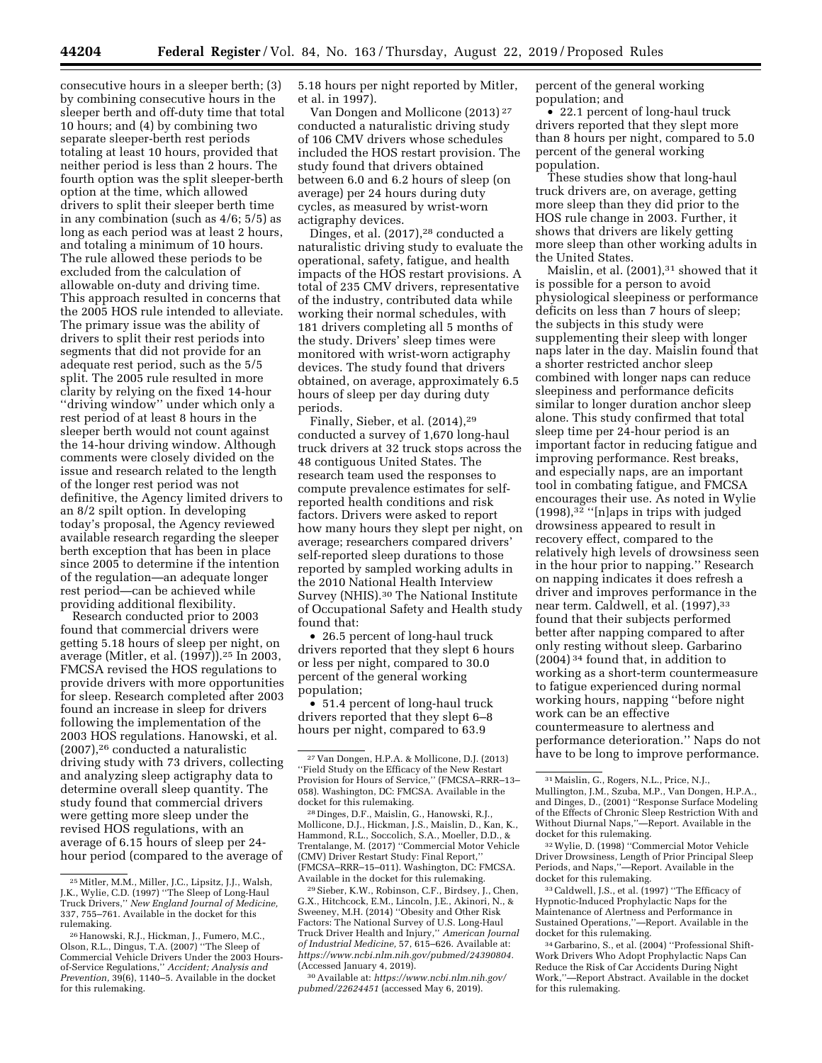consecutive hours in a sleeper berth; (3) by combining consecutive hours in the sleeper berth and off-duty time that total 10 hours; and (4) by combining two separate sleeper-berth rest periods totaling at least 10 hours, provided that neither period is less than 2 hours. The fourth option was the split sleeper-berth option at the time, which allowed drivers to split their sleeper berth time in any combination (such as 4/6; 5/5) as long as each period was at least 2 hours, and totaling a minimum of 10 hours. The rule allowed these periods to be excluded from the calculation of allowable on-duty and driving time. This approach resulted in concerns that the 2005 HOS rule intended to alleviate. The primary issue was the ability of drivers to split their rest periods into segments that did not provide for an adequate rest period, such as the 5/5 split. The 2005 rule resulted in more clarity by relying on the fixed 14-hour ''driving window'' under which only a rest period of at least 8 hours in the sleeper berth would not count against the 14-hour driving window. Although comments were closely divided on the issue and research related to the length of the longer rest period was not definitive, the Agency limited drivers to an 8/2 spilt option. In developing today's proposal, the Agency reviewed available research regarding the sleeper berth exception that has been in place since 2005 to determine if the intention of the regulation—an adequate longer rest period—can be achieved while providing additional flexibility.

Research conducted prior to 2003 found that commercial drivers were getting 5.18 hours of sleep per night, on average (Mitler, et al. (1997)).[25] In 2003, FMCSA revised the HOS regulations to provide drivers with more opportunities for sleep. Research completed after 2003 found an increase in sleep for drivers following the implementation of the 2003 HOS regulations. Hanowski, et al. (2007),[26] conducted a naturalistic driving study with 73 drivers, collecting and analyzing sleep actigraphy data to determine overall sleep quantity. The study found that commercial drivers were getting more sleep under the revised HOS regulations, with an average of 6.15 hours of sleep per 24-hour period (compared to the average of 5.18 hours per night reported by Mitler, et al. in 1997).

Van Dongen and Mollicone (2013)[27] conducted a naturalistic driving study of 106 CMV drivers whose schedules included the HOS restart provision. The study found that drivers obtained between 6.0 and 6.2 hours of sleep (on average) per 24 hours during duty cycles, as measured by wrist-worn actigraphy devices.

Dinges, et al. (2017),[28] conducted a naturalistic driving study to evaluate the operational, safety, fatigue, and health impacts of the HOS restart provisions. A total of 235 CMV drivers, representative of the industry, contributed data while working their normal schedules, with 181 drivers completing all 5 months of the study. Drivers' sleep times were monitored with wrist-worn actigraphy devices. The study found that drivers obtained, on average, approximately 6.5 hours of sleep per day during duty periods.

Finally, Sieber, et al. (2014),[29] conducted a survey of 1,670 long-haul truck drivers at 32 truck stops across the 48 contiguous United States. The research team used the responses to compute prevalence estimates for self-reported health conditions and risk factors. Drivers were asked to report how many hours they slept per night, on average; researchers compared drivers' self-reported sleep durations to those reported by sampled working adults in the 2010 National Health Interview Survey (NHIS).[30] The National Institute of Occupational Safety and Health study found that:

- 26.5 percent of long-haul truck drivers reported that they slept 6 hours or less per night, compared to 30.0 percent of the general working population;
- 51.4 percent of long-haul truck drivers reported that they slept 6–8 hours per night, compared to 63.9 percent of the general working population; and
- 22.1 percent of long-haul truck drivers reported that they slept more than 8 hours per night, compared to 5.0 percent of the general working population.

These studies show that long-haul truck drivers are, on average, getting more sleep than they did prior to the HOS rule change in 2003. Further, it shows that drivers are likely getting more sleep than other working adults in the United States.

Maislin, et al. (2001),[31] showed that it is possible for a person to avoid physiological sleepiness or performance deficits on less than 7 hours of sleep; the subjects in this study were supplementing their sleep with longer naps later in the day. Maislin found that a shorter restricted anchor sleep combined with longer naps can reduce sleepiness and performance deficits similar to longer duration anchor sleep alone. This study confirmed that total sleep time per 24-hour period is an important factor in reducing fatigue and improving performance. Rest breaks, and especially naps, are an important tool in combating fatigue, and FMCSA encourages their use. As noted in Wylie (1998),[32] ''[n]aps in trips with judged drowsiness appeared to result in recovery effect, compared to the relatively high levels of drowsiness seen in the hour prior to napping.'' Research on napping indicates it does refresh a driver and improves performance in the near term. Caldwell, et al. (1997),[33] found that their subjects performed better after napping compared to after only resting without sleep. Garbarino (2004)[34] found that, in addition to working as a short-term countermeasure to fatigue experienced during normal working hours, napping ''before night work can be an effective countermeasure to alertness and performance deterioration.'' Naps do not have to be long to improve performance.

---

[25] Mitler, M.M., Miller, J.C., Lipsitz, J.J., Walsh, J.K., Wylie, C.D. (1997) ''The Sleep of Long-Haul Truck Drivers,'' *New England Journal of Medicine,* 337, 755–761. Available in the docket for this rulemaking.

[26] Hanowski, R.J., Hickman, J., Fumero, M.C., Olson, R.L., Dingus, T.A. (2007) ''The Sleep of Commercial Vehicle Drivers Under the 2003 Hours-of-Service Regulations,'' *Accident; Analysis and Prevention,* 39(6), 1140–5. Available in the docket for this rulemaking.

[27] Van Dongen, H.P.A. & Mollicone, D.J. (2013) ''Field Study on the Efficacy of the New Restart Provision for Hours of Service,'' (FMCSA–RRR–13–058). Washington, DC: FMCSA. Available in the docket for this rulemaking.

[28] Dinges, D.F., Maislin, G., Hanowski, R.J., Mollicone, D.J., Hickman, J.S., Maislin, D., Kan, K., Hammond, R.L., Soccolich, S.A., Moeller, D.D., & Trentalange, M. (2017) ''Commercial Motor Vehicle (CMV) Driver Restart Study: Final Report,'' (FMCSA–RRR–15–011). Washington, DC: FMCSA. Available in the docket for this rulemaking.

[29] Sieber, K.W., Robinson, C.F., Birdsey, J., Chen, G.X., Hitchcock, E.M., Lincoln, J.E., Akinori, N., & Sweeney, M.H. (2014) ''Obesity and Other Risk Factors: The National Survey of U.S. Long-Haul Truck Driver Health and Injury,'' *American Journal of Industrial Medicine,* 57, 615–626. Available at: *https://www.ncbi.nlm.nih.gov/pubmed/24390804.* (Accessed January 4, 2019).

[30] Available at: *https://www.ncbi.nlm.nih.gov/pubmed/22624451* (accessed May 6, 2019).

[31] Maislin, G., Rogers, N.L., Price, N.J., Mullington, J.M., Szuba, M.P., Van Dongen, H.P.A., and Dinges, D., (2001) ''Response Surface Modeling of the Effects of Chronic Sleep Restriction With and Without Diurnal Naps,''—Report. Available in the docket for this rulemaking.

[32] Wylie, D. (1998) ''Commercial Motor Vehicle Driver Drowsiness, Length of Prior Principal Sleep Periods, and Naps,''—Report. Available in the docket for this rulemaking.

[33] Caldwell, J.S., et al. (1997) ''The Efficacy of Hypnotic-Induced Prophylactic Naps for the Maintenance of Alertness and Performance in Sustained Operations,''—Report. Available in the docket for this rulemaking.

[34] Garbarino, S., et al. (2004) ''Professional Shift-Work Drivers Who Adopt Prophylactic Naps Can Reduce the Risk of Car Accidents During Night Work,''—Report Abstract. Available in the docket for this rulemaking.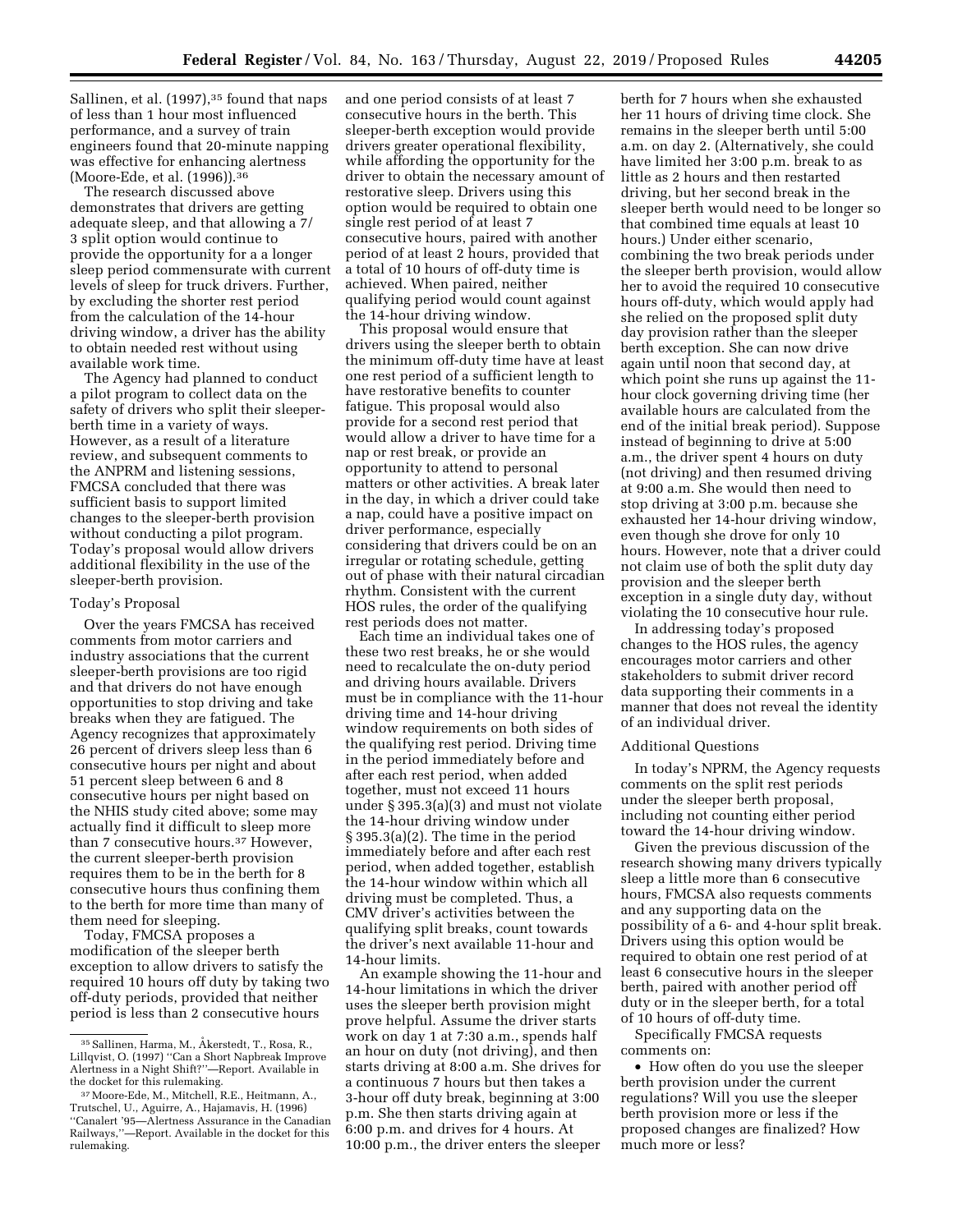Sallinen, et al. (1997),[35] found that naps of less than 1 hour most influenced performance, and a survey of train engineers found that 20-minute napping was effective for enhancing alertness (Moore-Ede, et al. (1996)).[36]

The research discussed above demonstrates that drivers are getting adequate sleep, and that allowing a 7/3 split option would continue to provide the opportunity for a a longer sleep period commensurate with current levels of sleep for truck drivers. Further, by excluding the shorter rest period from the calculation of the 14-hour driving window, a driver has the ability to obtain needed rest without using available work time.

The Agency had planned to conduct a pilot program to collect data on the safety of drivers who split their sleeper-berth time in a variety of ways. However, as a result of a literature review, and subsequent comments to the ANPRM and listening sessions, FMCSA concluded that there was sufficient basis to support limited changes to the sleeper-berth provision without conducting a pilot program. Today's proposal would allow drivers additional flexibility in the use of the sleeper-berth provision.

### Today's Proposal

Over the years FMCSA has received comments from motor carriers and industry associations that the current sleeper-berth provisions are too rigid and that drivers do not have enough opportunities to stop driving and take breaks when they are fatigued. The Agency recognizes that approximately 26 percent of drivers sleep less than 6 consecutive hours per night and about 51 percent sleep between 6 and 8 consecutive hours per night based on the NHIS study cited above; some may actually find it difficult to sleep more than 7 consecutive hours.[37] However, the current sleeper-berth provision requires them to be in the berth for 8 consecutive hours thus confining them to the berth for more time than many of them need for sleeping.

Today, FMCSA proposes a modification of the sleeper berth exception to allow drivers to satisfy the required 10 hours off duty by taking two off-duty periods, provided that neither period is less than 2 consecutive hours and one period consists of at least 7 consecutive hours in the berth. This sleeper-berth exception would provide drivers greater operational flexibility, while affording the opportunity for the driver to obtain the necessary amount of restorative sleep. Drivers using this option would be required to obtain one single rest period of at least 7 consecutive hours, paired with another period of at least 2 hours, provided that a total of 10 hours of off-duty time is achieved. When paired, neither qualifying period would count against the 14-hour driving window.

This proposal would ensure that drivers using the sleeper berth to obtain the minimum off-duty time have at least one rest period of a sufficient length to have restorative benefits to counter fatigue. This proposal would also provide for a second rest period that would allow a driver to have time for a nap or rest break, or provide an opportunity to attend to personal matters or other activities. A break later in the day, in which a driver could take a nap, could have a positive impact on driver performance, especially considering that drivers could be on an irregular or rotating schedule, getting out of phase with their natural circadian rhythm. Consistent with the current HOS rules, the order of the qualifying rest periods does not matter.

Each time an individual takes one of these two rest breaks, he or she would need to recalculate the on-duty period and driving hours available. Drivers must be in compliance with the 11-hour driving time and 14-hour driving window requirements on both sides of the qualifying rest period. Driving time in the period immediately before and after each rest period, when added together, must not exceed 11 hours under § 395.3(a)(3) and must not violate the 14-hour driving window under § 395.3(a)(2). The time in the period immediately before and after each rest period, when added together, establish the 14-hour window within which all driving must be completed. Thus, a CMV driver's activities between the qualifying split breaks, count towards the driver's next available 11-hour and 14-hour limits.

An example showing the 11-hour and 14-hour limitations in which the driver uses the sleeper berth provision might prove helpful. Assume the driver starts work on day 1 at 7:30 a.m., spends half an hour on duty (not driving), and then starts driving at 8:00 a.m. She drives for a continuous 7 hours but then takes a 3-hour off duty break, beginning at 3:00 p.m. She then starts driving again at 6:00 p.m. and drives for 4 hours. At 10:00 p.m., the driver enters the sleeper berth for 7 hours when she exhausted her 11 hours of driving time clock. She remains in the sleeper berth until 5:00 a.m. on day 2. (Alternatively, she could have limited her 3:00 p.m. break to as little as 2 hours and then restarted driving, but her second break in the sleeper berth would need to be longer so that combined time equals at least 10 hours.) Under either scenario, combining the two break periods under the sleeper berth provision, would allow her to avoid the required 10 consecutive hours off-duty, which would apply had she relied on the proposed split duty day provision rather than the sleeper berth exception. She can now drive again until noon that second day, at which point she runs up against the 11-hour clock governing driving time (her available hours are calculated from the end of the initial break period). Suppose instead of beginning to drive at 5:00 a.m., the driver spent 4 hours on duty (not driving) and then resumed driving at 9:00 a.m. She would then need to stop driving at 3:00 p.m. because she exhausted her 14-hour driving window, even though she drove for only 10 hours. However, note that a driver could not claim use of both the split duty day provision and the sleeper berth exception in a single duty day, without violating the 10 consecutive hour rule.

In addressing today's proposed changes to the HOS rules, the agency encourages motor carriers and other stakeholders to submit driver record data supporting their comments in a manner that does not reveal the identity of an individual driver.

### Additional Questions

In today's NPRM, the Agency requests comments on the split rest periods under the sleeper berth proposal, including not counting either period toward the 14-hour driving window.

Given the previous discussion of the research showing many drivers typically sleep a little more than 6 consecutive hours, FMCSA also requests comments and any supporting data on the possibility of a 6- and 4-hour split break. Drivers using this option would be required to obtain one rest period of at least 6 consecutive hours in the sleeper berth, paired with another period off duty or in the sleeper berth, for a total of 10 hours of off-duty time.

Specifically FMCSA requests comments on:

- How often do you use the sleeper berth provision under the current regulations? Will you use the sleeper berth provision more or less if the proposed changes are finalized? How much more or less?

---

[35] Sallinen, Harma, M., Åkerstedt, T., Rosa, R., Lillqvist, O. (1997) "Can a Short Napbreak Improve Alertness in a Night Shift?"—Report. Available in the docket for this rulemaking.

[37] Moore-Ede, M., Mitchell, R.E., Heitmann, A., Trutschel, U., Aguirre, A., Hajamavis, H. (1996) "Canalert '95—Alertness Assurance in the Canadian Railways,"—Report. Available in the docket for this rulemaking.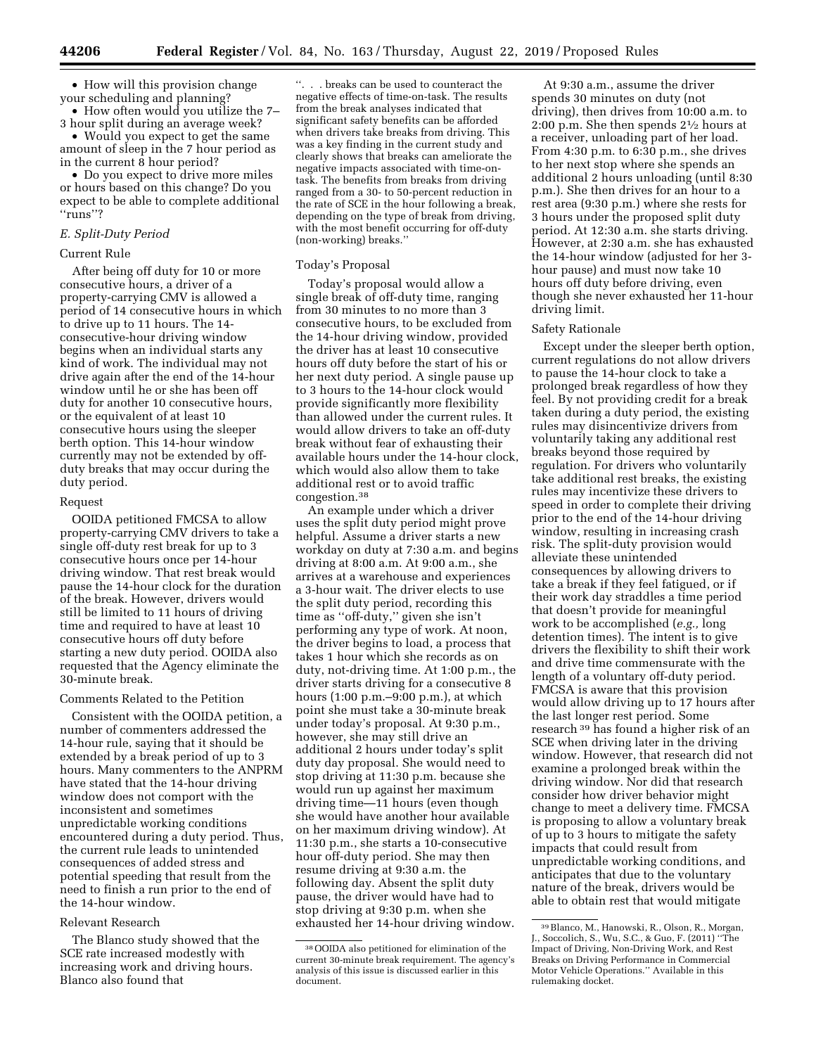- How will this provision change your scheduling and planning?
- How often would you utilize the 7–3 hour split during an average week?
- Would you expect to get the same amount of sleep in the 7 hour period as in the current 8 hour period?
- Do you expect to drive more miles or hours based on this change? Do you expect to be able to complete additional "runs"?

### *E. Split-Duty Period*

#### Current Rule

After being off duty for 10 or more consecutive hours, a driver of a property-carrying CMV is allowed a period of 14 consecutive hours in which to drive up to 11 hours. The 14-consecutive-hour driving window begins when an individual starts any kind of work. The individual may not drive again after the end of the 14-hour window until he or she has been off duty for another 10 consecutive hours, or the equivalent of at least 10 consecutive hours using the sleeper berth option. This 14-hour window currently may not be extended by off-duty breaks that may occur during the duty period.

#### Request

OOIDA petitioned FMCSA to allow property-carrying CMV drivers to take a single off-duty rest break for up to 3 consecutive hours once per 14-hour driving window. That rest break would pause the 14-hour clock for the duration of the break. However, drivers would still be limited to 11 hours of driving time and required to have at least 10 consecutive hours off duty before starting a new duty period. OOIDA also requested that the Agency eliminate the 30-minute break.

#### Comments Related to the Petition

Consistent with the OOIDA petition, a number of commenters addressed the 14-hour rule, saying that it should be extended by a break period of up to 3 hours. Many commenters to the ANPRM have stated that the 14-hour driving window does not comport with the inconsistent and sometimes unpredictable working conditions encountered during a duty period. Thus, the current rule leads to unintended consequences of added stress and potential speeding that result from the need to finish a run prior to the end of the 14-hour window.

#### Relevant Research

The Blanco study showed that the SCE rate increased modestly with increasing work and driving hours. Blanco also found that

". . . breaks can be used to counteract the negative effects of time-on-task. The results from the break analyses indicated that significant safety benefits can be afforded when drivers take breaks from driving. This was a key finding in the current study and clearly shows that breaks can ameliorate the negative impacts associated with time-on-task. The benefits from breaks from driving ranged from a 30- to 50-percent reduction in the rate of SCE in the hour following a break, depending on the type of break from driving, with the most benefit occurring for off-duty (non-working) breaks."

#### Today's Proposal

Today's proposal would allow a single break of off-duty time, ranging from 30 minutes to no more than 3 consecutive hours, to be excluded from the 14-hour driving window, provided the driver has at least 10 consecutive hours off duty before the start of his or her next duty period. A single pause up to 3 hours to the 14-hour clock would provide significantly more flexibility than allowed under the current rules. It would allow drivers to take an off-duty break without fear of exhausting their available hours under the 14-hour clock, which would also allow them to take additional rest or to avoid traffic congestion.[38]

An example under which a driver uses the split duty period might prove helpful. Assume a driver starts a new workday on duty at 7:30 a.m. and begins driving at 8:00 a.m. At 9:00 a.m., she arrives at a warehouse and experiences a 3-hour wait. The driver elects to use the split duty period, recording this time as "off-duty," given she isn't performing any type of work. At noon, the driver begins to load, a process that takes 1 hour which she records as on duty, not-driving time. At 1:00 p.m., the driver starts driving for a consecutive 8 hours (1:00 p.m.–9:00 p.m.), at which point she must take a 30-minute break under today's proposal. At 9:30 p.m., however, she may still drive an additional 2 hours under today's split duty day proposal. She would need to stop driving at 11:30 p.m. because she would run up against her maximum driving time—11 hours (even though she would have another hour available on her maximum driving window). At 11:30 p.m., she starts a 10-consecutive hour off-duty period. She may then resume driving at 9:30 a.m. the following day. Absent the split duty pause, the driver would have had to stop driving at 9:30 p.m. when she exhausted her 14-hour driving window.

At 9:30 a.m., assume the driver spends 30 minutes on duty (not driving), then drives from 10:00 a.m. to 2:00 p.m. She then spends 2½ hours at a receiver, unloading part of her load. From 4:30 p.m. to 6:30 p.m., she drives to her next stop where she spends an additional 2 hours unloading (until 8:30 p.m.). She then drives for an hour to a rest area (9:30 p.m.) where she rests for 3 hours under the proposed split duty period. At 12:30 a.m. she starts driving. However, at 2:30 a.m. she has exhausted the 14-hour window (adjusted for her 3-hour pause) and must now take 10 hours off duty before driving, even though she never exhausted her 11-hour driving limit.

#### Safety Rationale

Except under the sleeper berth option, current regulations do not allow drivers to pause the 14-hour clock to take a prolonged break regardless of how they feel. By not providing credit for a break taken during a duty period, the existing rules may disincentivize drivers from voluntarily taking any additional rest breaks beyond those required by regulation. For drivers who voluntarily take additional rest breaks, the existing rules may incentivize these drivers to speed in order to complete their driving prior to the end of the 14-hour driving window, resulting in increasing crash risk. The split-duty provision would alleviate these unintended consequences by allowing drivers to take a break if they feel fatigued, or if their work day straddles a time period that doesn't provide for meaningful work to be accomplished (*e.g.,* long detention times). The intent is to give drivers the flexibility to shift their work and drive time commensurate with the length of a voluntary off-duty period. FMCSA is aware that this provision would allow driving up to 17 hours after the last longer rest period. Some research[39] has found a higher risk of an SCE when driving later in the driving window. However, that research did not examine a prolonged break within the driving window. Nor did that research consider how driver behavior might change to meet a delivery time. FMCSA is proposing to allow a voluntary break of up to 3 hours to mitigate the safety impacts that could result from unpredictable working conditions, and anticipates that due to the voluntary nature of the break, drivers would be able to obtain rest that would mitigate

---

[38] OOIDA also petitioned for elimination of the current 30-minute break requirement. The agency's analysis of this issue is discussed earlier in this document.

[39] Blanco, M., Hanowski, R., Olson, R., Morgan, J., Soccolich, S., Wu, S.C., & Guo, F. (2011) "The Impact of Driving, Non-Driving Work, and Rest Breaks on Driving Performance in Commercial Motor Vehicle Operations." Available in this rulemaking docket.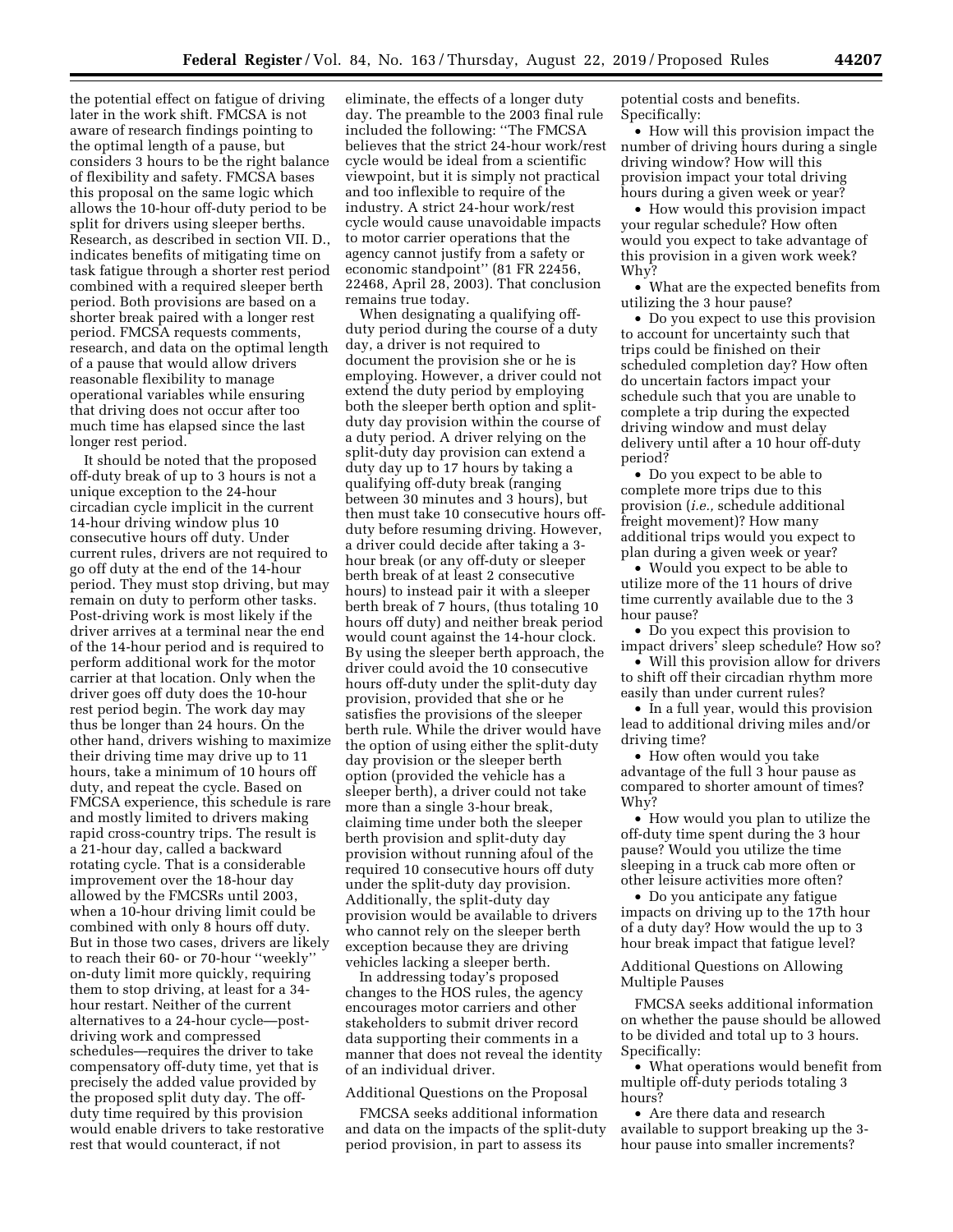the potential effect on fatigue of driving later in the work shift. FMCSA is not aware of research findings pointing to the optimal length of a pause, but considers 3 hours to be the right balance of flexibility and safety. FMCSA bases this proposal on the same logic which allows the 10-hour off-duty period to be split for drivers using sleeper berths. Research, as described in section VII. D., indicates benefits of mitigating time on task fatigue through a shorter rest period combined with a required sleeper berth period. Both provisions are based on a shorter break paired with a longer rest period. FMCSA requests comments, research, and data on the optimal length of a pause that would allow drivers reasonable flexibility to manage operational variables while ensuring that driving does not occur after too much time has elapsed since the last longer rest period.

It should be noted that the proposed off-duty break of up to 3 hours is not a unique exception to the 24-hour circadian cycle implicit in the current 14-hour driving window plus 10 consecutive hours off duty. Under current rules, drivers are not required to go off duty at the end of the 14-hour period. They must stop driving, but may remain on duty to perform other tasks. Post-driving work is most likely if the driver arrives at a terminal near the end of the 14-hour period and is required to perform additional work for the motor carrier at that location. Only when the driver goes off duty does the 10-hour rest period begin. The work day may thus be longer than 24 hours. On the other hand, drivers wishing to maximize their driving time may drive up to 11 hours, take a minimum of 10 hours off duty, and repeat the cycle. Based on FMCSA experience, this schedule is rare and mostly limited to drivers making rapid cross-country trips. The result is a 21-hour day, called a backward rotating cycle. That is a considerable improvement over the 18-hour day allowed by the FMCSRs until 2003, when a 10-hour driving limit could be combined with only 8 hours off duty. But in those two cases, drivers are likely to reach their 60- or 70-hour "weekly" on-duty limit more quickly, requiring them to stop driving, at least for a 34-hour restart. Neither of the current alternatives to a 24-hour cycle—post-driving work and compressed schedules—requires the driver to take compensatory off-duty time, yet that is precisely the added value provided by the proposed split duty day. The off-duty time required by this provision would enable drivers to take restorative rest that would counteract, if not eliminate, the effects of a longer duty day. The preamble to the 2003 final rule included the following: "The FMCSA believes that the strict 24-hour work/rest cycle would be ideal from a scientific viewpoint, but it is simply not practical and too inflexible to require of the industry. A strict 24-hour work/rest cycle would cause unavoidable impacts to motor carrier operations that the agency cannot justify from a safety or economic standpoint" (81 FR 22456, 22468, April 28, 2003). That conclusion remains true today.

When designating a qualifying off-duty period during the course of a duty day, a driver is not required to document the provision she or he is employing. However, a driver could not extend the duty period by employing both the sleeper berth option and split-duty day provision within the course of a duty period. A driver relying on the split-duty day provision can extend a duty day up to 17 hours by taking a qualifying off-duty break (ranging between 30 minutes and 3 hours), but then must take 10 consecutive hours off-duty before resuming driving. However, a driver could decide after taking a 3-hour break (or any off-duty or sleeper berth break of at least 2 consecutive hours) to instead pair it with a sleeper berth break of 7 hours, (thus totaling 10 hours off duty) and neither break period would count against the 14-hour clock. By using the sleeper berth approach, the driver could avoid the 10 consecutive hours off-duty under the split-duty day provision, provided that she or he satisfies the provisions of the sleeper berth rule. While the driver would have the option of using either the split-duty day provision or the sleeper berth option (provided the vehicle has a sleeper berth), a driver could not take more than a single 3-hour break, claiming time under both the sleeper berth provision and split-duty day provision without running afoul of the required 10 consecutive hours off duty under the split-duty day provision. Additionally, the split-duty day provision would be available to drivers who cannot rely on the sleeper berth exception because they are driving vehicles lacking a sleeper berth.

In addressing today's proposed changes to the HOS rules, the agency encourages motor carriers and other stakeholders to submit driver record data supporting their comments in a manner that does not reveal the identity of an individual driver.

Additional Questions on the Proposal

FMCSA seeks additional information and data on the impacts of the split-duty period provision, in part to assess its potential costs and benefits. Specifically:

- How will this provision impact the number of driving hours during a single driving window? How will this provision impact your total driving hours during a given week or year?
- How would this provision impact your regular schedule? How often would you expect to take advantage of this provision in a given work week? Why?
- What are the expected benefits from utilizing the 3 hour pause?
- Do you expect to use this provision to account for uncertainty such that trips could be finished on their scheduled completion day? How often do uncertain factors impact your schedule such that you are unable to complete a trip during the expected driving window and must delay delivery until after a 10 hour off-duty period?
- Do you expect to be able to complete more trips due to this provision (*i.e.,* schedule additional freight movement)? How many additional trips would you expect to plan during a given week or year?
- Would you expect to be able to utilize more of the 11 hours of drive time currently available due to the 3 hour pause?
- Do you expect this provision to impact drivers' sleep schedule? How so?
- Will this provision allow for drivers to shift off their circadian rhythm more easily than under current rules?
- In a full year, would this provision lead to additional driving miles and/or driving time?
- How often would you take advantage of the full 3 hour pause as compared to shorter amount of times? Why?
- How would you plan to utilize the off-duty time spent during the 3 hour pause? Would you utilize the time sleeping in a truck cab more often or other leisure activities more often?
- Do you anticipate any fatigue impacts on driving up to the 17th hour of a duty day? How would the up to 3 hour break impact that fatigue level?

Additional Questions on Allowing Multiple Pauses

FMCSA seeks additional information on whether the pause should be allowed to be divided and total up to 3 hours. Specifically:

- What operations would benefit from multiple off-duty periods totaling 3 hours?
- Are there data and research available to support breaking up the 3-hour pause into smaller increments?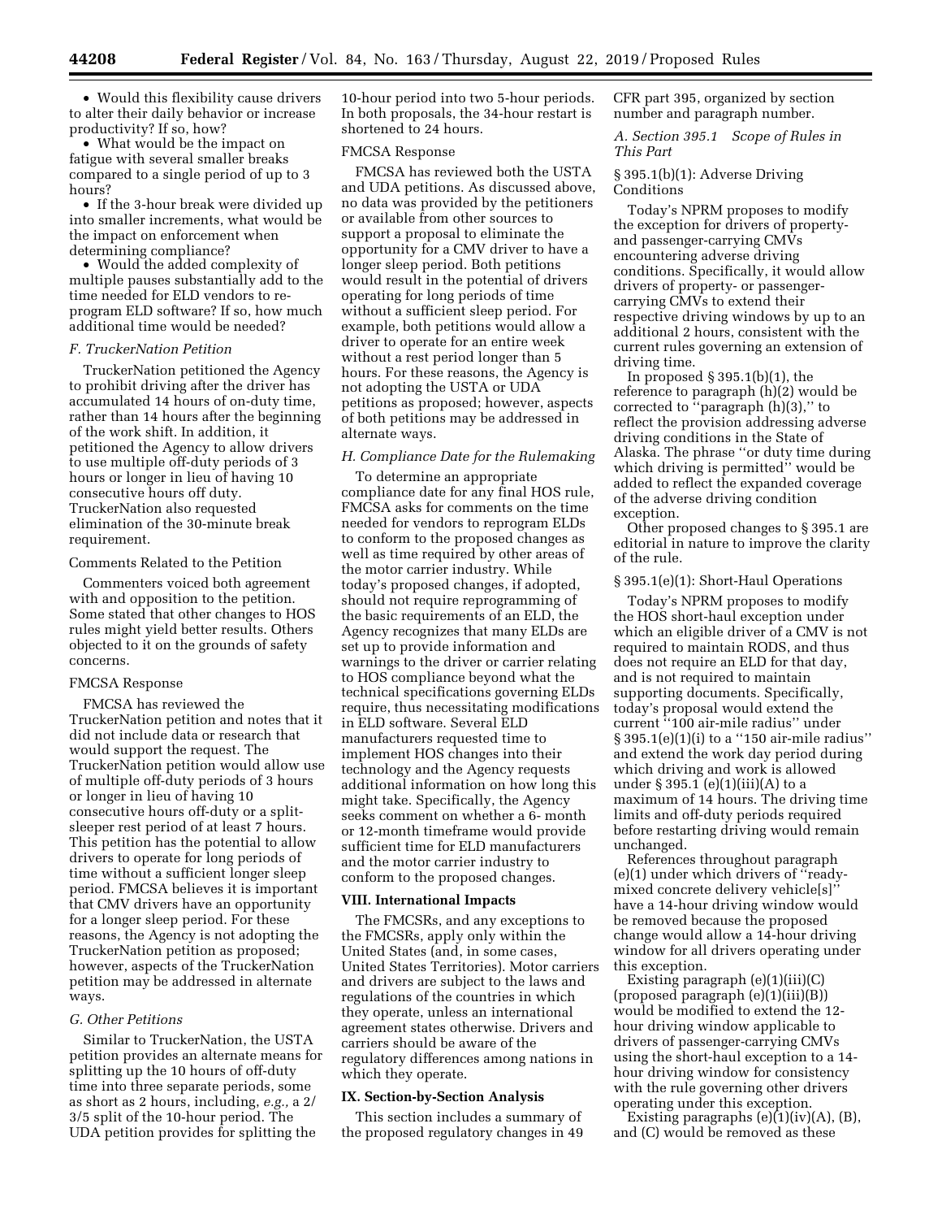- Would this flexibility cause drivers to alter their daily behavior or increase productivity? If so, how?
- What would be the impact on fatigue with several smaller breaks compared to a single period of up to 3 hours?
- If the 3-hour break were divided up into smaller increments, what would be the impact on enforcement when determining compliance?
- Would the added complexity of multiple pauses substantially add to the time needed for ELD vendors to re-program ELD software? If so, how much additional time would be needed?

### *F. TruckerNation Petition*

TruckerNation petitioned the Agency to prohibit driving after the driver has accumulated 14 hours of on-duty time, rather than 14 hours after the beginning of the work shift. In addition, it petitioned the Agency to allow drivers to use multiple off-duty periods of 3 hours or longer in lieu of having 10 consecutive hours off duty. TruckerNation also requested elimination of the 30-minute break requirement.

#### Comments Related to the Petition

Commenters voiced both agreement with and opposition to the petition. Some stated that other changes to HOS rules might yield better results. Others objected to it on the grounds of safety concerns.

#### FMCSA Response

FMCSA has reviewed the TruckerNation petition and notes that it did not include data or research that would support the request. The TruckerNation petition would allow use of multiple off-duty periods of 3 hours or longer in lieu of having 10 consecutive hours off-duty or a split-sleeper rest period of at least 7 hours. This petition has the potential to allow drivers to operate for long periods of time without a sufficient longer sleep period. FMCSA believes it is important that CMV drivers have an opportunity for a longer sleep period. For these reasons, the Agency is not adopting the TruckerNation petition as proposed; however, aspects of the TruckerNation petition may be addressed in alternate ways.

### *G. Other Petitions*

Similar to TruckerNation, the USTA petition provides an alternate means for splitting up the 10 hours of off-duty time into three separate periods, some as short as 2 hours, including, *e.g.,* a 2/3/5 split of the 10-hour period. The UDA petition provides for splitting the 10-hour period into two 5-hour periods. In both proposals, the 34-hour restart is shortened to 24 hours.

#### FMCSA Response

FMCSA has reviewed both the USTA and UDA petitions. As discussed above, no data was provided by the petitioners or available from other sources to support a proposal to eliminate the opportunity for a CMV driver to have a longer sleep period. Both petitions would result in the potential of drivers operating for long periods of time without a sufficient sleep period. For example, both petitions would allow a driver to operate for an entire week without a rest period longer than 5 hours. For these reasons, the Agency is not adopting the USTA or UDA petitions as proposed; however, aspects of both petitions may be addressed in alternate ways.

### *H. Compliance Date for the Rulemaking*

To determine an appropriate compliance date for any final HOS rule, FMCSA asks for comments on the time needed for vendors to reprogram ELDs to conform to the proposed changes as well as time required by other areas of the motor carrier industry. While today's proposed changes, if adopted, should not require reprogramming of the basic requirements of an ELD, the Agency recognizes that many ELDs are set up to provide information and warnings to the driver or carrier relating to HOS compliance beyond what the technical specifications governing ELDs require, thus necessitating modifications in ELD software. Several ELD manufacturers requested time to implement HOS changes into their technology and the Agency requests additional information on how long this might take. Specifically, the Agency seeks comment on whether a 6- month or 12-month timeframe would provide sufficient time for ELD manufacturers and the motor carrier industry to conform to the proposed changes.

## VIII. International Impacts

The FMCSRs, and any exceptions to the FMCSRs, apply only within the United States (and, in some cases, United States Territories). Motor carriers and drivers are subject to the laws and regulations of the countries in which they operate, unless an international agreement states otherwise. Drivers and carriers should be aware of the regulatory differences among nations in which they operate.

## IX. Section-by-Section Analysis

This section includes a summary of the proposed regulatory changes in 49 CFR part 395, organized by section number and paragraph number.

### *A. Section 395.1 Scope of Rules in This Part*

#### § 395.1(b)(1): Adverse Driving Conditions

Today's NPRM proposes to modify the exception for drivers of property- and passenger-carrying CMVs encountering adverse driving conditions. Specifically, it would allow drivers of property- or passenger-carrying CMVs to extend their respective driving windows by up to an additional 2 hours, consistent with the current rules governing an extension of driving time.

In proposed § 395.1(b)(1), the reference to paragraph (h)(2) would be corrected to "paragraph (h)(3)," to reflect the provision addressing adverse driving conditions in the State of Alaska. The phrase "or duty time during which driving is permitted" would be added to reflect the expanded coverage of the adverse driving condition exception.

Other proposed changes to § 395.1 are editorial in nature to improve the clarity of the rule.

#### § 395.1(e)(1): Short-Haul Operations

Today's NPRM proposes to modify the HOS short-haul exception under which an eligible driver of a CMV is not required to maintain RODS, and thus does not require an ELD for that day, and is not required to maintain supporting documents. Specifically, today's proposal would extend the current "100 air-mile radius" under § 395.1(e)(1)(i) to a "150 air-mile radius" and extend the work day period during which driving and work is allowed under § 395.1 (e)(1)(iii)(A) to a maximum of 14 hours. The driving time limits and off-duty periods required before restarting driving would remain unchanged.

References throughout paragraph (e)(1) under which drivers of "ready-mixed concrete delivery vehicle[s]" have a 14-hour driving window would be removed because the proposed change would allow a 14-hour driving window for all drivers operating under this exception.

Existing paragraph (e)(1)(iii)(C) (proposed paragraph (e)(1)(iii)(B)) would be modified to extend the 12-hour driving window applicable to drivers of passenger-carrying CMVs using the short-haul exception to a 14-hour driving window for consistency with the rule governing other drivers operating under this exception.

Existing paragraphs (e)(1)(iv)(A), (B), and (C) would be removed as these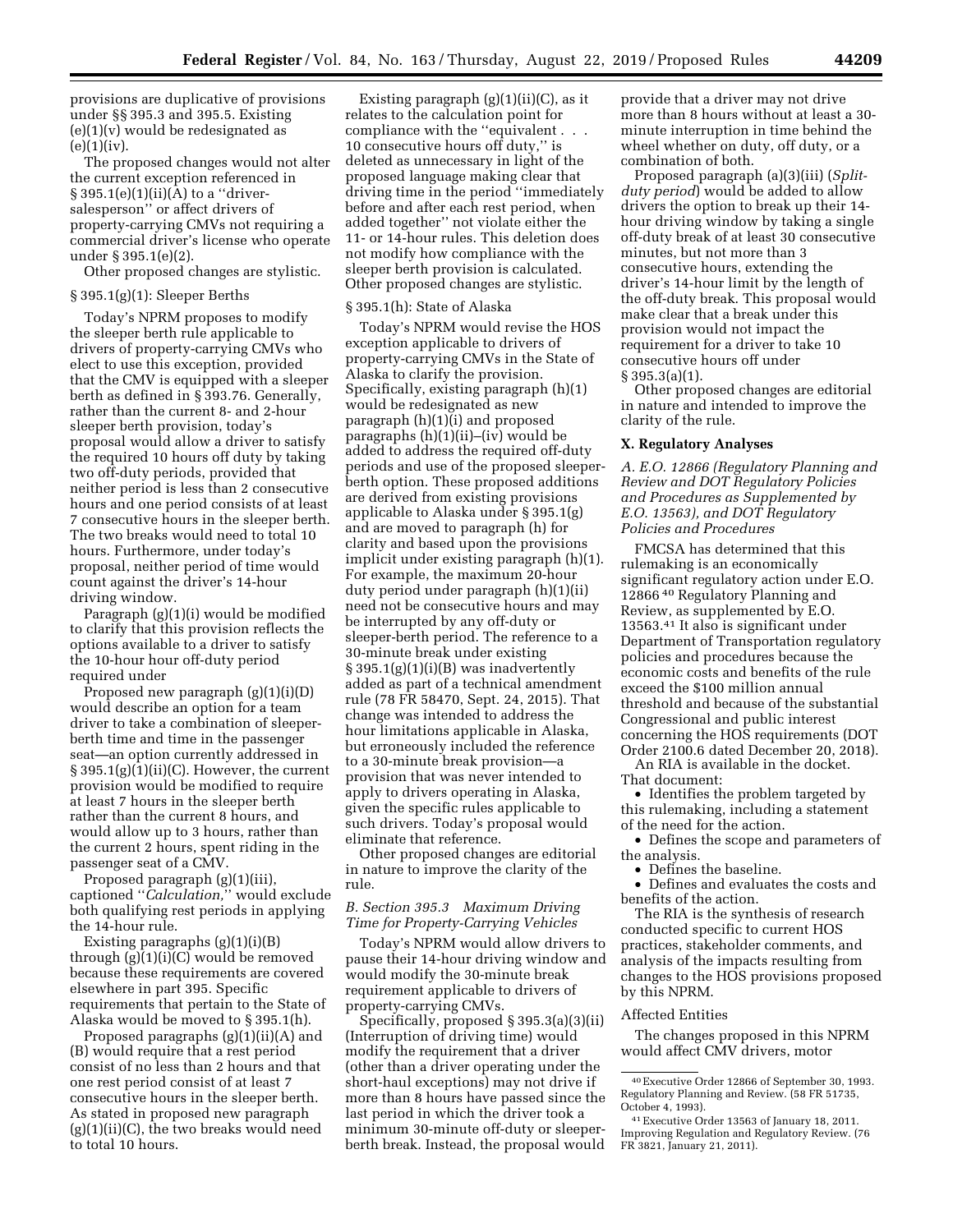provisions are duplicative of provisions under §§ 395.3 and 395.5. Existing (e)(1)(v) would be redesignated as (e)(1)(iv).

The proposed changes would not alter the current exception referenced in § 395.1(e)(1)(ii)(A) to a ''driver-salesperson'' or affect drivers of property-carrying CMVs not requiring a commercial driver's license who operate under § 395.1(e)(2).

Other proposed changes are stylistic.

§ 395.1(g)(1): Sleeper Berths

Today's NPRM proposes to modify the sleeper berth rule applicable to drivers of property-carrying CMVs who elect to use this exception, provided that the CMV is equipped with a sleeper berth as defined in § 393.76. Generally, rather than the current 8- and 2-hour sleeper berth provision, today's proposal would allow a driver to satisfy the required 10 hours off duty by taking two off-duty periods, provided that neither period is less than 2 consecutive hours and one period consists of at least 7 consecutive hours in the sleeper berth. The two breaks would need to total 10 hours. Furthermore, under today's proposal, neither period of time would count against the driver's 14-hour driving window.

Paragraph (g)(1)(i) would be modified to clarify that this provision reflects the options available to a driver to satisfy the 10-hour hour off-duty period required under

Proposed new paragraph (g)(1)(i)(D) would describe an option for a team driver to take a combination of sleeper-berth time and time in the passenger seat—an option currently addressed in § 395.1(g)(1)(ii)(C). However, the current provision would be modified to require at least 7 hours in the sleeper berth rather than the current 8 hours, and would allow up to 3 hours, rather than the current 2 hours, spent riding in the passenger seat of a CMV.

Proposed paragraph (g)(1)(iii), captioned ''*Calculation,*'' would exclude both qualifying rest periods in applying the 14-hour rule.

Existing paragraphs (g)(1)(i)(B) through (g)(1)(i)(C) would be removed because these requirements are covered elsewhere in part 395. Specific requirements that pertain to the State of Alaska would be moved to § 395.1(h).

Proposed paragraphs (g)(1)(ii)(A) and (B) would require that a rest period consist of no less than 2 hours and that one rest period consist of at least 7 consecutive hours in the sleeper berth. As stated in proposed new paragraph (g)(1)(ii)(C), the two breaks would need to total 10 hours.

Existing paragraph (g)(1)(ii)(C), as it relates to the calculation point for compliance with the ''equivalent . . . 10 consecutive hours off duty,'' is deleted as unnecessary in light of the proposed language making clear that driving time in the period ''immediately before and after each rest period, when added together'' not violate either the 11- or 14-hour rules. This deletion does not modify how compliance with the sleeper berth provision is calculated. Other proposed changes are stylistic.

§ 395.1(h): State of Alaska

Today's NPRM would revise the HOS exception applicable to drivers of property-carrying CMVs in the State of Alaska to clarify the provision. Specifically, existing paragraph (h)(1) would be redesignated as new paragraph (h)(1)(i) and proposed paragraphs (h)(1)(ii)–(iv) would be added to address the required off-duty periods and use of the proposed sleeper-berth option. These proposed additions are derived from existing provisions applicable to Alaska under § 395.1(g) and are moved to paragraph (h) for clarity and based upon the provisions implicit under existing paragraph (h)(1). For example, the maximum 20-hour duty period under paragraph (h)(1)(ii) need not be consecutive hours and may be interrupted by any off-duty or sleeper-berth period. The reference to a 30-minute break under existing § 395.1(g)(1)(i)(B) was inadvertently added as part of a technical amendment rule (78 FR 58470, Sept. 24, 2015). That change was intended to address the hour limitations applicable in Alaska, but erroneously included the reference to a 30-minute break provision—a provision that was never intended to apply to drivers operating in Alaska, given the specific rules applicable to such drivers. Today's proposal would eliminate that reference.

Other proposed changes are editorial in nature to improve the clarity of the rule.

### *B. Section 395.3 Maximum Driving Time for Property-Carrying Vehicles*

Today's NPRM would allow drivers to pause their 14-hour driving window and would modify the 30-minute break requirement applicable to drivers of property-carrying CMVs.

Specifically, proposed § 395.3(a)(3)(ii) (Interruption of driving time) would modify the requirement that a driver (other than a driver operating under the short-haul exceptions) may not drive if more than 8 hours have passed since the last period in which the driver took a minimum 30-minute off-duty or sleeper-berth break. Instead, the proposal would provide that a driver may not drive more than 8 hours without at least a 30-minute interruption in time behind the wheel whether on duty, off duty, or a combination of both.

Proposed paragraph (a)(3)(iii) (*Split-duty period*) would be added to allow drivers the option to break up their 14-hour driving window by taking a single off-duty break of at least 30 consecutive minutes, but not more than 3 consecutive hours, extending the driver's 14-hour limit by the length of the off-duty break. This proposal would make clear that a break under this provision would not impact the requirement for a driver to take 10 consecutive hours off under § 395.3(a)(1).

Other proposed changes are editorial in nature and intended to improve the clarity of the rule.

## X. Regulatory Analyses

### *A. E.O. 12866 (Regulatory Planning and Review and DOT Regulatory Policies and Procedures as Supplemented by E.O. 13563), and DOT Regulatory Policies and Procedures*

FMCSA has determined that this rulemaking is an economically significant regulatory action under E.O. 12866 [40] Regulatory Planning and Review, as supplemented by E.O. 13563.[41] It also is significant under Department of Transportation regulatory policies and procedures because the economic costs and benefits of the rule exceed the $100 million annual threshold and because of the substantial Congressional and public interest concerning the HOS requirements (DOT Order 2100.6 dated December 20, 2018).

An RIA is available in the docket. That document:

- Identifies the problem targeted by this rulemaking, including a statement of the need for the action.
- Defines the scope and parameters of the analysis.
- Defines the baseline.
- Defines and evaluates the costs and benefits of the action.

The RIA is the synthesis of research conducted specific to current HOS practices, stakeholder comments, and analysis of the impacts resulting from changes to the HOS provisions proposed by this NPRM.

Affected Entities

The changes proposed in this NPRM would affect CMV drivers, motor

---

[40] Executive Order 12866 of September 30, 1993. Regulatory Planning and Review. (58 FR 51735, October 4, 1993).

[41] Executive Order 13563 of January 18, 2011. Improving Regulation and Regulatory Review. (76 FR 3821, January 21, 2011).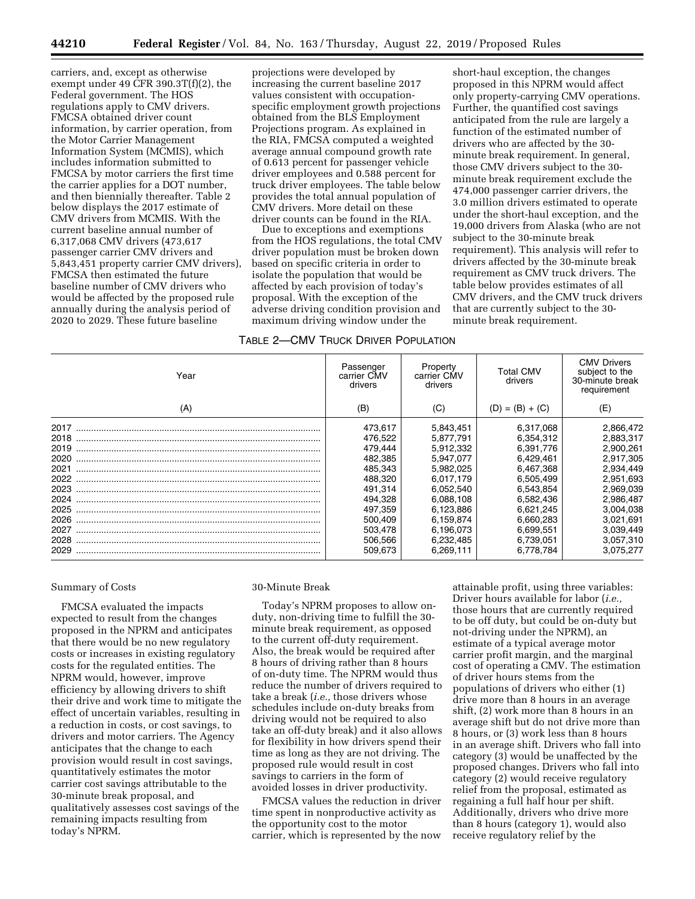carriers, and, except as otherwise exempt under 49 CFR 390.3T(f)(2), the Federal government. The HOS regulations apply to CMV drivers. FMCSA obtained driver count information, by carrier operation, from the Motor Carrier Management Information System (MCMIS), which includes information submitted to FMCSA by motor carriers the first time the carrier applies for a DOT number, and then biennially thereafter. Table 2 below displays the 2017 estimate of CMV drivers from MCMIS. With the current baseline annual number of 6,317,068 CMV drivers (473,617 passenger carrier CMV drivers and 5,843,451 property carrier CMV drivers), FMCSA then estimated the future baseline number of CMV drivers who would be affected by the proposed rule annually during the analysis period of 2020 to 2029. These future baseline projections were developed by increasing the current baseline 2017 values consistent with occupation-specific employment growth projections obtained from the BLS Employment Projections program. As explained in the RIA, FMCSA computed a weighted average annual compound growth rate of 0.613 percent for passenger vehicle driver employees and 0.588 percent for truck driver employees. The table below provides the total annual population of CMV drivers. More detail on these driver counts can be found in the RIA.

Due to exceptions and exemptions from the HOS regulations, the total CMV driver population must be broken down based on specific criteria in order to isolate the population that would be affected by each provision of today's proposal. With the exception of the adverse driving condition provision and maximum driving window under the short-haul exception, the changes proposed in this NPRM would affect only property-carrying CMV operations. Further, the quantified cost savings anticipated from the rule are largely a function of the estimated number of drivers who are affected by the 30-minute break requirement. In general, those CMV drivers subject to the 30-minute break requirement exclude the 474,000 passenger carrier drivers, the 3.0 million drivers estimated to operate under the short-haul exception, and the 19,000 drivers from Alaska (who are not subject to the 30-minute break requirement). This analysis will refer to drivers affected by the 30-minute break requirement as CMV truck drivers. The table below provides estimates of all CMV drivers, and the CMV truck drivers that are currently subject to the 30-minute break requirement.

TABLE 2—CMV TRUCK DRIVER POPULATION

| Year | Passenger carrier CMV drivers | Property carrier CMV drivers | Total CMV drivers | CMV Drivers subject to the 30-minute break requirement |
|---|---|---|---|---|
| (A) | (B) | (C) | (D) = (B) + (C) | (E) |
| 2017 | 473,617 | 5,843,451 | 6,317,068 | 2,866,472 |
| 2018 | 476,522 | 5,877,791 | 6,354,312 | 2,883,317 |
| 2019 | 479,444 | 5,912,332 | 6,391,776 | 2,900,261 |
| 2020 | 482,385 | 5,947,077 | 6,429,461 | 2,917,305 |
| 2021 | 485,343 | 5,982,025 | 6,467,368 | 2,934,449 |
| 2022 | 488,320 | 6,017,179 | 6,505,499 | 2,951,693 |
| 2023 | 491,314 | 6,052,540 | 6,543,854 | 2,969,039 |
| 2024 | 494,328 | 6,088,108 | 6,582,436 | 2,986,487 |
| 2025 | 497,359 | 6,123,886 | 6,621,245 | 3,004,038 |
| 2026 | 500,409 | 6,159,874 | 6,660,283 | 3,021,691 |
| 2027 | 503,478 | 6,196,073 | 6,699,551 | 3,039,449 |
| 2028 | 506,566 | 6,232,485 | 6,739,051 | 3,057,310 |
| 2029 | 509,673 | 6,269,111 | 6,778,784 | 3,075,277 |

Summary of Costs

FMCSA evaluated the impacts expected to result from the changes proposed in the NPRM and anticipates that there would be no new regulatory costs or increases in existing regulatory costs for the regulated entities. The NPRM would, however, improve efficiency by allowing drivers to shift their drive and work time to mitigate the effect of uncertain variables, resulting in a reduction in costs, or cost savings, to drivers and motor carriers. The Agency anticipates that the change to each provision would result in cost savings, quantitatively estimates the motor carrier cost savings attributable to the 30-minute break proposal, and qualitatively assesses cost savings of the remaining impacts resulting from today's NPRM.

30-Minute Break

Today's NPRM proposes to allow on-duty, non-driving time to fulfill the 30-minute break requirement, as opposed to the current off-duty requirement. Also, the break would be required after 8 hours of driving rather than 8 hours of on-duty time. The NPRM would thus reduce the number of drivers required to take a break (*i.e.,* those drivers whose schedules include on-duty breaks from driving would not be required to also take an off-duty break) and it also allows for flexibility in how drivers spend their time as long as they are not driving. The proposed rule would result in cost savings to carriers in the form of avoided losses in driver productivity.

FMCSA values the reduction in driver time spent in nonproductive activity as the opportunity cost to the motor carrier, which is represented by the now attainable profit, using three variables: Driver hours available for labor (*i.e.,* those hours that are currently required to be off duty, but could be on-duty but not-driving under the NPRM), an estimate of a typical average motor carrier profit margin, and the marginal cost of operating a CMV. The estimation of driver hours stems from the populations of drivers who either (1) drive more than 8 hours in an average shift, (2) work more than 8 hours in an average shift but do not drive more than 8 hours, or (3) work less than 8 hours in an average shift. Drivers who fall into category (3) would be unaffected by the proposed changes. Drivers who fall into category (2) would receive regulatory relief from the proposal, estimated as regaining a full half hour per shift. Additionally, drivers who drive more than 8 hours (category 1), would also receive regulatory relief by the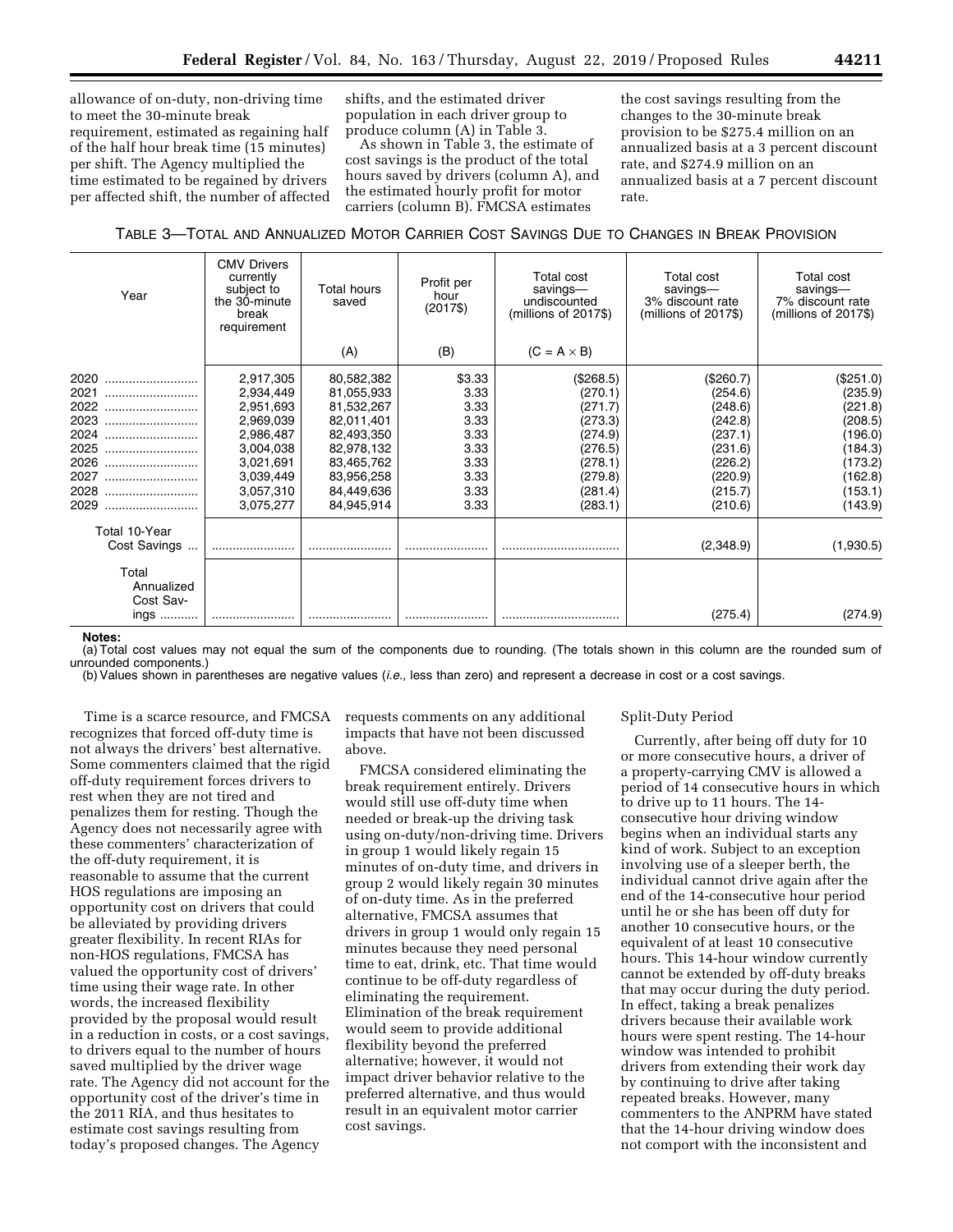allowance of on-duty, non-driving time to meet the 30-minute break requirement, estimated as regaining half of the half hour break time (15 minutes) per shift. The Agency multiplied the time estimated to be regained by drivers per affected shift, the number of affected shifts, and the estimated driver population in each driver group to produce column (A) in Table 3.

As shown in Table 3, the estimate of cost savings is the product of the total hours saved by drivers (column A), and the estimated hourly profit for motor carriers (column B). FMCSA estimates the cost savings resulting from the changes to the 30-minute break provision to be $275.4 million on an annualized basis at a 3 percent discount rate, and $274.9 million on an annualized basis at a 7 percent discount rate.

TABLE 3—TOTAL AND ANNUALIZED MOTOR CARRIER COST SAVINGS DUE TO CHANGES IN BREAK PROVISION

| Year | CMV Drivers currently subject to the 30-minute break requirement | Total hours saved | Profit per hour (2017$) | Total cost savings—undiscounted (millions of 2017$) | Total cost savings—3% discount rate (millions of 2017$) | Total cost savings—7% discount rate (millions of 2017$) |
|---|---|---|---|---|---|---|
| | | (A) | (B) | (C = A × B) | | |
| 2020 | 2,917,305 | 80,582,382 | $3.33 | ($268.5) | ($260.7) | ($251.0) |
| 2021 | 2,934,449 | 81,055,933 | 3.33 | (270.1) | (254.6) | (235.9) |
| 2022 | 2,951,693 | 81,532,267 | 3.33 | (271.7) | (248.6) | (221.8) |
| 2023 | 2,969,039 | 82,011,401 | 3.33 | (273.3) | (242.8) | (208.5) |
| 2024 | 2,986,487 | 82,493,350 | 3.33 | (274.9) | (237.1) | (196.0) |
| 2025 | 3,004,038 | 82,978,132 | 3.33 | (276.5) | (231.6) | (184.3) |
| 2026 | 3,021,691 | 83,465,762 | 3.33 | (278.1) | (226.2) | (173.2) |
| 2027 | 3,039,449 | 83,956,258 | 3.33 | (279.8) | (220.9) | (162.8) |
| 2028 | 3,057,310 | 84,449,636 | 3.33 | (281.4) | (215.7) | (153.1) |
| 2029 | 3,075,277 | 84,945,914 | 3.33 | (283.1) | (210.6) | (143.9) |
| Total 10-Year Cost Savings | | | | | (2,348.9) | (1,930.5) |
| Total Annualized Cost Savings | | | | | (275.4) | (274.9) |

**Notes:**

(a) Total cost values may not equal the sum of the components due to rounding. (The totals shown in this column are the rounded sum of unrounded components.)

(b) Values shown in parentheses are negative values (*i.e.,* less than zero) and represent a decrease in cost or a cost savings.

Time is a scarce resource, and FMCSA recognizes that forced off-duty time is not always the drivers' best alternative. Some commenters claimed that the rigid off-duty requirement forces drivers to rest when they are not tired and penalizes them for resting. Though the Agency does not necessarily agree with these commenters' characterization of the off-duty requirement, it is reasonable to assume that the current HOS regulations are imposing an opportunity cost on drivers that could be alleviated by providing drivers greater flexibility. In recent RIAs for non-HOS regulations, FMCSA has valued the opportunity cost of drivers' time using their wage rate. In other words, the increased flexibility provided by the proposal would result in a reduction in costs, or a cost savings, to drivers equal to the number of hours saved multiplied by the driver wage rate. The Agency did not account for the opportunity cost of the driver's time in the 2011 RIA, and thus hesitates to estimate cost savings resulting from today's proposed changes. The Agency requests comments on any additional impacts that have not been discussed above.

FMCSA considered eliminating the break requirement entirely. Drivers would still use off-duty time when needed or break-up the driving task using on-duty/non-driving time. Drivers in group 1 would likely regain 15 minutes of on-duty time, and drivers in group 2 would likely regain 30 minutes of on-duty time. As in the preferred alternative, FMCSA assumes that drivers in group 1 would only regain 15 minutes because they need personal time to eat, drink, etc. That time would continue to be off-duty regardless of eliminating the requirement. Elimination of the break requirement would seem to provide additional flexibility beyond the preferred alternative; however, it would not impact driver behavior relative to the preferred alternative, and thus would result in an equivalent motor carrier cost savings.

Split-Duty Period

Currently, after being off duty for 10 or more consecutive hours, a driver of a property-carrying CMV is allowed a period of 14 consecutive hours in which to drive up to 11 hours. The 14-consecutive hour driving window begins when an individual starts any kind of work. Subject to an exception involving use of a sleeper berth, the individual cannot drive again after the end of the 14-consecutive hour period until he or she has been off duty for another 10 consecutive hours, or the equivalent of at least 10 consecutive hours. This 14-hour window currently cannot be extended by off-duty breaks that may occur during the duty period. In effect, taking a break penalizes drivers because their available work hours were spent resting. The 14-hour window was intended to prohibit drivers from extending their work day by continuing to drive after taking repeated breaks. However, many commenters to the ANPRM have stated that the 14-hour driving window does not comport with the inconsistent and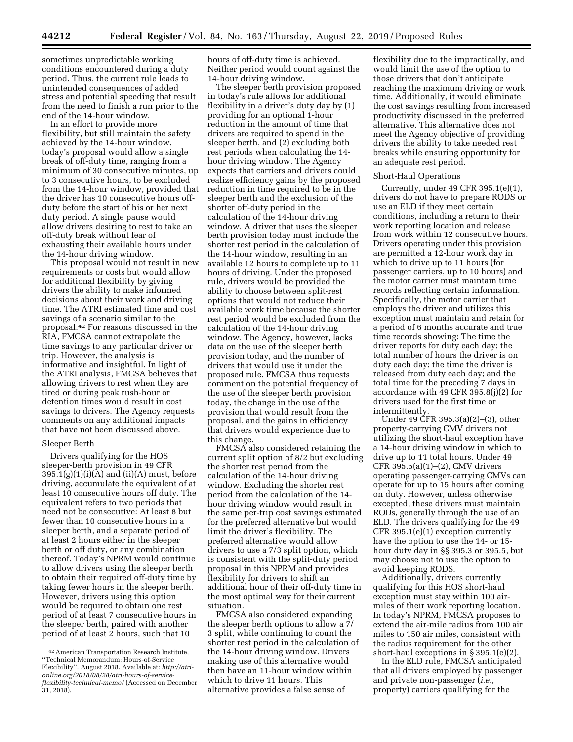sometimes unpredictable working conditions encountered during a duty period. Thus, the current rule leads to unintended consequences of added stress and potential speeding that result from the need to finish a run prior to the end of the 14-hour window.

In an effort to provide more flexibility, but still maintain the safety achieved by the 14-hour window, today's proposal would allow a single break of off-duty time, ranging from a minimum of 30 consecutive minutes, up to 3 consecutive hours, to be excluded from the 14-hour window, provided that the driver has 10 consecutive hours off-duty before the start of his or her next duty period. A single pause would allow drivers desiring to rest to take an off-duty break without fear of exhausting their available hours under the 14-hour driving window.

This proposal would not result in new requirements or costs but would allow for additional flexibility by giving drivers the ability to make informed decisions about their work and driving time. The ATRI estimated time and cost savings of a scenario similar to the proposal.[42] For reasons discussed in the RIA, FMCSA cannot extrapolate the time savings to any particular driver or trip. However, the analysis is informative and insightful. In light of the ATRI analysis, FMCSA believes that allowing drivers to rest when they are tired or during peak rush-hour or detention times would result in cost savings to drivers. The Agency requests comments on any additional impacts that have not been discussed above.

Sleeper Berth

Drivers qualifying for the HOS sleeper-berth provision in 49 CFR 395.1(g)(1)(i)(A) and (ii)(A) must, before driving, accumulate the equivalent of at least 10 consecutive hours off duty. The equivalent refers to two periods that need not be consecutive: At least 8 but fewer than 10 consecutive hours in a sleeper berth, and a separate period of at least 2 hours either in the sleeper berth or off duty, or any combination thereof. Today's NPRM would continue to allow drivers using the sleeper berth to obtain their required off-duty time by taking fewer hours in the sleeper berth. However, drivers using this option would be required to obtain one rest period of at least 7 consecutive hours in the sleeper berth, paired with another period of at least 2 hours, such that 10 hours of off-duty time is achieved. Neither period would count against the 14-hour driving window.

The sleeper berth provision proposed in today's rule allows for additional flexibility in a driver's duty day by (1) providing for an optional 1-hour reduction in the amount of time that drivers are required to spend in the sleeper berth, and (2) excluding both rest periods when calculating the 14-hour driving window. The Agency expects that carriers and drivers could realize efficiency gains by the proposed reduction in time required to be in the sleeper berth and the exclusion of the shorter off-duty period in the calculation of the 14-hour driving window. A driver that uses the sleeper berth provision today must include the shorter rest period in the calculation of the 14-hour window, resulting in an available 12 hours to complete up to 11 hours of driving. Under the proposed rule, drivers would be provided the ability to choose between split-rest options that would not reduce their available work time because the shorter rest period would be excluded from the calculation of the 14-hour driving window. The Agency, however, lacks data on the use of the sleeper berth provision today, and the number of drivers that would use it under the proposed rule. FMCSA thus requests comment on the potential frequency of the use of the sleeper berth provision today, the change in the use of the provision that would result from the proposal, and the gains in efficiency that drivers would experience due to this change.

FMCSA also considered retaining the current split option of 8/2 but excluding the shorter rest period from the calculation of the 14-hour driving window. Excluding the shorter rest period from the calculation of the 14-hour driving window would result in the same per-trip cost savings estimated for the preferred alternative but would limit the driver's flexibility. The preferred alternative would allow drivers to use a 7/3 split option, which is consistent with the split-duty period proposal in this NPRM and provides flexibility for drivers to shift an additional hour of their off-duty time in the most optimal way for their current situation.

FMCSA also considered expanding the sleeper berth options to allow a 7/3 split, while continuing to count the shorter rest period in the calculation of the 14-hour driving window. Drivers making use of this alternative would then have an 11-hour window within which to drive 11 hours. This alternative provides a false sense of flexibility due to the impractically, and would limit the use of the option to those drivers that don't anticipate reaching the maximum driving or work time. Additionally, it would eliminate the cost savings resulting from increased productivity discussed in the preferred alternative. This alternative does not meet the Agency objective of providing drivers the ability to take needed rest breaks while ensuring opportunity for an adequate rest period.

Short-Haul Operations

Currently, under 49 CFR 395.1(e)(1), drivers do not have to prepare RODS or use an ELD if they meet certain conditions, including a return to their work reporting location and release from work within 12 consecutive hours. Drivers operating under this provision are permitted a 12-hour work day in which to drive up to 11 hours (for passenger carriers, up to 10 hours) and the motor carrier must maintain time records reflecting certain information. Specifically, the motor carrier that employs the driver and utilizes this exception must maintain and retain for a period of 6 months accurate and true time records showing: The time the driver reports for duty each day; the total number of hours the driver is on duty each day; the time the driver is released from duty each day; and the total time for the preceding 7 days in accordance with 49 CFR 395.8(j)(2) for drivers used for the first time or intermittently.

Under 49 CFR 395.3(a)(2)–(3), other property-carrying CMV drivers not utilizing the short-haul exception have a 14-hour driving window in which to drive up to 11 total hours. Under 49 CFR 395.5(a)(1)–(2), CMV drivers operating passenger-carrying CMVs can operate for up to 15 hours after coming on duty. However, unless otherwise excepted, these drivers must maintain RODs, generally through the use of an ELD. The drivers qualifying for the 49 CFR 395.1(e)(1) exception currently have the option to use the 14- or 15-hour duty day in §§ 395.3 or 395.5, but may choose not to use the option to avoid keeping RODS.

Additionally, drivers currently qualifying for this HOS short-haul exception must stay within 100 air-miles of their work reporting location. In today's NPRM, FMCSA proposes to extend the air-mile radius from 100 air miles to 150 air miles, consistent with the radius requirement for the other short-haul exceptions in § 395.1(e)(2).

In the ELD rule, FMCSA anticipated that all drivers employed by passenger and private non-passenger (*i.e.,* property) carriers qualifying for the

[42] American Transportation Research Institute, "Technical Memorandum: Hours-of-Service Flexibility". August 2018. Available at: *http://atri-online.org/2018/08/28/atri-hours-of-service-flexibility-technical-memo/* (Accessed on December 31, 2018).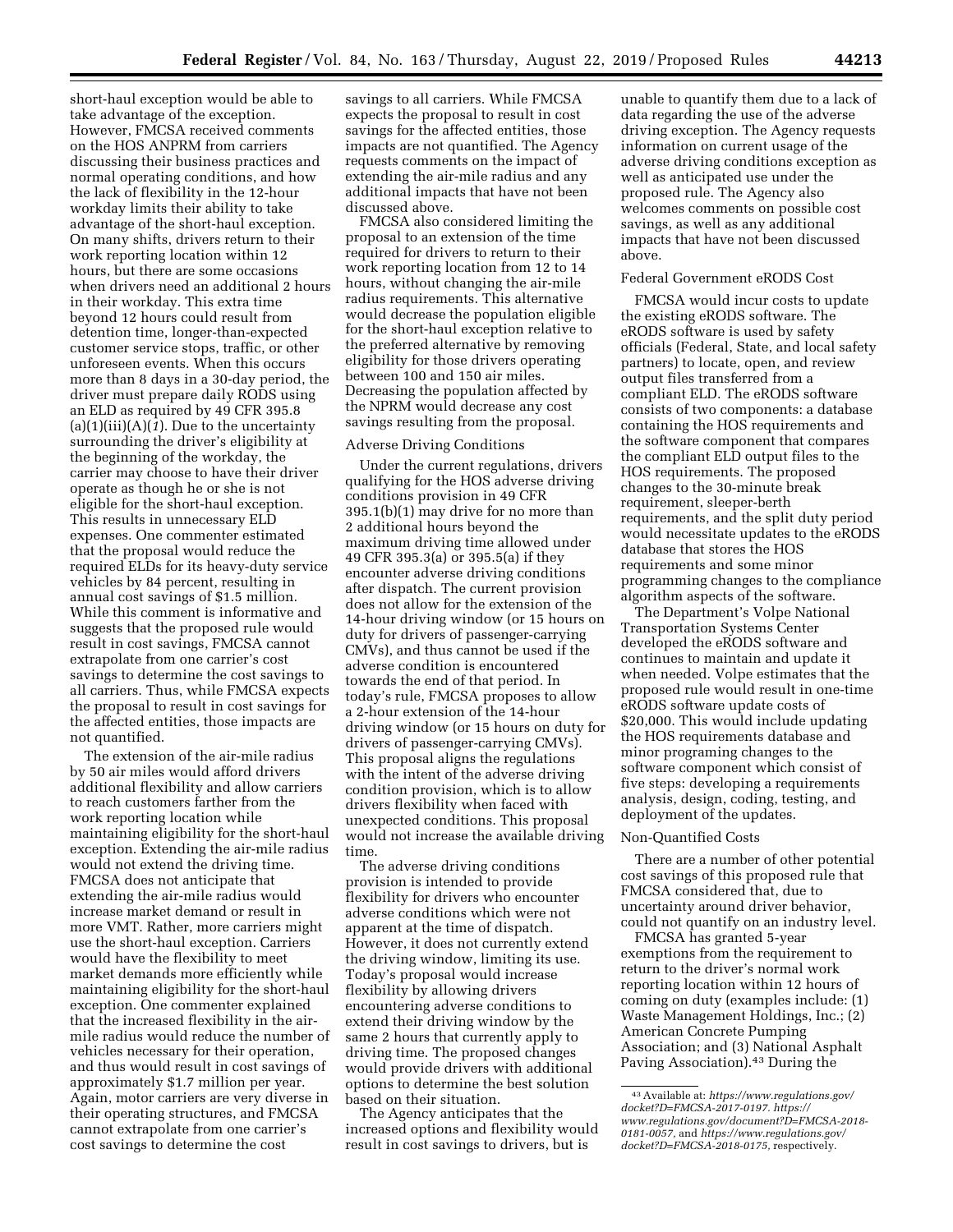short-haul exception would be able to take advantage of the exception. However, FMCSA received comments on the HOS ANPRM from carriers discussing their business practices and normal operating conditions, and how the lack of flexibility in the 12-hour workday limits their ability to take advantage of the short-haul exception. On many shifts, drivers return to their work reporting location within 12 hours, but there are some occasions when drivers need an additional 2 hours in their workday. This extra time beyond 12 hours could result from detention time, longer-than-expected customer service stops, traffic, or other unforeseen events. When this occurs more than 8 days in a 30-day period, the driver must prepare daily RODS using an ELD as required by 49 CFR 395.8 (a)(1)(iii)(A)(*1*). Due to the uncertainty surrounding the driver's eligibility at the beginning of the workday, the carrier may choose to have their driver operate as though he or she is not eligible for the short-haul exception. This results in unnecessary ELD expenses. One commenter estimated that the proposal would reduce the required ELDs for its heavy-duty service vehicles by 84 percent, resulting in annual cost savings of $1.5 million. While this comment is informative and suggests that the proposed rule would result in cost savings, FMCSA cannot extrapolate from one carrier's cost savings to determine the cost savings to all carriers. Thus, while FMCSA expects the proposal to result in cost savings for the affected entities, those impacts are not quantified.

The extension of the air-mile radius by 50 air miles would afford drivers additional flexibility and allow carriers to reach customers farther from the work reporting location while maintaining eligibility for the short-haul exception. Extending the air-mile radius would not extend the driving time. FMCSA does not anticipate that extending the air-mile radius would increase market demand or result in more VMT. Rather, more carriers might use the short-haul exception. Carriers would have the flexibility to meet market demands more efficiently while maintaining eligibility for the short-haul exception. One commenter explained that the increased flexibility in the air-mile radius would reduce the number of vehicles necessary for their operation, and thus would result in cost savings of approximately $1.7 million per year. Again, motor carriers are very diverse in their operating structures, and FMCSA cannot extrapolate from one carrier's cost savings to determine the cost savings to all carriers. While FMCSA expects the proposal to result in cost savings for the affected entities, those impacts are not quantified. The Agency requests comments on the impact of extending the air-mile radius and any additional impacts that have not been discussed above.

FMCSA also considered limiting the proposal to an extension of the time required for drivers to return to their work reporting location from 12 to 14 hours, without changing the air-mile radius requirements. This alternative would decrease the population eligible for the short-haul exception relative to the preferred alternative by removing eligibility for those drivers operating between 100 and 150 air miles. Decreasing the population affected by the NPRM would decrease any cost savings resulting from the proposal.

Adverse Driving Conditions

Under the current regulations, drivers qualifying for the HOS adverse driving conditions provision in 49 CFR 395.1(b)(1) may drive for no more than 2 additional hours beyond the maximum driving time allowed under 49 CFR 395.3(a) or 395.5(a) if they encounter adverse driving conditions after dispatch. The current provision does not allow for the extension of the 14-hour driving window (or 15 hours on duty for drivers of passenger-carrying CMVs), and thus cannot be used if the adverse condition is encountered towards the end of that period. In today's rule, FMCSA proposes to allow a 2-hour extension of the 14-hour driving window (or 15 hours on duty for drivers of passenger-carrying CMVs). This proposal aligns the regulations with the intent of the adverse driving condition provision, which is to allow drivers flexibility when faced with unexpected conditions. This proposal would not increase the available driving time.

The adverse driving conditions provision is intended to provide flexibility for drivers who encounter adverse conditions which were not apparent at the time of dispatch. However, it does not currently extend the driving window, limiting its use. Today's proposal would increase flexibility by allowing drivers encountering adverse conditions to extend their driving window by the same 2 hours that currently apply to driving time. The proposed changes would provide drivers with additional options to determine the best solution based on their situation.

The Agency anticipates that the increased options and flexibility would result in cost savings to drivers, but is unable to quantify them due to a lack of data regarding the use of the adverse driving exception. The Agency requests information on current usage of the adverse driving conditions exception as well as anticipated use under the proposed rule. The Agency also welcomes comments on possible cost savings, as well as any additional impacts that have not been discussed above.

Federal Government eRODS Cost

FMCSA would incur costs to update the existing eRODS software. The eRODS software is used by safety officials (Federal, State, and local safety partners) to locate, open, and review output files transferred from a compliant ELD. The eRODS software consists of two components: a database containing the HOS requirements and the software component that compares the compliant ELD output files to the HOS requirements. The proposed changes to the 30-minute break requirement, sleeper-berth requirements, and the split duty period would necessitate updates to the eRODS database that stores the HOS requirements and some minor programming changes to the compliance algorithm aspects of the software.

The Department's Volpe National Transportation Systems Center developed the eRODS software and continues to maintain and update it when needed. Volpe estimates that the proposed rule would result in one-time eRODS software update costs of $20,000. This would include updating the HOS requirements database and minor programing changes to the software component which consist of five steps: developing a requirements analysis, design, coding, testing, and deployment of the updates.

Non-Quantified Costs

There are a number of other potential cost savings of this proposed rule that FMCSA considered that, due to uncertainty around driver behavior, could not quantify on an industry level.

FMCSA has granted 5-year exemptions from the requirement to return to the driver's normal work reporting location within 12 hours of coming on duty (examples include: (1) Waste Management Holdings, Inc.; (2) American Concrete Pumping Association; and (3) National Asphalt Paving Association).[43] During the

[43] Available at: *https://www.regulations.gov/docket?D=FMCSA-2017-0197. https://www.regulations.gov/document?D=FMCSA-2018-0181-0057*, and *https://www.regulations.gov/docket?D=FMCSA-2018-0175*, respectively.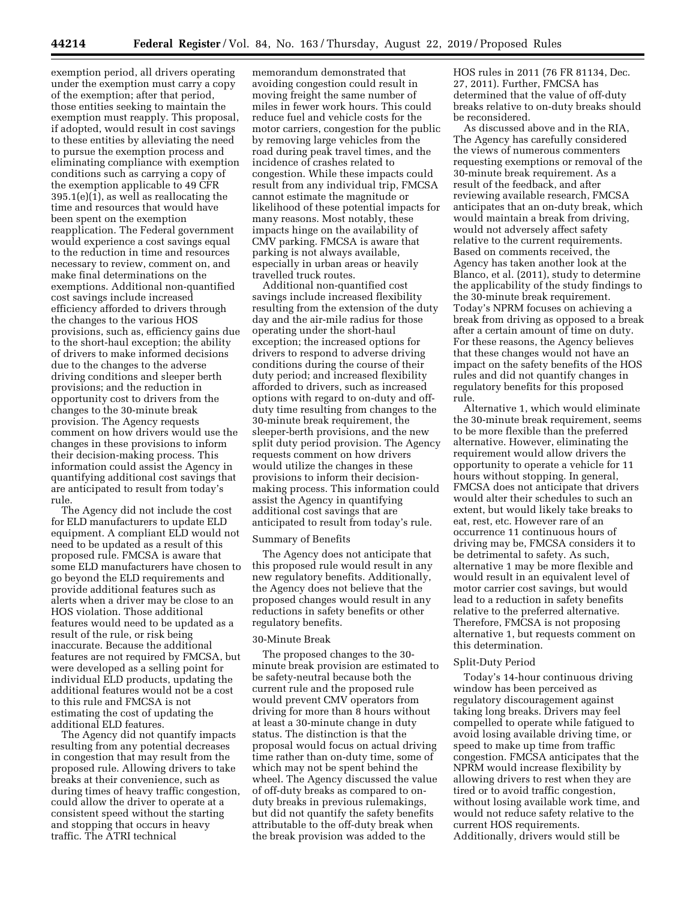exemption period, all drivers operating under the exemption must carry a copy of the exemption; after that period, those entities seeking to maintain the exemption must reapply. This proposal, if adopted, would result in cost savings to these entities by alleviating the need to pursue the exemption process and eliminating compliance with exemption conditions such as carrying a copy of the exemption applicable to 49 CFR 395.1(e)(1), as well as reallocating the time and resources that would have been spent on the exemption reapplication. The Federal government would experience a cost savings equal to the reduction in time and resources necessary to review, comment on, and make final determinations on the exemptions. Additional non-quantified cost savings include increased efficiency afforded to drivers through the changes to the various HOS provisions, such as, efficiency gains due to the short-haul exception; the ability of drivers to make informed decisions due to the changes to the adverse driving conditions and sleeper berth provisions; and the reduction in opportunity cost to drivers from the changes to the 30-minute break provision. The Agency requests comment on how drivers would use the changes in these provisions to inform their decision-making process. This information could assist the Agency in quantifying additional cost savings that are anticipated to result from today's rule.

The Agency did not include the cost for ELD manufacturers to update ELD equipment. A compliant ELD would not need to be updated as a result of this proposed rule. FMCSA is aware that some ELD manufacturers have chosen to go beyond the ELD requirements and provide additional features such as alerts when a driver may be close to an HOS violation. Those additional features would need to be updated as a result of the rule, or risk being inaccurate. Because the additional features are not required by FMCSA, but were developed as a selling point for individual ELD products, updating the additional features would not be a cost to this rule and FMCSA is not estimating the cost of updating the additional ELD features.

The Agency did not quantify impacts resulting from any potential decreases in congestion that may result from the proposed rule. Allowing drivers to take breaks at their convenience, such as during times of heavy traffic congestion, could allow the driver to operate at a consistent speed without the starting and stopping that occurs in heavy traffic. The ATRI technical memorandum demonstrated that avoiding congestion could result in moving freight the same number of miles in fewer work hours. This could reduce fuel and vehicle costs for the motor carriers, congestion for the public by removing large vehicles from the road during peak travel times, and the incidence of crashes related to congestion. While these impacts could result from any individual trip, FMCSA cannot estimate the magnitude or likelihood of these potential impacts for many reasons. Most notably, these impacts hinge on the availability of CMV parking. FMCSA is aware that parking is not always available, especially in urban areas or heavily travelled truck routes.

Additional non-quantified cost savings include increased flexibility resulting from the extension of the duty day and the air-mile radius for those operating under the short-haul exception; the increased options for drivers to respond to adverse driving conditions during the course of their duty period; and increased flexibility afforded to drivers, such as increased options with regard to on-duty and off-duty time resulting from changes to the 30-minute break requirement, the sleeper-berth provisions, and the new split duty period provision. The Agency requests comment on how drivers would utilize the changes in these provisions to inform their decision-making process. This information could assist the Agency in quantifying additional cost savings that are anticipated to result from today's rule.

### Summary of Benefits

The Agency does not anticipate that this proposed rule would result in any new regulatory benefits. Additionally, the Agency does not believe that the proposed changes would result in any reductions in safety benefits or other regulatory benefits.

### 30-Minute Break

The proposed changes to the 30-minute break provision are estimated to be safety-neutral because both the current rule and the proposed rule would prevent CMV operators from driving for more than 8 hours without at least a 30-minute change in duty status. The distinction is that the proposal would focus on actual driving time rather than on-duty time, some of which may not be spent behind the wheel. The Agency discussed the value of off-duty breaks as compared to on-duty breaks in previous rulemakings, but did not quantify the safety benefits attributable to the off-duty break when the break provision was added to the HOS rules in 2011 (76 FR 81134, Dec. 27, 2011). Further, FMCSA has determined that the value of off-duty breaks relative to on-duty breaks should be reconsidered.

As discussed above and in the RIA, The Agency has carefully considered the views of numerous commenters requesting exemptions or removal of the 30-minute break requirement. As a result of the feedback, and after reviewing available research, FMCSA anticipates that an on-duty break, which would maintain a break from driving, would not adversely affect safety relative to the current requirements. Based on comments received, the Agency has taken another look at the Blanco, et al. (2011), study to determine the applicability of the study findings to the 30-minute break requirement. Today's NPRM focuses on achieving a break from driving as opposed to a break after a certain amount of time on duty. For these reasons, the Agency believes that these changes would not have an impact on the safety benefits of the HOS rules and did not quantify changes in regulatory benefits for this proposed rule.

Alternative 1, which would eliminate the 30-minute break requirement, seems to be more flexible than the preferred alternative. However, eliminating the requirement would allow drivers the opportunity to operate a vehicle for 11 hours without stopping. In general, FMCSA does not anticipate that drivers would alter their schedules to such an extent, but would likely take breaks to eat, rest, etc. However rare of an occurrence 11 continuous hours of driving may be, FMCSA considers it to be detrimental to safety. As such, alternative 1 may be more flexible and would result in an equivalent level of motor carrier cost savings, but would lead to a reduction in safety benefits relative to the preferred alternative. Therefore, FMCSA is not proposing alternative 1, but requests comment on this determination.

### Split-Duty Period

Today's 14-hour continuous driving window has been perceived as regulatory discouragement against taking long breaks. Drivers may feel compelled to operate while fatigued to avoid losing available driving time, or speed to make up time from traffic congestion. FMCSA anticipates that the NPRM would increase flexibility by allowing drivers to rest when they are tired or to avoid traffic congestion, without losing available work time, and would not reduce safety relative to the current HOS requirements. Additionally, drivers would still be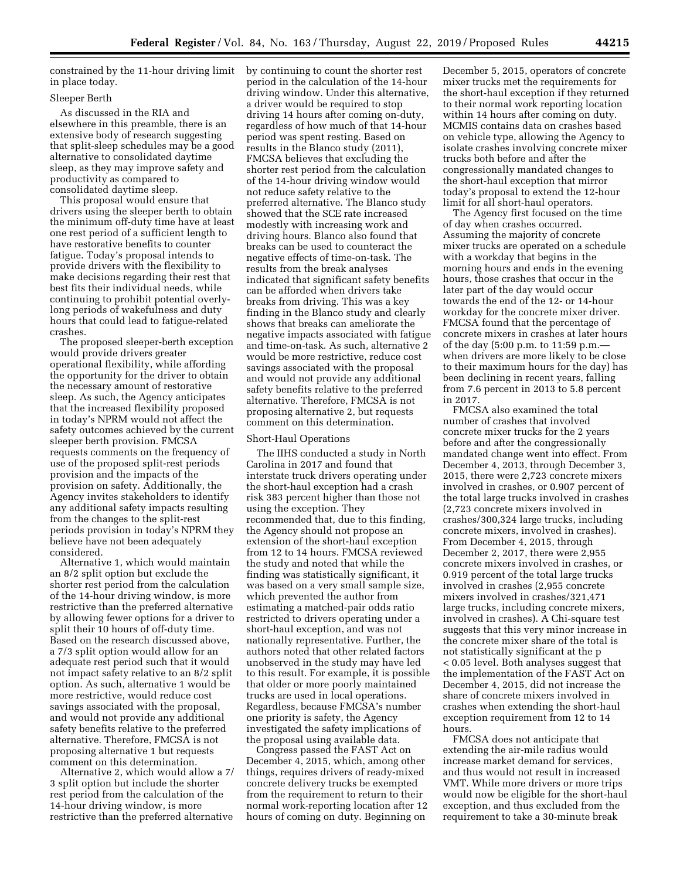constrained by the 11-hour driving limit in place today.

### Sleeper Berth

As discussed in the RIA and elsewhere in this preamble, there is an extensive body of research suggesting that split-sleep schedules may be a good alternative to consolidated daytime sleep, as they may improve safety and productivity as compared to consolidated daytime sleep.

This proposal would ensure that drivers using the sleeper berth to obtain the minimum off-duty time have at least one rest period of a sufficient length to have restorative benefits to counter fatigue. Today's proposal intends to provide drivers with the flexibility to make decisions regarding their rest that best fits their individual needs, while continuing to prohibit potential overly-long periods of wakefulness and duty hours that could lead to fatigue-related crashes.

The proposed sleeper-berth exception would provide drivers greater operational flexibility, while affording the opportunity for the driver to obtain the necessary amount of restorative sleep. As such, the Agency anticipates that the increased flexibility proposed in today's NPRM would not affect the safety outcomes achieved by the current sleeper berth provision. FMCSA requests comments on the frequency of use of the proposed split-rest periods provision and the impacts of the provision on safety. Additionally, the Agency invites stakeholders to identify any additional safety impacts resulting from the changes to the split-rest periods provision in today's NPRM they believe have not been adequately considered.

Alternative 1, which would maintain an 8/2 split option but exclude the shorter rest period from the calculation of the 14-hour driving window, is more restrictive than the preferred alternative by allowing fewer options for a driver to split their 10 hours of off-duty time. Based on the research discussed above, a 7/3 split option would allow for an adequate rest period such that it would not impact safety relative to an 8/2 split option. As such, alternative 1 would be more restrictive, would reduce cost savings associated with the proposal, and would not provide any additional safety benefits relative to the preferred alternative. Therefore, FMCSA is not proposing alternative 1 but requests comment on this determination.

Alternative 2, which would allow a 7/3 split option but include the shorter rest period from the calculation of the 14-hour driving window, is more restrictive than the preferred alternative by continuing to count the shorter rest period in the calculation of the 14-hour driving window. Under this alternative, a driver would be required to stop driving 14 hours after coming on-duty, regardless of how much of that 14-hour period was spent resting. Based on results in the Blanco study (2011), FMCSA believes that excluding the shorter rest period from the calculation of the 14-hour driving window would not reduce safety relative to the preferred alternative. The Blanco study showed that the SCE rate increased modestly with increasing work and driving hours. Blanco also found that breaks can be used to counteract the negative effects of time-on-task. The results from the break analyses indicated that significant safety benefits can be afforded when drivers take breaks from driving. This was a key finding in the Blanco study and clearly shows that breaks can ameliorate the negative impacts associated with fatigue and time-on-task. As such, alternative 2 would be more restrictive, reduce cost savings associated with the proposal and would not provide any additional safety benefits relative to the preferred alternative. Therefore, FMCSA is not proposing alternative 2, but requests comment on this determination.

### Short-Haul Operations

The IIHS conducted a study in North Carolina in 2017 and found that interstate truck drivers operating under the short-haul exception had a crash risk 383 percent higher than those not using the exception. They recommended that, due to this finding, the Agency should not propose an extension of the short-haul exception from 12 to 14 hours. FMCSA reviewed the study and noted that while the finding was statistically significant, it was based on a very small sample size, which prevented the author from estimating a matched-pair odds ratio restricted to drivers operating under a short-haul exception, and was not nationally representative. Further, the authors noted that other related factors unobserved in the study may have led to this result. For example, it is possible that older or more poorly maintained trucks are used in local operations. Regardless, because FMCSA's number one priority is safety, the Agency investigated the safety implications of the proposal using available data.

Congress passed the FAST Act on December 4, 2015, which, among other things, requires drivers of ready-mixed concrete delivery trucks be exempted from the requirement to return to their normal work-reporting location after 12 hours of coming on duty. Beginning on December 5, 2015, operators of concrete mixer trucks met the requirements for the short-haul exception if they returned to their normal work reporting location within 14 hours after coming on duty. MCMIS contains data on crashes based on vehicle type, allowing the Agency to isolate crashes involving concrete mixer trucks both before and after the congressionally mandated changes to the short-haul exception that mirror today's proposal to extend the 12-hour limit for all short-haul operators.

The Agency first focused on the time of day when crashes occurred. Assuming the majority of concrete mixer trucks are operated on a schedule with a workday that begins in the morning hours and ends in the evening hours, those crashes that occur in the later part of the day would occur towards the end of the 12- or 14-hour workday for the concrete mixer driver. FMCSA found that the percentage of concrete mixers in crashes at later hours of the day (5:00 p.m. to 11:59 p.m.—when drivers are more likely to be close to their maximum hours for the day) has been declining in recent years, falling from 7.6 percent in 2013 to 5.8 percent in 2017.

FMCSA also examined the total number of crashes that involved concrete mixer trucks for the 2 years before and after the congressionally mandated change went into effect. From December 4, 2013, through December 3, 2015, there were 2,723 concrete mixers involved in crashes, or 0.907 percent of the total large trucks involved in crashes (2,723 concrete mixers involved in crashes/300,324 large trucks, including concrete mixers, involved in crashes). From December 4, 2015, through December 2, 2017, there were 2,955 concrete mixers involved in crashes, or 0.919 percent of the total large trucks involved in crashes (2,955 concrete mixers involved in crashes/321,471 large trucks, including concrete mixers, involved in crashes). A Chi-square test suggests that this very minor increase in the concrete mixer share of the total is not statistically significant at the $p < 0.05$ level. Both analyses suggest that the implementation of the FAST Act on December 4, 2015, did not increase the share of concrete mixers involved in crashes when extending the short-haul exception requirement from 12 to 14 hours.

FMCSA does not anticipate that extending the air-mile radius would increase market demand for services, and thus would not result in increased VMT. While more drivers or more trips would now be eligible for the short-haul exception, and thus excluded from the requirement to take a 30-minute break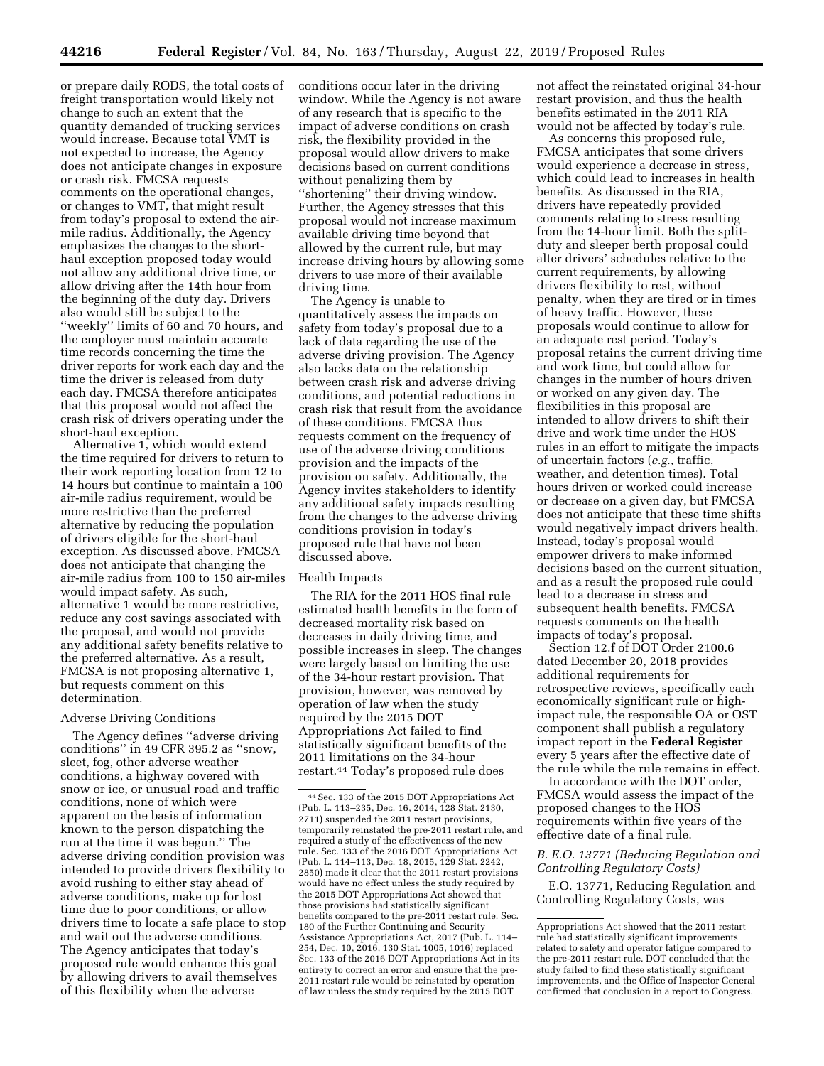or prepare daily RODS, the total costs of freight transportation would likely not change to such an extent that the quantity demanded of trucking services would increase. Because total VMT is not expected to increase, the Agency does not anticipate changes in exposure or crash risk. FMCSA requests comments on the operational changes, or changes to VMT, that might result from today's proposal to extend the air-mile radius. Additionally, the Agency emphasizes the changes to the short-haul exception proposed today would not allow any additional drive time, or allow driving after the 14th hour from the beginning of the duty day. Drivers also would still be subject to the ''weekly'' limits of 60 and 70 hours, and the employer must maintain accurate time records concerning the time the driver reports for work each day and the time the driver is released from duty each day. FMCSA therefore anticipates that this proposal would not affect the crash risk of drivers operating under the short-haul exception.

Alternative 1, which would extend the time required for drivers to return to their work reporting location from 12 to 14 hours but continue to maintain a 100 air-mile radius requirement, would be more restrictive than the preferred alternative by reducing the population of drivers eligible for the short-haul exception. As discussed above, FMCSA does not anticipate that changing the air-mile radius from 100 to 150 air-miles would impact safety. As such, alternative 1 would be more restrictive, reduce any cost savings associated with the proposal, and would not provide any additional safety benefits relative to the preferred alternative. As a result, FMCSA is not proposing alternative 1, but requests comment on this determination.

Adverse Driving Conditions

The Agency defines ''adverse driving conditions'' in 49 CFR 395.2 as ''snow, sleet, fog, other adverse weather conditions, a highway covered with snow or ice, or unusual road and traffic conditions, none of which were apparent on the basis of information known to the person dispatching the run at the time it was begun.'' The adverse driving condition provision was intended to provide drivers flexibility to avoid rushing to either stay ahead of adverse conditions, make up for lost time due to poor conditions, or allow drivers time to locate a safe place to stop and wait out the adverse conditions. The Agency anticipates that today's proposed rule would enhance this goal by allowing drivers to avail themselves of this flexibility when the adverse conditions occur later in the driving window. While the Agency is not aware of any research that is specific to the impact of adverse conditions on crash risk, the flexibility provided in the proposal would allow drivers to make decisions based on current conditions without penalizing them by ''shortening'' their driving window. Further, the Agency stresses that this proposal would not increase maximum available driving time beyond that allowed by the current rule, but may increase driving hours by allowing some drivers to use more of their available driving time.

The Agency is unable to quantitatively assess the impacts on safety from today's proposal due to a lack of data regarding the use of the adverse driving provision. The Agency also lacks data on the relationship between crash risk and adverse driving conditions, and potential reductions in crash risk that result from the avoidance of these conditions. FMCSA thus requests comment on the frequency of use of the adverse driving conditions provision and the impacts of the provision on safety. Additionally, the Agency invites stakeholders to identify any additional safety impacts resulting from the changes to the adverse driving conditions provision in today's proposed rule that have not been discussed above.

Health Impacts

The RIA for the 2011 HOS final rule estimated health benefits in the form of decreased mortality risk based on decreases in daily driving time, and possible increases in sleep. The changes were largely based on limiting the use of the 34-hour restart provision. That provision, however, was removed by operation of law when the study required by the 2015 DOT Appropriations Act failed to find statistically significant benefits of the 2011 limitations on the 34-hour restart.[44] Today's proposed rule does not affect the reinstated original 34-hour restart provision, and thus the health benefits estimated in the 2011 RIA would not be affected by today's rule.

As concerns this proposed rule, FMCSA anticipates that some drivers would experience a decrease in stress, which could lead to increases in health benefits. As discussed in the RIA, drivers have repeatedly provided comments relating to stress resulting from the 14-hour limit. Both the split-duty and sleeper berth proposal could alter drivers' schedules relative to the current requirements, by allowing drivers flexibility to rest, without penalty, when they are tired or in times of heavy traffic. However, these proposals would continue to allow for an adequate rest period. Today's proposal retains the current driving time and work time, but could allow for changes in the number of hours driven or worked on any given day. The flexibilities in this proposal are intended to allow drivers to shift their drive and work time under the HOS rules in an effort to mitigate the impacts of uncertain factors (*e.g.,* traffic, weather, and detention times). Total hours driven or worked could increase or decrease on a given day, but FMCSA does not anticipate that these time shifts would negatively impact drivers health. Instead, today's proposal would empower drivers to make informed decisions based on the current situation, and as a result the proposed rule could lead to a decrease in stress and subsequent health benefits. FMCSA requests comments on the health impacts of today's proposal.

Section 12.f of DOT Order 2100.6 dated December 20, 2018 provides additional requirements for retrospective reviews, specifically each economically significant rule or high-impact rule, the responsible OA or OST component shall publish a regulatory impact report in the **Federal Register** every 5 years after the effective date of the rule while the rule remains in effect.

In accordance with the DOT order, FMCSA would assess the impact of the proposed changes to the HOS requirements within five years of the effective date of a final rule.

### *B. E.O. 13771 (Reducing Regulation and Controlling Regulatory Costs)*

E.O. 13771, Reducing Regulation and Controlling Regulatory Costs, was

---

[44] Sec. 133 of the 2015 DOT Appropriations Act (Pub. L. 113–235, Dec. 16, 2014, 128 Stat. 2130, 2711) suspended the 2011 restart provisions, temporarily reinstated the pre-2011 restart rule, and required a study of the effectiveness of the new rule. Sec. 133 of the 2016 DOT Appropriations Act (Pub. L. 114–113, Dec. 18, 2015, 129 Stat. 2242, 2850) made it clear that the 2011 restart provisions would have no effect unless the study required by the 2015 DOT Appropriations Act showed that those provisions had statistically significant benefits compared to the pre-2011 restart rule. Sec. 180 of the Further Continuing and Security Assistance Appropriations Act, 2017 (Pub. L. 114–254, Dec. 10, 2016, 130 Stat. 1005, 1016) replaced Sec. 133 of the 2016 DOT Appropriations Act in its entirety to correct an error and ensure that the pre-2011 restart rule would be reinstated by operation of law unless the study required by the 2015 DOT Appropriations Act showed that the 2011 restart rule had statistically significant improvements related to safety and operator fatigue compared to the pre-2011 restart rule. DOT concluded that the study failed to find these statistically significant improvements, and the Office of Inspector General confirmed that conclusion in a report to Congress.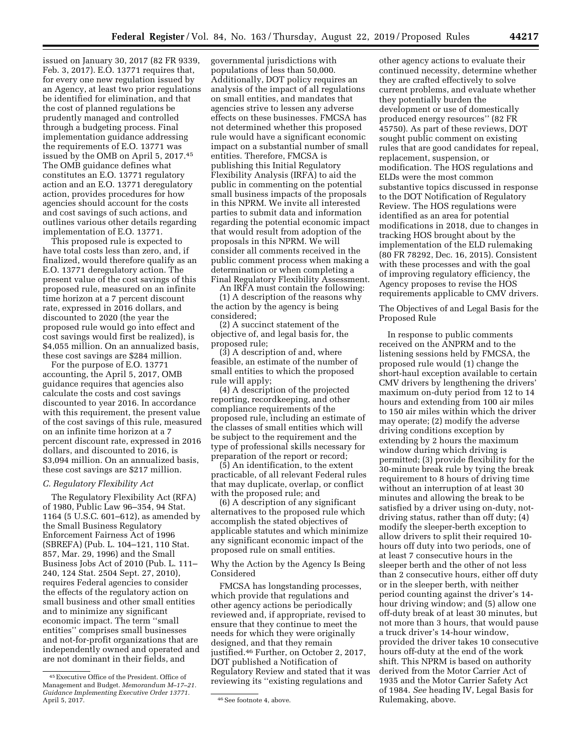issued on January 30, 2017 (82 FR 9339, Feb. 3, 2017). E.O. 13771 requires that, for every one new regulation issued by an Agency, at least two prior regulations be identified for elimination, and that the cost of planned regulations be prudently managed and controlled through a budgeting process. Final implementation guidance addressing the requirements of E.O. 13771 was issued by the OMB on April 5, 2017.[45] The OMB guidance defines what constitutes an E.O. 13771 regulatory action and an E.O. 13771 deregulatory action, provides procedures for how agencies should account for the costs and cost savings of such actions, and outlines various other details regarding implementation of E.O. 13771.

This proposed rule is expected to have total costs less than zero, and, if finalized, would therefore qualify as an E.O. 13771 deregulatory action. The present value of the cost savings of this proposed rule, measured on an infinite time horizon at a 7 percent discount rate, expressed in 2016 dollars, and discounted to 2020 (the year the proposed rule would go into effect and cost savings would first be realized), is $4,055 million. On an annualized basis, these cost savings are $284 million.

For the purpose of E.O. 13771 accounting, the April 5, 2017, OMB guidance requires that agencies also calculate the costs and cost savings discounted to year 2016. In accordance with this requirement, the present value of the cost savings of this rule, measured on an infinite time horizon at a 7 percent discount rate, expressed in 2016 dollars, and discounted to 2016, is $3,094 million. On an annualized basis, these cost savings are $217 million.

### C. Regulatory Flexibility Act

The Regulatory Flexibility Act (RFA) of 1980, Public Law 96–354, 94 Stat. 1164 (5 U.S.C. 601–612), as amended by the Small Business Regulatory Enforcement Fairness Act of 1996 (SBREFA) (Pub. L. 104–121, 110 Stat. 857, Mar. 29, 1996) and the Small Business Jobs Act of 2010 (Pub. L. 111–240, 124 Stat. 2504 Sept. 27, 2010), requires Federal agencies to consider the effects of the regulatory action on small business and other small entities and to minimize any significant economic impact. The term ''small entities'' comprises small businesses and not-for-profit organizations that are independently owned and operated and are not dominant in their fields, and governmental jurisdictions with populations of less than 50,000. Additionally, DOT policy requires an analysis of the impact of all regulations on small entities, and mandates that agencies strive to lessen any adverse effects on these businesses. FMCSA has not determined whether this proposed rule would have a significant economic impact on a substantial number of small entities. Therefore, FMCSA is publishing this Initial Regulatory Flexibility Analysis (IRFA) to aid the public in commenting on the potential small business impacts of the proposals in this NPRM. We invite all interested parties to submit data and information regarding the potential economic impact that would result from adoption of the proposals in this NPRM. We will consider all comments received in the public comment process when making a determination or when completing a Final Regulatory Flexibility Assessment.

An IRFA must contain the following:

(1) A description of the reasons why the action by the agency is being considered;

(2) A succinct statement of the objective of, and legal basis for, the proposed rule;

(3) A description of and, where feasible, an estimate of the number of small entities to which the proposed rule will apply;

(4) A description of the projected reporting, recordkeeping, and other compliance requirements of the proposed rule, including an estimate of the classes of small entities which will be subject to the requirement and the type of professional skills necessary for preparation of the report or record;

(5) An identification, to the extent practicable, of all relevant Federal rules that may duplicate, overlap, or conflict with the proposed rule; and

(6) A description of any significant alternatives to the proposed rule which accomplish the stated objectives of applicable statutes and which minimize any significant economic impact of the proposed rule on small entities.

#### Why the Action by the Agency Is Being Considered

FMCSA has longstanding processes, which provide that regulations and other agency actions be periodically reviewed and, if appropriate, revised to ensure that they continue to meet the needs for which they were originally designed, and that they remain justified.[46] Further, on October 2, 2017, DOT published a Notification of Regulatory Review and stated that it was reviewing its ''existing regulations and other agency actions to evaluate their continued necessity, determine whether they are crafted effectively to solve current problems, and evaluate whether they potentially burden the development or use of domestically produced energy resources'' (82 FR 45750). As part of these reviews, DOT sought public comment on existing rules that are good candidates for repeal, replacement, suspension, or modification. The HOS regulations and ELDs were the most common substantive topics discussed in response to the DOT Notification of Regulatory Review. The HOS regulations were identified as an area for potential modifications in 2018, due to changes in tracking HOS brought about by the implementation of the ELD rulemaking (80 FR 78292, Dec. 16, 2015). Consistent with these processes and with the goal of improving regulatory efficiency, the Agency proposes to revise the HOS requirements applicable to CMV drivers.

#### The Objectives of and Legal Basis for the Proposed Rule

In response to public comments received on the ANPRM and to the listening sessions held by FMCSA, the proposed rule would (1) change the short-haul exception available to certain CMV drivers by lengthening the drivers' maximum on-duty period from 12 to 14 hours and extending from 100 air miles to 150 air miles within which the driver may operate; (2) modify the adverse driving conditions exception by extending by 2 hours the maximum window during which driving is permitted; (3) provide flexibility for the 30-minute break rule by tying the break requirement to 8 hours of driving time without an interruption of at least 30 minutes and allowing the break to be satisfied by a driver using on-duty, not-driving status, rather than off duty; (4) modify the sleeper-berth exception to allow drivers to split their required 10-hours off duty into two periods, one of at least 7 consecutive hours in the sleeper berth and the other of not less than 2 consecutive hours, either off duty or in the sleeper berth, with neither period counting against the driver's 14-hour driving window; and (5) allow one off-duty break of at least 30 minutes, but not more than 3 hours, that would pause a truck driver's 14-hour window, provided the driver takes 10 consecutive hours off-duty at the end of the work shift. This NPRM is based on authority derived from the Motor Carrier Act of 1935 and the Motor Carrier Safety Act of 1984. *See* heading IV, Legal Basis for Rulemaking, above.

---

[45] Executive Office of the President. Office of Management and Budget. *Memorandum M–17–21. Guidance Implementing Executive Order 13771.* April 5, 2017.

[46] See footnote 4, above.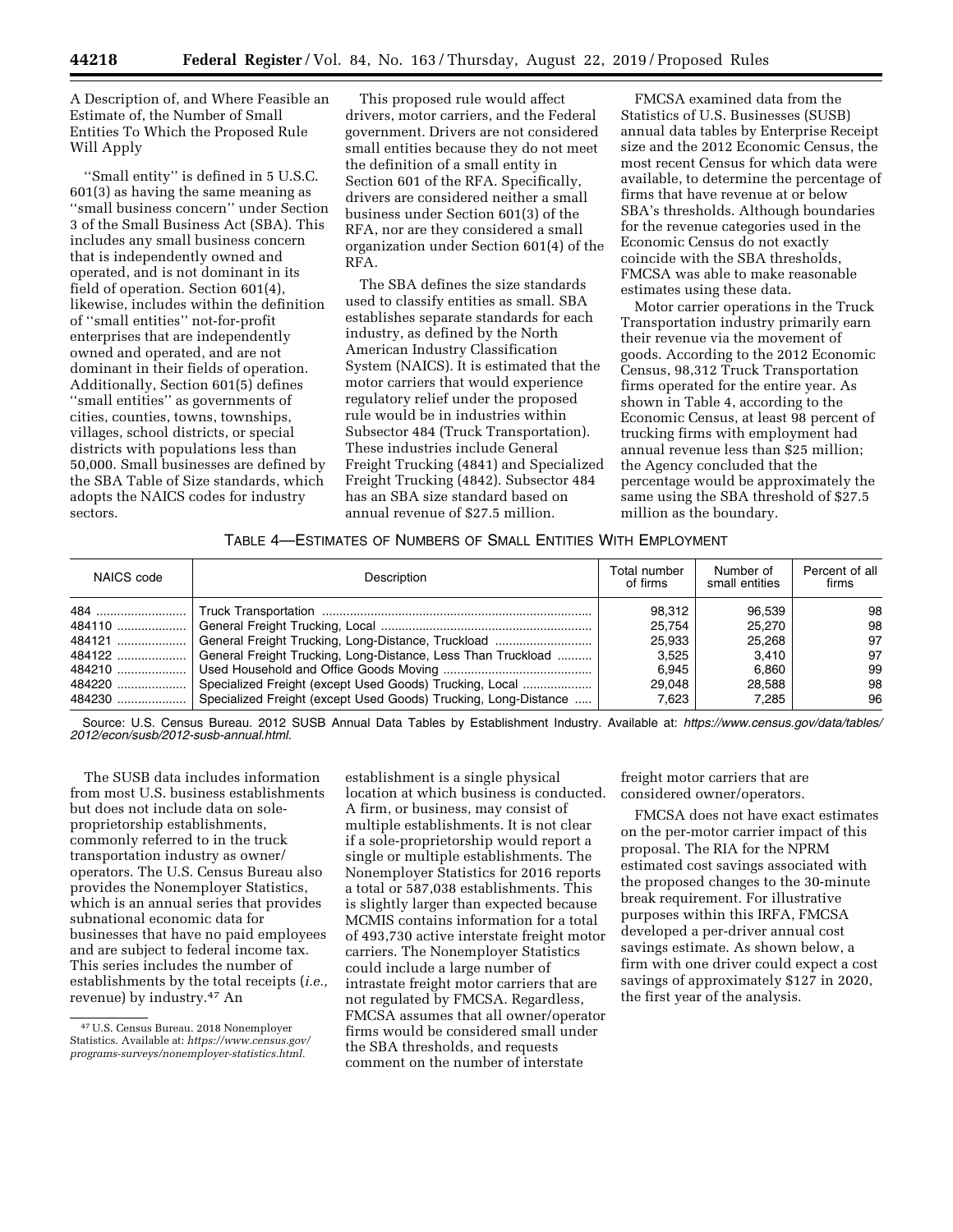A Description of, and Where Feasible an Estimate of, the Number of Small Entities To Which the Proposed Rule Will Apply

''Small entity'' is defined in 5 U.S.C. 601(3) as having the same meaning as ''small business concern'' under Section 3 of the Small Business Act (SBA). This includes any small business concern that is independently owned and operated, and is not dominant in its field of operation. Section 601(4), likewise, includes within the definition of ''small entities'' not-for-profit enterprises that are independently owned and operated, and are not dominant in their fields of operation. Additionally, Section 601(5) defines ''small entities'' as governments of cities, counties, towns, townships, villages, school districts, or special districts with populations less than 50,000. Small businesses are defined by the SBA Table of Size standards, which adopts the NAICS codes for industry sectors.

This proposed rule would affect drivers, motor carriers, and the Federal government. Drivers are not considered small entities because they do not meet the definition of a small entity in Section 601 of the RFA. Specifically, drivers are considered neither a small business under Section 601(3) of the RFA, nor are they considered a small organization under Section 601(4) of the RFA.

The SBA defines the size standards used to classify entities as small. SBA establishes separate standards for each industry, as defined by the North American Industry Classification System (NAICS). It is estimated that the motor carriers that would experience regulatory relief under the proposed rule would be in industries within Subsector 484 (Truck Transportation). These industries include General Freight Trucking (4841) and Specialized Freight Trucking (4842). Subsector 484 has an SBA size standard based on annual revenue of $27.5 million.

FMCSA examined data from the Statistics of U.S. Businesses (SUSB) annual data tables by Enterprise Receipt size and the 2012 Economic Census, the most recent Census for which data were available, to determine the percentage of firms that have revenue at or below SBA's thresholds. Although boundaries for the revenue categories used in the Economic Census do not exactly coincide with the SBA thresholds, FMCSA was able to make reasonable estimates using these data.

Motor carrier operations in the Truck Transportation industry primarily earn their revenue via the movement of goods. According to the 2012 Economic Census, 98,312 Truck Transportation firms operated for the entire year. As shown in Table 4, according to the Economic Census, at least 98 percent of trucking firms with employment had annual revenue less than $25 million; the Agency concluded that the percentage would be approximately the same using the SBA threshold of $27.5 million as the boundary.

TABLE 4—ESTIMATES OF NUMBERS OF SMALL ENTITIES WITH EMPLOYMENT

| NAICS code | Description | Total number of firms | Number of small entities | Percent of all firms |
|---|---|---|---|---|
| 484 | Truck Transportation | 98,312 | 96,539 | 98 |
| 484110 | General Freight Trucking, Local | 25,754 | 25,270 | 98 |
| 484121 | General Freight Trucking, Long-Distance, Truckload | 25,933 | 25,268 | 97 |
| 484122 | General Freight Trucking, Long-Distance, Less Than Truckload | 3,525 | 3,410 | 97 |
| 484210 | Used Household and Office Goods Moving | 6,945 | 6,860 | 99 |
| 484220 | Specialized Freight (except Used Goods) Trucking, Local | 29,048 | 28,588 | 98 |
| 484230 | Specialized Freight (except Used Goods) Trucking, Long-Distance | 7,623 | 7,285 | 96 |

Source: U.S. Census Bureau. 2012 SUSB Annual Data Tables by Establishment Industry. Available at: *https://www.census.gov/data/tables/2012/econ/susb/2012-susb-annual.html.*

The SUSB data includes information from most U.S. business establishments but does not include data on sole-proprietorship establishments, commonly referred to in the truck transportation industry as owner/operators. The U.S. Census Bureau also provides the Nonemployer Statistics, which is an annual series that provides subnational economic data for businesses that have no paid employees and are subject to federal income tax. This series includes the number of establishments by the total receipts (*i.e.,* revenue) by industry.[47] An establishment is a single physical location at which business is conducted. A firm, or business, may consist of multiple establishments. It is not clear if a sole-proprietorship would report a single or multiple establishments. The Nonemployer Statistics for 2016 reports a total or 587,038 establishments. This is slightly larger than expected because MCMIS contains information for a total of 493,730 active interstate freight motor carriers. The Nonemployer Statistics could include a large number of intrastate freight motor carriers that are not regulated by FMCSA. Regardless, FMCSA assumes that all owner/operator firms would be considered small under the SBA thresholds, and requests comment on the number of interstate freight motor carriers that are considered owner/operators.

FMCSA does not have exact estimates on the per-motor carrier impact of this proposal. The RIA for the NPRM estimated cost savings associated with the proposed changes to the 30-minute break requirement. For illustrative purposes within this IRFA, FMCSA developed a per-driver annual cost savings estimate. As shown below, a firm with one driver could expect a cost savings of approximately $127 in 2020, the first year of the analysis.

[47] U.S. Census Bureau. 2018 Nonemployer Statistics. Available at: *https://www.census.gov/programs-surveys/nonemployer-statistics.html.*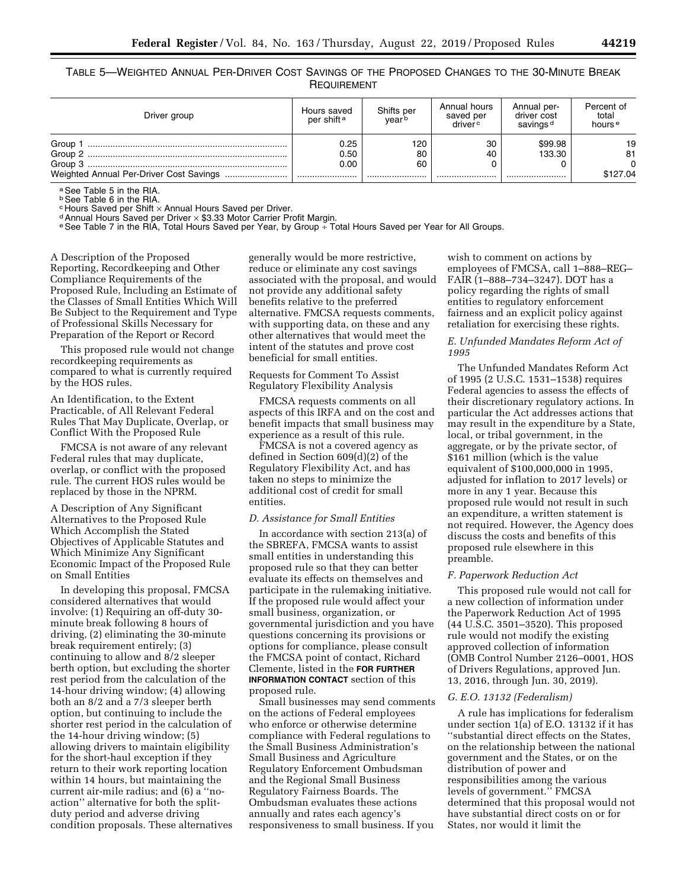TABLE 5—WEIGHTED ANNUAL PER-DRIVER COST SAVINGS OF THE PROPOSED CHANGES TO THE 30-MINUTE BREAK REQUIREMENT

| Driver group | Hours saved per shift [a] | Shifts per year [b] | Annual hours saved per driver [c] | Annual per-driver cost savings [d] | Percent of total hours [e] |
|---|---|---|---|---|---|
| Group 1 | 0.25 | 120 | 30 | $99.98 | 19 |
| Group 2 | 0.50 | 80 | 40 | 133.30 | 81 |
| Group 3 | 0.00 | 60 | 0 | 0 | 0 |
| Weighted Annual Per-Driver Cost Savings | | | | | $127.04 |

[a] See Table 5 in the RIA.
[b] See Table 6 in the RIA.
[c] Hours Saved per Shift × Annual Hours Saved per Driver.
[d] Annual Hours Saved per Driver × $3.33 Motor Carrier Profit Margin.
[e] See Table 7 in the RIA, Total Hours Saved per Year, by Group ÷ Total Hours Saved per Year for All Groups.

A Description of the Proposed Reporting, Recordkeeping and Other Compliance Requirements of the Proposed Rule, Including an Estimate of the Classes of Small Entities Which Will Be Subject to the Requirement and Type of Professional Skills Necessary for Preparation of the Report or Record

This proposed rule would not change recordkeeping requirements as compared to what is currently required by the HOS rules.

An Identification, to the Extent Practicable, of All Relevant Federal Rules That May Duplicate, Overlap, or Conflict With the Proposed Rule

FMCSA is not aware of any relevant Federal rules that may duplicate, overlap, or conflict with the proposed rule. The current HOS rules would be replaced by those in the NPRM.

A Description of Any Significant Alternatives to the Proposed Rule Which Accomplish the Stated Objectives of Applicable Statutes and Which Minimize Any Significant Economic Impact of the Proposed Rule on Small Entities

In developing this proposal, FMCSA considered alternatives that would involve: (1) Requiring an off-duty 30-minute break following 8 hours of driving, (2) eliminating the 30-minute break requirement entirely; (3) continuing to allow and 8/2 sleeper berth option, but excluding the shorter rest period from the calculation of the 14-hour driving window; (4) allowing both an 8/2 and a 7/3 sleeper berth option, but continuing to include the shorter rest period in the calculation of the 14-hour driving window; (5) allowing drivers to maintain eligibility for the short-haul exception if they return to their work reporting location within 14 hours, but maintaining the current air-mile radius; and (6) a ''no-action'' alternative for both the split-duty period and adverse driving condition proposals. These alternatives generally would be more restrictive, reduce or eliminate any cost savings associated with the proposal, and would not provide any additional safety benefits relative to the preferred alternative. FMCSA requests comments, with supporting data, on these and any other alternatives that would meet the intent of the statutes and prove cost beneficial for small entities.

Requests for Comment To Assist Regulatory Flexibility Analysis

FMCSA requests comments on all aspects of this IRFA and on the cost and benefit impacts that small business may experience as a result of this rule.

FMCSA is not a covered agency as defined in Section 609(d)(2) of the Regulatory Flexibility Act, and has taken no steps to minimize the additional cost of credit for small entities.

### *D. Assistance for Small Entities*

In accordance with section 213(a) of the SBREFA, FMCSA wants to assist small entities in understanding this proposed rule so that they can better evaluate its effects on themselves and participate in the rulemaking initiative. If the proposed rule would affect your small business, organization, or governmental jurisdiction and you have questions concerning its provisions or options for compliance, please consult the FMCSA point of contact, Richard Clemente, listed in the **FOR FURTHER INFORMATION CONTACT** section of this proposed rule.

Small businesses may send comments on the actions of Federal employees who enforce or otherwise determine compliance with Federal regulations to the Small Business Administration's Small Business and Agriculture Regulatory Enforcement Ombudsman and the Regional Small Business Regulatory Fairness Boards. The Ombudsman evaluates these actions annually and rates each agency's responsiveness to small business. If you wish to comment on actions by employees of FMCSA, call 1–888–REG–FAIR (1–888–734–3247). DOT has a policy regarding the rights of small entities to regulatory enforcement fairness and an explicit policy against retaliation for exercising these rights.

### *E. Unfunded Mandates Reform Act of 1995*

The Unfunded Mandates Reform Act of 1995 (2 U.S.C. 1531–1538) requires Federal agencies to assess the effects of their discretionary regulatory actions. In particular the Act addresses actions that may result in the expenditure by a State, local, or tribal government, in the aggregate, or by the private sector, of $161 million (which is the value equivalent of $100,000,000 in 1995, adjusted for inflation to 2017 levels) or more in any 1 year. Because this proposed rule would not result in such an expenditure, a written statement is not required. However, the Agency does discuss the costs and benefits of this proposed rule elsewhere in this preamble.

### *F. Paperwork Reduction Act*

This proposed rule would not call for a new collection of information under the Paperwork Reduction Act of 1995 (44 U.S.C. 3501–3520). This proposed rule would not modify the existing approved collection of information (OMB Control Number 2126–0001, HOS of Drivers Regulations, approved Jun. 13, 2016, through Jun. 30, 2019).

### *G. E.O. 13132 (Federalism)*

A rule has implications for federalism under section 1(a) of E.O. 13132 if it has ''substantial direct effects on the States, on the relationship between the national government and the States, or on the distribution of power and responsibilities among the various levels of government.'' FMCSA determined that this proposal would not have substantial direct costs on or for States, nor would it limit the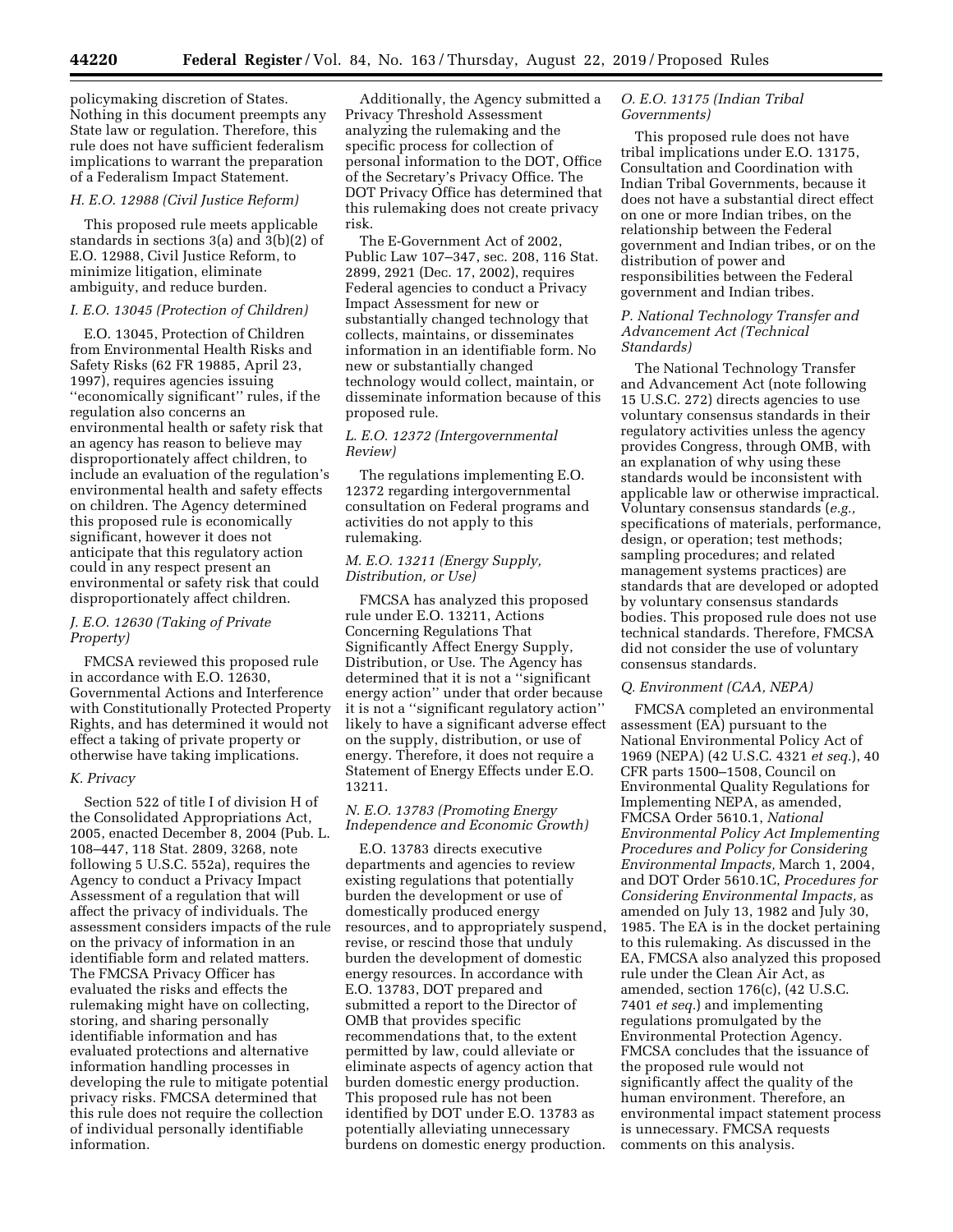policymaking discretion of States. Nothing in this document preempts any State law or regulation. Therefore, this rule does not have sufficient federalism implications to warrant the preparation of a Federalism Impact Statement.

### H. E.O. 12988 (Civil Justice Reform)

This proposed rule meets applicable standards in sections 3(a) and 3(b)(2) of E.O. 12988, Civil Justice Reform, to minimize litigation, eliminate ambiguity, and reduce burden.

### I. E.O. 13045 (Protection of Children)

E.O. 13045, Protection of Children from Environmental Health Risks and Safety Risks (62 FR 19885, April 23, 1997), requires agencies issuing ''economically significant'' rules, if the regulation also concerns an environmental health or safety risk that an agency has reason to believe may disproportionately affect children, to include an evaluation of the regulation's environmental health and safety effects on children. The Agency determined this proposed rule is economically significant, however it does not anticipate that this regulatory action could in any respect present an environmental or safety risk that could disproportionately affect children.

### J. E.O. 12630 (Taking of Private Property)

FMCSA reviewed this proposed rule in accordance with E.O. 12630, Governmental Actions and Interference with Constitutionally Protected Property Rights, and has determined it would not effect a taking of private property or otherwise have taking implications.

### K. Privacy

Section 522 of title I of division H of the Consolidated Appropriations Act, 2005, enacted December 8, 2004 (Pub. L. 108–447, 118 Stat. 2809, 3268, note following 5 U.S.C. 552a), requires the Agency to conduct a Privacy Impact Assessment of a regulation that will affect the privacy of individuals. The assessment considers impacts of the rule on the privacy of information in an identifiable form and related matters. The FMCSA Privacy Officer has evaluated the risks and effects the rulemaking might have on collecting, storing, and sharing personally identifiable information and has evaluated protections and alternative information handling processes in developing the rule to mitigate potential privacy risks. FMCSA determined that this rule does not require the collection of individual personally identifiable information.

Additionally, the Agency submitted a Privacy Threshold Assessment analyzing the rulemaking and the specific process for collection of personal information to the DOT, Office of the Secretary's Privacy Office. The DOT Privacy Office has determined that this rulemaking does not create privacy risk.

The E-Government Act of 2002, Public Law 107–347, sec. 208, 116 Stat. 2899, 2921 (Dec. 17, 2002), requires Federal agencies to conduct a Privacy Impact Assessment for new or substantially changed technology that collects, maintains, or disseminates information in an identifiable form. No new or substantially changed technology would collect, maintain, or disseminate information because of this proposed rule.

### L. E.O. 12372 (Intergovernmental Review)

The regulations implementing E.O. 12372 regarding intergovernmental consultation on Federal programs and activities do not apply to this rulemaking.

### M. E.O. 13211 (Energy Supply, Distribution, or Use)

FMCSA has analyzed this proposed rule under E.O. 13211, Actions Concerning Regulations That Significantly Affect Energy Supply, Distribution, or Use. The Agency has determined that it is not a ''significant energy action'' under that order because it is not a ''significant regulatory action'' likely to have a significant adverse effect on the supply, distribution, or use of energy. Therefore, it does not require a Statement of Energy Effects under E.O. 13211.

### N. E.O. 13783 (Promoting Energy Independence and Economic Growth)

E.O. 13783 directs executive departments and agencies to review existing regulations that potentially burden the development or use of domestically produced energy resources, and to appropriately suspend, revise, or rescind those that unduly burden the development of domestic energy resources. In accordance with E.O. 13783, DOT prepared and submitted a report to the Director of OMB that provides specific recommendations that, to the extent permitted by law, could alleviate or eliminate aspects of agency action that burden domestic energy production. This proposed rule has not been identified by DOT under E.O. 13783 as potentially alleviating unnecessary burdens on domestic energy production.

### O. E.O. 13175 (Indian Tribal Governments)

This proposed rule does not have tribal implications under E.O. 13175, Consultation and Coordination with Indian Tribal Governments, because it does not have a substantial direct effect on one or more Indian tribes, on the relationship between the Federal government and Indian tribes, or on the distribution of power and responsibilities between the Federal government and Indian tribes.

### P. National Technology Transfer and Advancement Act (Technical Standards)

The National Technology Transfer and Advancement Act (note following 15 U.S.C. 272) directs agencies to use voluntary consensus standards in their regulatory activities unless the agency provides Congress, through OMB, with an explanation of why using these standards would be inconsistent with applicable law or otherwise impractical. Voluntary consensus standards (*e.g.,* specifications of materials, performance, design, or operation; test methods; sampling procedures; and related management systems practices) are standards that are developed or adopted by voluntary consensus standards bodies. This proposed rule does not use technical standards. Therefore, FMCSA did not consider the use of voluntary consensus standards.

### Q. Environment (CAA, NEPA)

FMCSA completed an environmental assessment (EA) pursuant to the National Environmental Policy Act of 1969 (NEPA) (42 U.S.C. 4321 *et seq.*), 40 CFR parts 1500–1508, Council on Environmental Quality Regulations for Implementing NEPA, as amended, FMCSA Order 5610.1, *National Environmental Policy Act Implementing Procedures and Policy for Considering Environmental Impacts,* March 1, 2004, and DOT Order 5610.1C, *Procedures for Considering Environmental Impacts,* as amended on July 13, 1982 and July 30, 1985. The EA is in the docket pertaining to this rulemaking. As discussed in the EA, FMCSA also analyzed this proposed rule under the Clean Air Act, as amended, section 176(c), (42 U.S.C. 7401 *et seq.*) and implementing regulations promulgated by the Environmental Protection Agency. FMCSA concludes that the issuance of the proposed rule would not significantly affect the quality of the human environment. Therefore, an environmental impact statement process is unnecessary. FMCSA requests comments on this analysis.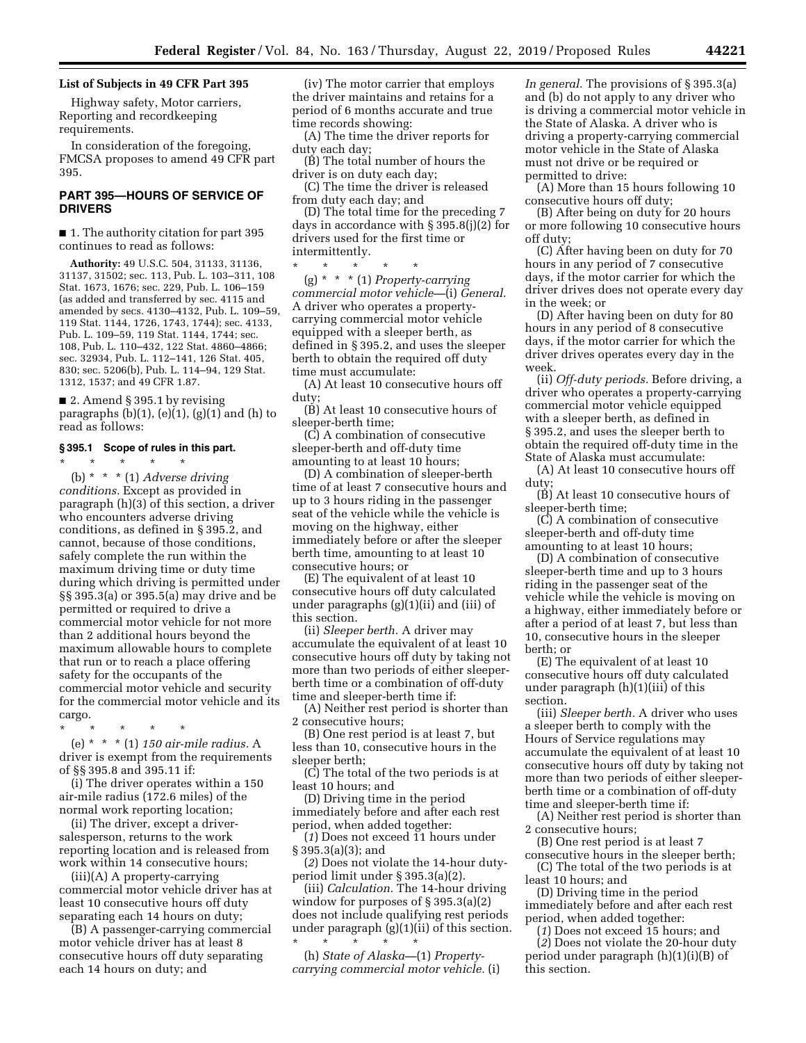**List of Subjects in 49 CFR Part 395**

Highway safety, Motor carriers, Reporting and recordkeeping requirements.

In consideration of the foregoing, FMCSA proposes to amend 49 CFR part 395.

## PART 395—HOURS OF SERVICE OF DRIVERS

■ 1. The authority citation for part 395 continues to read as follows:

**Authority:** 49 U.S.C. 504, 31133, 31136, 31137, 31502; sec. 113, Pub. L. 103–311, 108 Stat. 1673, 1676; sec. 229, Pub. L. 106–159 (as added and transferred by sec. 4115 and amended by secs. 4130–4132, Pub. L. 109–59, 119 Stat. 1144, 1726, 1743, 1744); sec. 4133, Pub. L. 109–59, 119 Stat. 1144, 1744; sec. 108, Pub. L. 110–432, 122 Stat. 4860–4866; sec. 32934, Pub. L. 112–141, 126 Stat. 405, 830; sec. 5206(b), Pub. L. 114–94, 129 Stat. 1312, 1537; and 49 CFR 1.87.

■ 2. Amend § 395.1 by revising paragraphs (b)(1), (e)(1), (g)(1) and (h) to read as follows:

### § 395.1 Scope of rules in this part.

\* \* \* \* \*

(b) \* \* \* (1) *Adverse driving conditions.* Except as provided in paragraph (h)(3) of this section, a driver who encounters adverse driving conditions, as defined in § 395.2, and cannot, because of those conditions, safely complete the run within the maximum driving time or duty time during which driving is permitted under §§ 395.3(a) or 395.5(a) may drive and be permitted or required to drive a commercial motor vehicle for not more than 2 additional hours beyond the maximum allowable hours to complete that run or to reach a place offering safety for the occupants of the commercial motor vehicle and security for the commercial motor vehicle and its cargo.

\* \* \* \* \*

(e) \* \* \* (1) *150 air-mile radius.* A driver is exempt from the requirements of §§ 395.8 and 395.11 if:

(i) The driver operates within a 150 air-mile radius (172.6 miles) of the normal work reporting location;

(ii) The driver, except a driver-salesperson, returns to the work reporting location and is released from work within 14 consecutive hours;

(iii)(A) A property-carrying commercial motor vehicle driver has at least 10 consecutive hours off duty separating each 14 hours on duty;

(B) A passenger-carrying commercial motor vehicle driver has at least 8 consecutive hours off duty separating each 14 hours on duty; and

(iv) The motor carrier that employs the driver maintains and retains for a period of 6 months accurate and true time records showing:

(A) The time the driver reports for duty each day;

(B) The total number of hours the driver is on duty each day;

(C) The time the driver is released from duty each day; and

(D) The total time for the preceding 7 days in accordance with § 395.8(j)(2) for drivers used for the first time or intermittently.

\* \* \* \* \*

(g) \* \* \* (1) *Property-carrying commercial motor vehicle*—(i) *General.* A driver who operates a property-carrying commercial motor vehicle equipped with a sleeper berth, as defined in § 395.2, and uses the sleeper berth to obtain the required off duty time must accumulate:

(A) At least 10 consecutive hours off duty;

(B) At least 10 consecutive hours of sleeper-berth time;

(C) A combination of consecutive sleeper-berth and off-duty time amounting to at least 10 hours;

(D) A combination of sleeper-berth time of at least 7 consecutive hours and up to 3 hours riding in the passenger seat of the vehicle while the vehicle is moving on the highway, either immediately before or after the sleeper berth time, amounting to at least 10 consecutive hours; or

(E) The equivalent of at least 10 consecutive hours off duty calculated under paragraphs (g)(1)(ii) and (iii) of this section.

(ii) *Sleeper berth.* A driver may accumulate the equivalent of at least 10 consecutive hours off duty by taking not more than two periods of either sleeper-berth time or a combination of off-duty time and sleeper-berth time if:

(A) Neither rest period is shorter than 2 consecutive hours;

(B) One rest period is at least 7, but less than 10, consecutive hours in the sleeper berth;

(C) The total of the two periods is at least 10 hours; and

(D) Driving time in the period immediately before and after each rest period, when added together:

(*1*) Does not exceed 11 hours under § 395.3(a)(3); and

(*2*) Does not violate the 14-hour duty-period limit under § 395.3(a)(2).

(iii) *Calculation.* The 14-hour driving window for purposes of § 395.3(a)(2) does not include qualifying rest periods under paragraph (g)(1)(ii) of this section.

\* \* \* \* \*

(h) *State of Alaska*—(1) *Property-carrying commercial motor vehicle.* (i) *In general.* The provisions of § 395.3(a) and (b) do not apply to any driver who is driving a commercial motor vehicle in the State of Alaska. A driver who is driving a property-carrying commercial motor vehicle in the State of Alaska must not drive or be required or permitted to drive:

(A) More than 15 hours following 10 consecutive hours off duty;

(B) After being on duty for 20 hours or more following 10 consecutive hours off duty;

(C) After having been on duty for 70 hours in any period of 7 consecutive days, if the motor carrier for which the driver drives does not operate every day in the week; or

(D) After having been on duty for 80 hours in any period of 8 consecutive days, if the motor carrier for which the driver drives operates every day in the week.

(ii) *Off-duty periods.* Before driving, a driver who operates a property-carrying commercial motor vehicle equipped with a sleeper berth, as defined in § 395.2, and uses the sleeper berth to obtain the required off-duty time in the State of Alaska must accumulate:

(A) At least 10 consecutive hours off duty;

(B) At least 10 consecutive hours of sleeper-berth time;

(C) A combination of consecutive sleeper-berth and off-duty time amounting to at least 10 hours;

(D) A combination of consecutive sleeper-berth time and up to 3 hours riding in the passenger seat of the vehicle while the vehicle is moving on a highway, either immediately before or after a period of at least 7, but less than 10, consecutive hours in the sleeper berth; or

(E) The equivalent of at least 10 consecutive hours off duty calculated under paragraph (h)(1)(iii) of this section.

(iii) *Sleeper berth.* A driver who uses a sleeper berth to comply with the Hours of Service regulations may accumulate the equivalent of at least 10 consecutive hours off duty by taking not more than two periods of either sleeper-berth time or a combination of off-duty time and sleeper-berth time if:

(A) Neither rest period is shorter than 2 consecutive hours;

(B) One rest period is at least 7 consecutive hours in the sleeper berth;

(C) The total of the two periods is at least 10 hours; and

(D) Driving time in the period immediately before and after each rest period, when added together:

(*1*) Does not exceed 15 hours; and

(*2*) Does not violate the 20-hour duty period under paragraph (h)(1)(i)(B) of this section.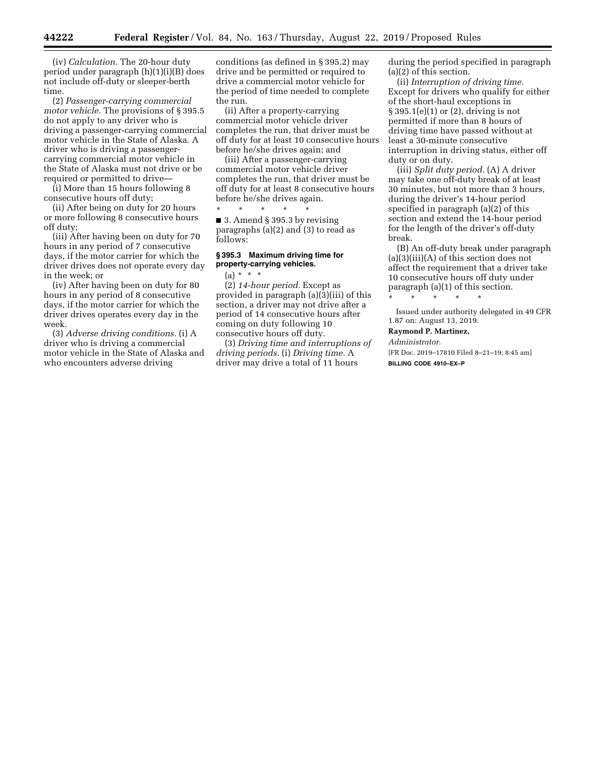(iv) *Calculation.* The 20-hour duty period under paragraph (h)(1)(i)(B) does not include off-duty or sleeper-berth time.

(2) *Passenger-carrying commercial motor vehicle.* The provisions of § 395.5 do not apply to any driver who is driving a passenger-carrying commercial motor vehicle in the State of Alaska. A driver who is driving a passenger-carrying commercial motor vehicle in the State of Alaska must not drive or be required or permitted to drive—

(i) More than 15 hours following 8 consecutive hours off duty;

(ii) After being on duty for 20 hours or more following 8 consecutive hours off duty;

(iii) After having been on duty for 70 hours in any period of 7 consecutive days, if the motor carrier for which the driver drives does not operate every day in the week; or

(iv) After having been on duty for 80 hours in any period of 8 consecutive days, if the motor carrier for which the driver drives operates every day in the week.

(3) *Adverse driving conditions.* (i) A driver who is driving a commercial motor vehicle in the State of Alaska and who encounters adverse driving conditions (as defined in § 395.2) may drive and be permitted or required to drive a commercial motor vehicle for the period of time needed to complete the run.

(ii) After a property-carrying commercial motor vehicle driver completes the run, that driver must be off duty for at least 10 consecutive hours before he/she drives again; and

(iii) After a passenger-carrying commercial motor vehicle driver completes the run, that driver must be off duty for at least 8 consecutive hours before he/she drives again.

\* \* \* \* \*

■ 3. Amend § 395.3 by revising paragraphs (a)(2) and (3) to read as follows:

**§ 395.3 Maximum driving time for property-carrying vehicles.**

(a) \* \* \*

(2) *14-hour period.* Except as provided in paragraph (a)(3)(iii) of this section, a driver may not drive after a period of 14 consecutive hours after coming on duty following 10 consecutive hours off duty.

(3) *Driving time and interruptions of driving periods.* (i) *Driving time.* A driver may drive a total of 11 hours during the period specified in paragraph (a)(2) of this section.

(ii) *Interruption of driving time.* Except for drivers who qualify for either of the short-haul exceptions in § 395.1(e)(1) or (2), driving is not permitted if more than 8 hours of driving time have passed without at least a 30-minute consecutive interruption in driving status, either off duty or on duty.

(iii) *Split duty period.* (A) A driver may take one off-duty break of at least 30 minutes, but not more than 3 hours, during the driver's 14-hour period specified in paragraph (a)(2) of this section and extend the 14-hour period for the length of the driver's off-duty break.

(B) An off-duty break under paragraph (a)(3)(iii)(A) of this section does not affect the requirement that a driver take 10 consecutive hours off duty under paragraph (a)(1) of this section.

\* \* \* \* \*

Issued under authority delegated in 49 CFR 1.87 on: August 13, 2019.

**Raymond P. Martinez,**

*Administrator.*

[FR Doc. 2019–17810 Filed 8–21–19; 8:45 am]

**BILLING CODE 4910–EX–P**